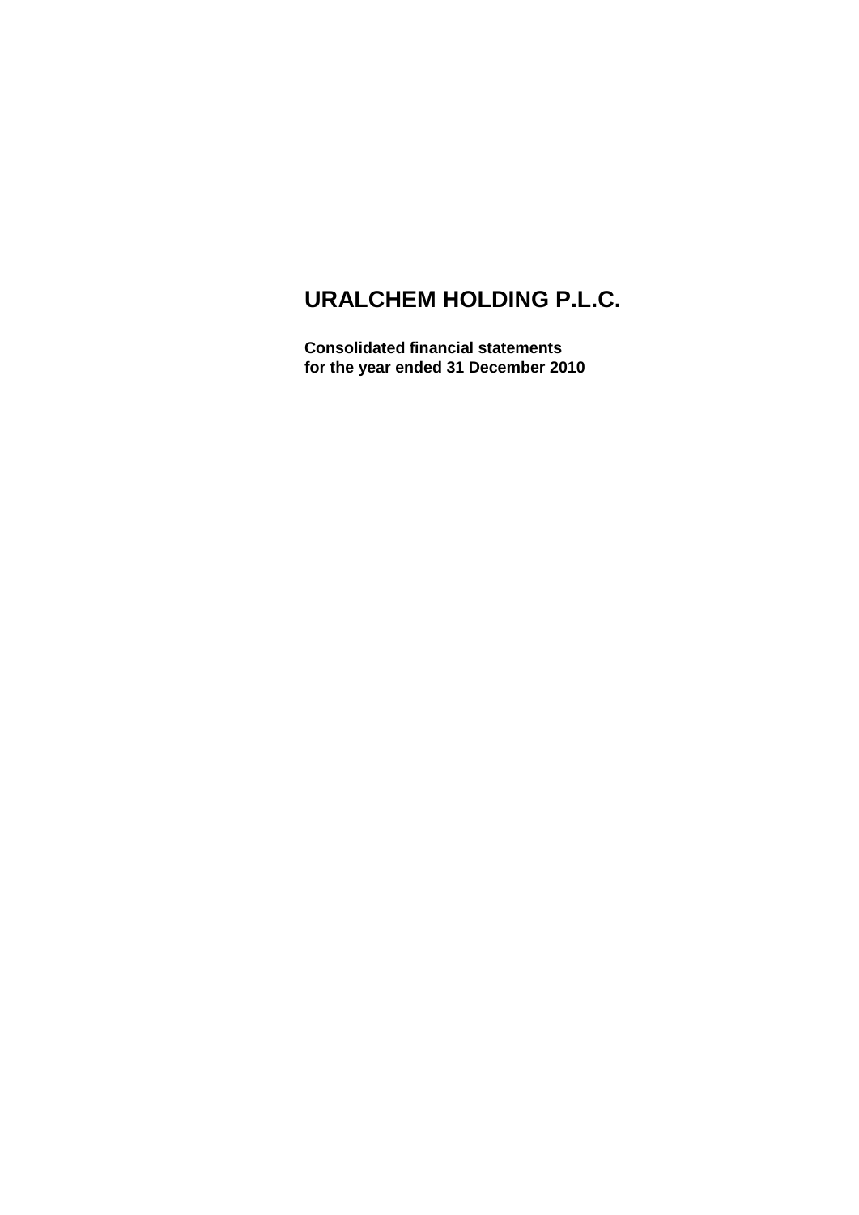# URALCHEM HOLDING P.L.C.

**Consolidated financial statements**
**for the year ended 31 December 2010**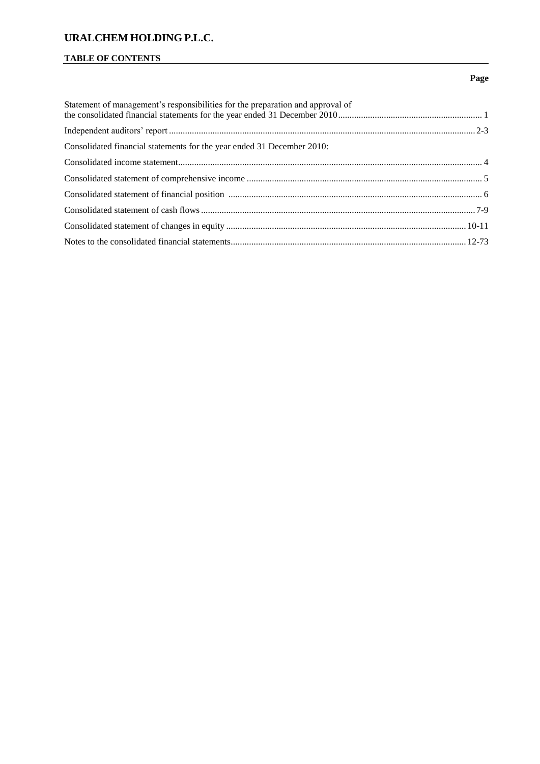# URALCHEM HOLDING P.L.C.

## TABLE OF CONTENTS

| | Page |
|---|---|
| Statement of management's responsibilities for the preparation and approval of the consolidated financial statements for the year ended 31 December 2010 | 1 |
| Independent auditors' report | 2-3 |
| Consolidated financial statements for the year ended 31 December 2010: | |
| Consolidated income statement | 4 |
| Consolidated statement of comprehensive income | 5 |
| Consolidated statement of financial position | 6 |
| Consolidated statement of cash flows | 7-9 |
| Consolidated statement of changes in equity | 10-11 |
| Notes to the consolidated financial statements | 12-73 |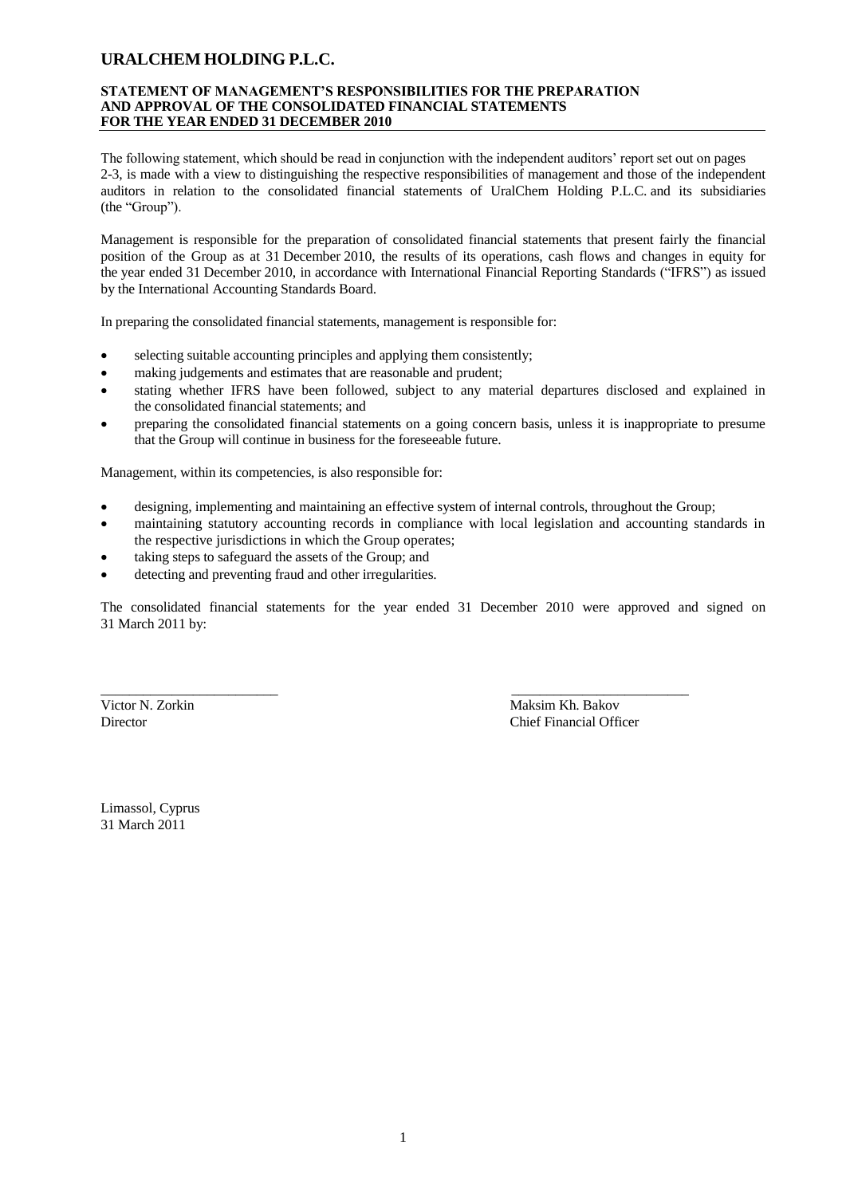# URALCHEM HOLDING P.L.C.

**STATEMENT OF MANAGEMENT'S RESPONSIBILITIES FOR THE PREPARATION AND APPROVAL OF THE CONSOLIDATED FINANCIAL STATEMENTS FOR THE YEAR ENDED 31 DECEMBER 2010**

The following statement, which should be read in conjunction with the independent auditors' report set out on pages 2-3, is made with a view to distinguishing the respective responsibilities of management and those of the independent auditors in relation to the consolidated financial statements of UralChem Holding P.L.C. and its subsidiaries (the "Group").

Management is responsible for the preparation of consolidated financial statements that present fairly the financial position of the Group as at 31 December 2010, the results of its operations, cash flows and changes in equity for the year ended 31 December 2010, in accordance with International Financial Reporting Standards ("IFRS") as issued by the International Accounting Standards Board.

In preparing the consolidated financial statements, management is responsible for:

- selecting suitable accounting principles and applying them consistently;
- making judgements and estimates that are reasonable and prudent;
- stating whether IFRS have been followed, subject to any material departures disclosed and explained in the consolidated financial statements; and
- preparing the consolidated financial statements on a going concern basis, unless it is inappropriate to presume that the Group will continue in business for the foreseeable future.

Management, within its competencies, is also responsible for:

- designing, implementing and maintaining an effective system of internal controls, throughout the Group;
- maintaining statutory accounting records in compliance with local legislation and accounting standards in the respective jurisdictions in which the Group operates;
- taking steps to safeguard the assets of the Group; and
- detecting and preventing fraud and other irregularities.

The consolidated financial statements for the year ended 31 December 2010 were approved and signed on 31 March 2011 by:

| | |
|---|---|
| _________________________ | _________________________ |
| Victor N. Zorkin | Maksim Kh. Bakov |
| Director | Chief Financial Officer |

Limassol, Cyprus
31 March 2011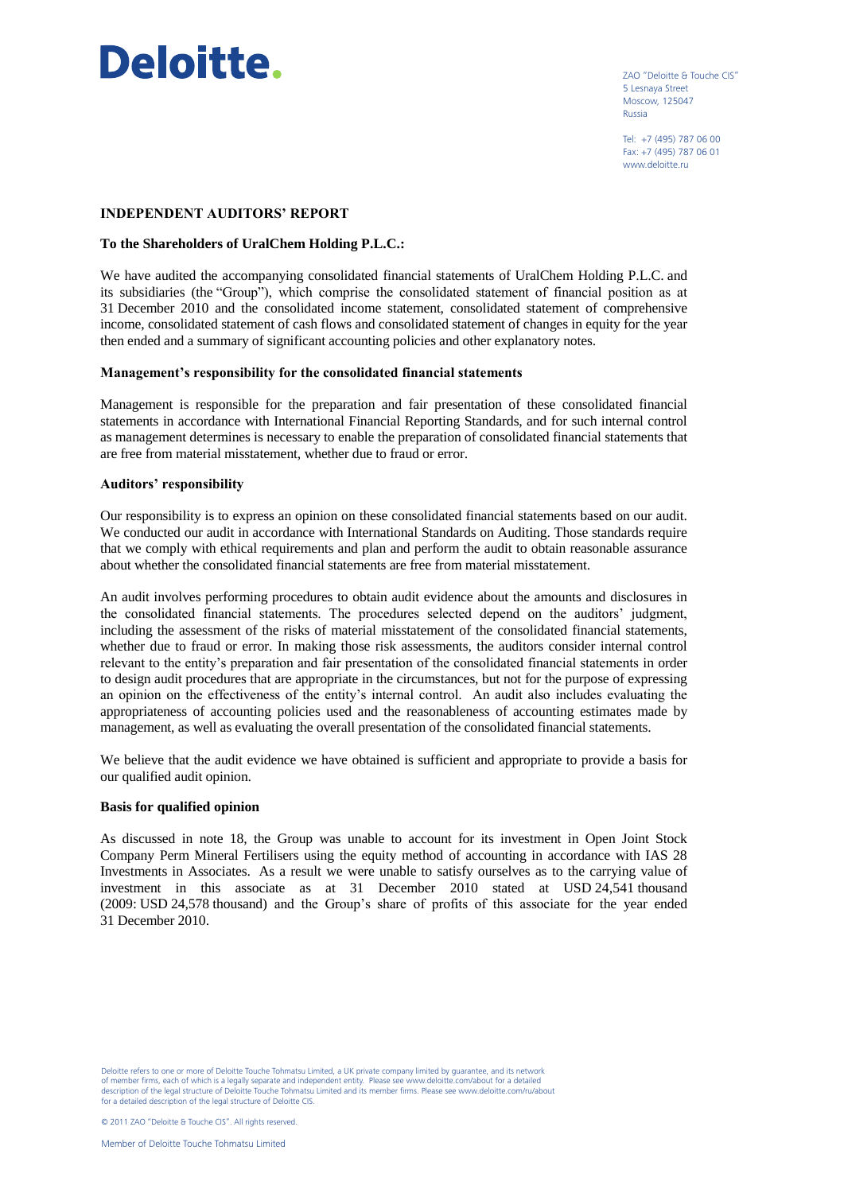Deloitte.

ZAO "Deloitte & Touche CIS"
5 Lesnaya Street
Moscow, 125047
Russia

Tel: +7 (495) 787 06 00
Fax: +7 (495) 787 06 01
www.deloitte.ru

## INDEPENDENT AUDITORS' REPORT

**To the Shareholders of UralChem Holding P.L.C.:**

We have audited the accompanying consolidated financial statements of UralChem Holding P.L.C. and its subsidiaries (the "Group"), which comprise the consolidated statement of financial position as at 31 December 2010 and the consolidated income statement, consolidated statement of comprehensive income, consolidated statement of cash flows and consolidated statement of changes in equity for the year then ended and a summary of significant accounting policies and other explanatory notes.

### Management's responsibility for the consolidated financial statements

Management is responsible for the preparation and fair presentation of these consolidated financial statements in accordance with International Financial Reporting Standards, and for such internal control as management determines is necessary to enable the preparation of consolidated financial statements that are free from material misstatement, whether due to fraud or error.

### Auditors' responsibility

Our responsibility is to express an opinion on these consolidated financial statements based on our audit. We conducted our audit in accordance with International Standards on Auditing. Those standards require that we comply with ethical requirements and plan and perform the audit to obtain reasonable assurance about whether the consolidated financial statements are free from material misstatement.

An audit involves performing procedures to obtain audit evidence about the amounts and disclosures in the consolidated financial statements. The procedures selected depend on the auditors' judgment, including the assessment of the risks of material misstatement of the consolidated financial statements, whether due to fraud or error. In making those risk assessments, the auditors consider internal control relevant to the entity's preparation and fair presentation of the consolidated financial statements in order to design audit procedures that are appropriate in the circumstances, but not for the purpose of expressing an opinion on the effectiveness of the entity's internal control. An audit also includes evaluating the appropriateness of accounting policies used and the reasonableness of accounting estimates made by management, as well as evaluating the overall presentation of the consolidated financial statements.

We believe that the audit evidence we have obtained is sufficient and appropriate to provide a basis for our qualified audit opinion.

### Basis for qualified opinion

As discussed in note 18, the Group was unable to account for its investment in Open Joint Stock Company Perm Mineral Fertilisers using the equity method of accounting in accordance with IAS 28 Investments in Associates. As a result we were unable to satisfy ourselves as to the carrying value of investment in this associate as at 31 December 2010 stated at USD 24,541 thousand (2009: USD 24,578 thousand) and the Group's share of profits of this associate for the year ended 31 December 2010.

Deloitte refers to one or more of Deloitte Touche Tohmatsu Limited, a UK private company limited by guarantee, and its network of member firms, each of which is a legally separate and independent entity. Please see www.deloitte.com/about for a detailed description of the legal structure of Deloitte Touche Tohmatsu Limited and its member firms. Please see www.deloitte.com/ru/about for a detailed description of the legal structure of Deloitte CIS.

© 2011 ZAO "Deloitte & Touche CIS". All rights reserved.

Member of Deloitte Touche Tohmatsu Limited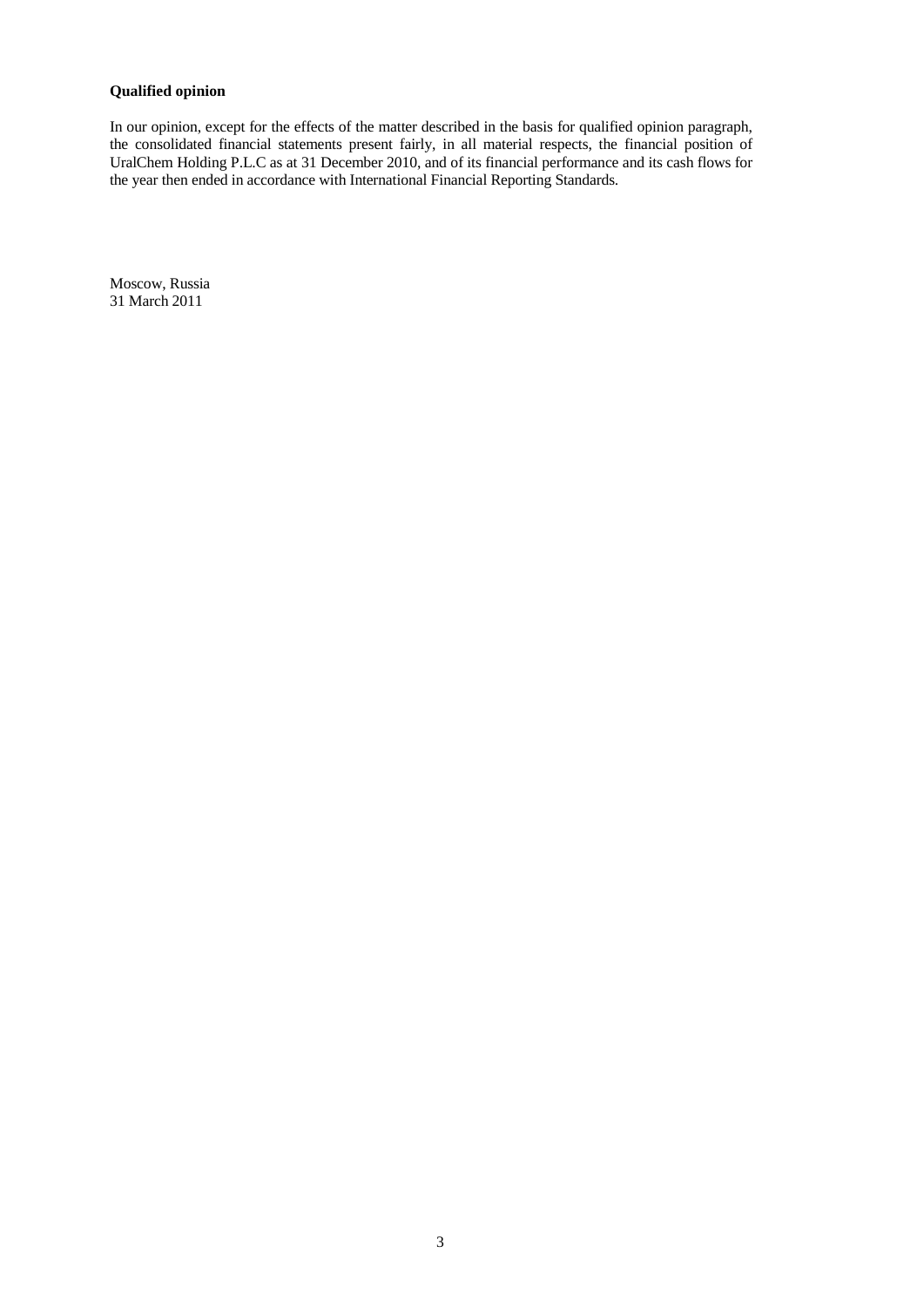**Qualified opinion**

In our opinion, except for the effects of the matter described in the basis for qualified opinion paragraph, the consolidated financial statements present fairly, in all material respects, the financial position of UralChem Holding P.L.C as at 31 December 2010, and of its financial performance and its cash flows for the year then ended in accordance with International Financial Reporting Standards.

Moscow, Russia
31 March 2011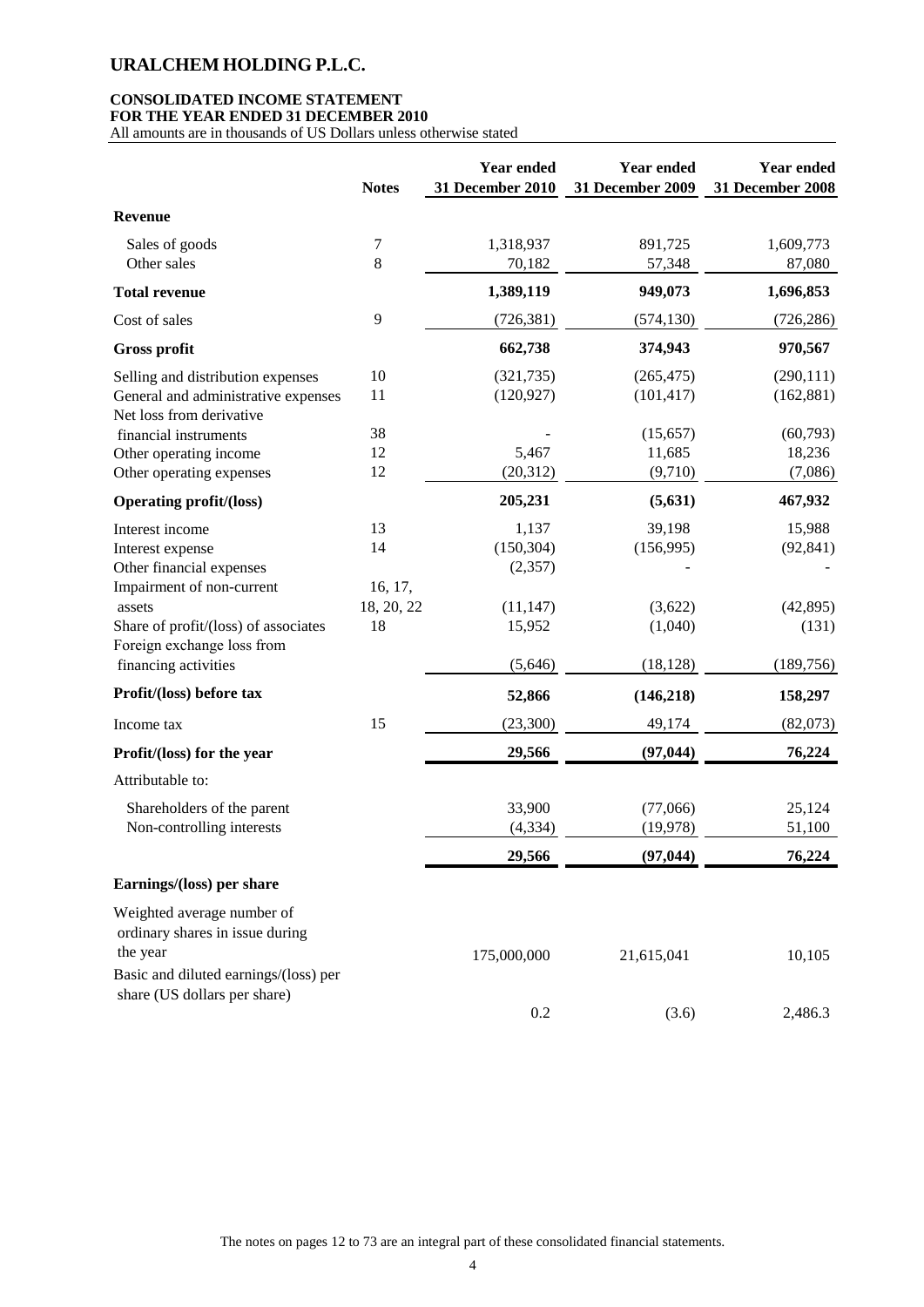# URALCHEM HOLDING P.L.C.

**CONSOLIDATED INCOME STATEMENT**
**FOR THE YEAR ENDED 31 DECEMBER 2010**
All amounts are in thousands of US Dollars unless otherwise stated

| | Notes | Year ended 31 December 2010 | Year ended 31 December 2009 | Year ended 31 December 2008 |
|---|---|---|---|---|
| **Revenue** | | | | |
| Sales of goods | 7 | 1,318,937 | 891,725 | 1,609,773 |
| Other sales | 8 | 70,182 | 57,348 | 87,080 |
| **Total revenue** | | **1,389,119** | **949,073** | **1,696,853** |
| Cost of sales | 9 | (726,381) | (574,130) | (726,286) |
| **Gross profit** | | **662,738** | **374,943** | **970,567** |
| Selling and distribution expenses | 10 | (321,735) | (265,475) | (290,111) |
| General and administrative expenses | 11 | (120,927) | (101,417) | (162,881) |
| Net loss from derivative financial instruments | 38 | - | (15,657) | (60,793) |
| Other operating income | 12 | 5,467 | 11,685 | 18,236 |
| Other operating expenses | 12 | (20,312) | (9,710) | (7,086) |
| **Operating profit/(loss)** | | **205,231** | **(5,631)** | **467,932** |
| Interest income | 13 | 1,137 | 39,198 | 15,988 |
| Interest expense | 14 | (150,304) | (156,995) | (92,841) |
| Other financial expenses | | (2,357) | - | - |
| Impairment of non-current assets | 16, 17, 18, 20, 22 | (11,147) | (3,622) | (42,895) |
| Share of profit/(loss) of associates | 18 | 15,952 | (1,040) | (131) |
| Foreign exchange loss from financing activities | | (5,646) | (18,128) | (189,756) |
| **Profit/(loss) before tax** | | **52,866** | **(146,218)** | **158,297** |
| Income tax | 15 | (23,300) | 49,174 | (82,073) |
| **Profit/(loss) for the year** | | **29,566** | **(97,044)** | **76,224** |
| Attributable to: | | | | |
| Shareholders of the parent | | 33,900 | (77,066) | 25,124 |
| Non-controlling interests | | (4,334) | (19,978) | 51,100 |
| | | **29,566** | **(97,044)** | **76,224** |
| **Earnings/(loss) per share** | | | | |
| Weighted average number of ordinary shares in issue during the year | | 175,000,000 | 21,615,041 | 10,105 |
| Basic and diluted earnings/(loss) per share (US dollars per share) | | 0.2 | (3.6) | 2,486.3 |

The notes on pages 12 to 73 are an integral part of these consolidated financial statements.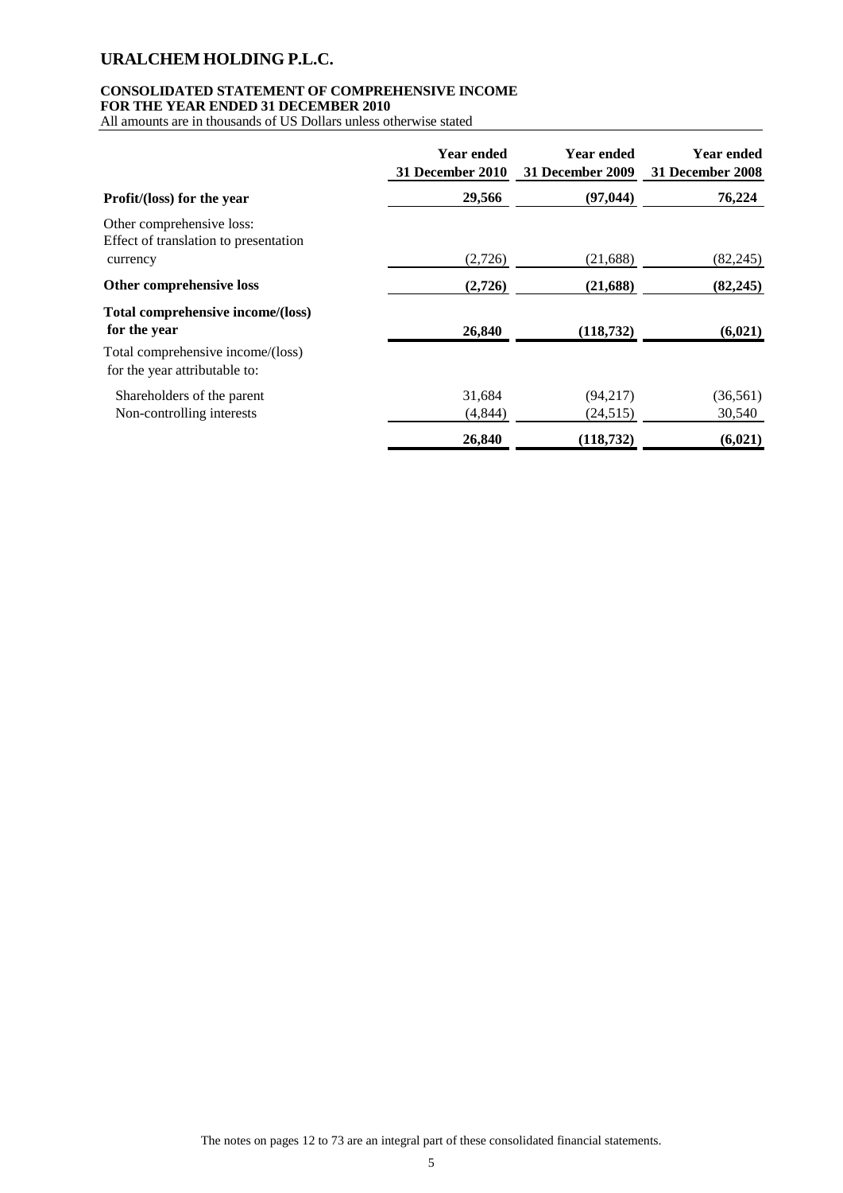# URALCHEM HOLDING P.L.C.

**CONSOLIDATED STATEMENT OF COMPREHENSIVE INCOME**
**FOR THE YEAR ENDED 31 DECEMBER 2010**
All amounts are in thousands of US Dollars unless otherwise stated

| | Year ended 31 December 2010 | Year ended 31 December 2009 | Year ended 31 December 2008 |
|---|---|---|---|
| **Profit/(loss) for the year** | **29,566** | **(97,044)** | **76,224** |
| Other comprehensive loss: | | | |
| Effect of translation to presentation currency | (2,726) | (21,688) | (82,245) |
| **Other comprehensive loss** | **(2,726)** | **(21,688)** | **(82,245)** |
| **Total comprehensive income/(loss) for the year** | **26,840** | **(118,732)** | **(6,021)** |
| Total comprehensive income/(loss) for the year attributable to: | | | |
| Shareholders of the parent | 31,684 | (94,217) | (36,561) |
| Non-controlling interests | (4,844) | (24,515) | 30,540 |
| | **26,840** | **(118,732)** | **(6,021)** |

The notes on pages 12 to 73 are an integral part of these consolidated financial statements.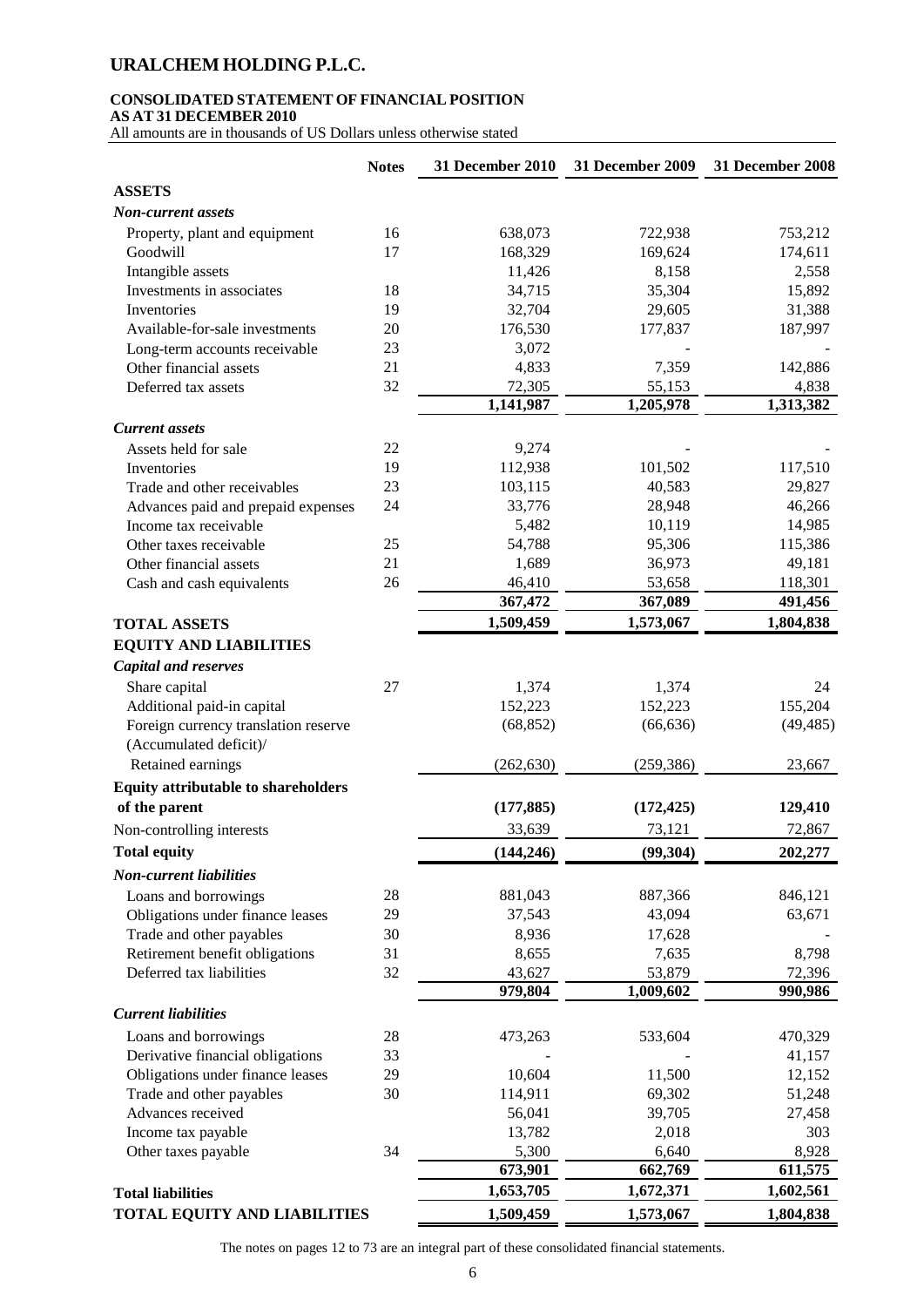# URALCHEM HOLDING P.L.C.

**CONSOLIDATED STATEMENT OF FINANCIAL POSITION**
**AS AT 31 DECEMBER 2010**
All amounts are in thousands of US Dollars unless otherwise stated

| | Notes | 31 December 2010 | 31 December 2009 | 31 December 2008 |
|---|---|---|---|---|
| **ASSETS** | | | | |
| ***Non-current assets*** | | | | |
| Property, plant and equipment | 16 | 638,073 | 722,938 | 753,212 |
| Goodwill | 17 | 168,329 | 169,624 | 174,611 |
| Intangible assets | | 11,426 | 8,158 | 2,558 |
| Investments in associates | 18 | 34,715 | 35,304 | 15,892 |
| Inventories | 19 | 32,704 | 29,605 | 31,388 |
| Available-for-sale investments | 20 | 176,530 | 177,837 | 187,997 |
| Long-term accounts receivable | 23 | 3,072 | - | - |
| Other financial assets | 21 | 4,833 | 7,359 | 142,886 |
| Deferred tax assets | 32 | 72,305 | 55,153 | 4,838 |
| | | **1,141,987** | **1,205,978** | **1,313,382** |
| ***Current assets*** | | | | |
| Assets held for sale | 22 | 9,274 | - | - |
| Inventories | 19 | 112,938 | 101,502 | 117,510 |
| Trade and other receivables | 23 | 103,115 | 40,583 | 29,827 |
| Advances paid and prepaid expenses | 24 | 33,776 | 28,948 | 46,266 |
| Income tax receivable | | 5,482 | 10,119 | 14,985 |
| Other taxes receivable | 25 | 54,788 | 95,306 | 115,386 |
| Other financial assets | 21 | 1,689 | 36,973 | 49,181 |
| Cash and cash equivalents | 26 | 46,410 | 53,658 | 118,301 |
| | | **367,472** | **367,089** | **491,456** |
| **TOTAL ASSETS** | | **1,509,459** | **1,573,067** | **1,804,838** |
| **EQUITY AND LIABILITIES** | | | | |
| ***Capital and reserves*** | | | | |
| Share capital | 27 | 1,374 | 1,374 | 24 |
| Additional paid-in capital | | 152,223 | 152,223 | 155,204 |
| Foreign currency translation reserve | | (68,852) | (66,636) | (49,485) |
| (Accumulated deficit)/ Retained earnings | | (262,630) | (259,386) | 23,667 |
| **Equity attributable to shareholders of the parent** | | **(177,885)** | **(172,425)** | **129,410** |
| Non-controlling interests | | 33,639 | 73,121 | 72,867 |
| **Total equity** | | **(144,246)** | **(99,304)** | **202,277** |
| ***Non-current liabilities*** | | | | |
| Loans and borrowings | 28 | 881,043 | 887,366 | 846,121 |
| Obligations under finance leases | 29 | 37,543 | 43,094 | 63,671 |
| Trade and other payables | 30 | 8,936 | 17,628 | - |
| Retirement benefit obligations | 31 | 8,655 | 7,635 | 8,798 |
| Deferred tax liabilities | 32 | 43,627 | 53,879 | 72,396 |
| | | **979,804** | **1,009,602** | **990,986** |
| ***Current liabilities*** | | | | |
| Loans and borrowings | 28 | 473,263 | 533,604 | 470,329 |
| Derivative financial obligations | 33 | - | - | 41,157 |
| Obligations under finance leases | 29 | 10,604 | 11,500 | 12,152 |
| Trade and other payables | 30 | 114,911 | 69,302 | 51,248 |
| Advances received | | 56,041 | 39,705 | 27,458 |
| Income tax payable | | 13,782 | 2,018 | 303 |
| Other taxes payable | 34 | 5,300 | 6,640 | 8,928 |
| | | **673,901** | **662,769** | **611,575** |
| **Total liabilities** | | **1,653,705** | **1,672,371** | **1,602,561** |
| **TOTAL EQUITY AND LIABILITIES** | | **1,509,459** | **1,573,067** | **1,804,838** |

The notes on pages 12 to 73 are an integral part of these consolidated financial statements.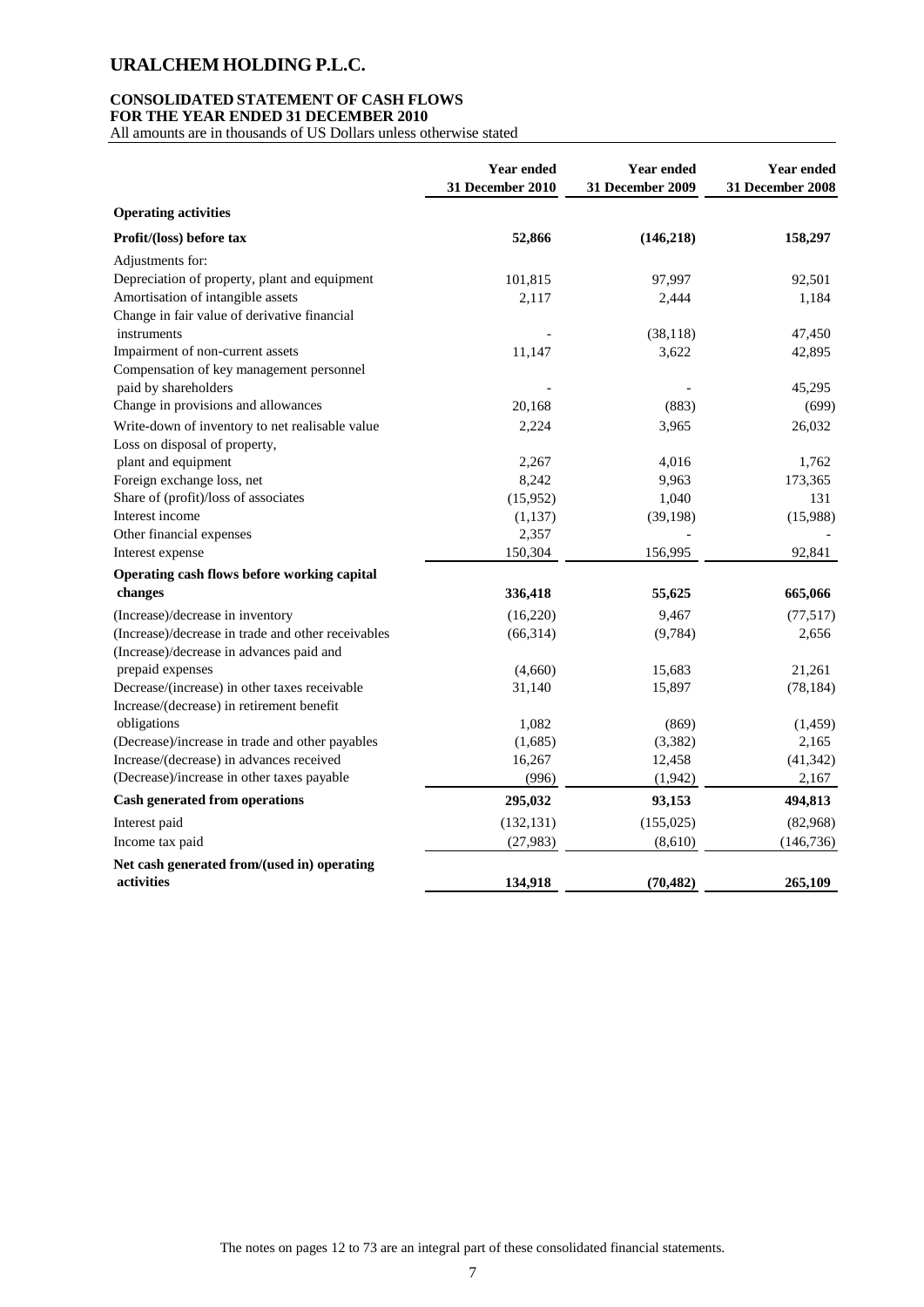# URALCHEM HOLDING P.L.C.

## CONSOLIDATED STATEMENT OF CASH FLOWS
## FOR THE YEAR ENDED 31 DECEMBER 2010

All amounts are in thousands of US Dollars unless otherwise stated

| | Year ended 31 December 2010 | Year ended 31 December 2009 | Year ended 31 December 2008 |
|---|---|---|---|
| **Operating activities** | | | |
| **Profit/(loss) before tax** | **52,866** | **(146,218)** | **158,297** |
| Adjustments for: | | | |
| Depreciation of property, plant and equipment | 101,815 | 97,997 | 92,501 |
| Amortisation of intangible assets | 2,117 | 2,444 | 1,184 |
| Change in fair value of derivative financial instruments | - | (38,118) | 47,450 |
| Impairment of non-current assets | 11,147 | 3,622 | 42,895 |
| Compensation of key management personnel paid by shareholders | - | - | 45,295 |
| Change in provisions and allowances | 20,168 | (883) | (699) |
| Write-down of inventory to net realisable value | 2,224 | 3,965 | 26,032 |
| Loss on disposal of property, plant and equipment | 2,267 | 4,016 | 1,762 |
| Foreign exchange loss, net | 8,242 | 9,963 | 173,365 |
| Share of (profit)/loss of associates | (15,952) | 1,040 | 131 |
| Interest income | (1,137) | (39,198) | (15,988) |
| Other financial expenses | 2,357 | - | - |
| Interest expense | 150,304 | 156,995 | 92,841 |
| **Operating cash flows before working capital changes** | **336,418** | **55,625** | **665,066** |
| (Increase)/decrease in inventory | (16,220) | 9,467 | (77,517) |
| (Increase)/decrease in trade and other receivables | (66,314) | (9,784) | 2,656 |
| (Increase)/decrease in advances paid and prepaid expenses | (4,660) | 15,683 | 21,261 |
| Decrease/(increase) in other taxes receivable | 31,140 | 15,897 | (78,184) |
| Increase/(decrease) in retirement benefit obligations | 1,082 | (869) | (1,459) |
| (Decrease)/increase in trade and other payables | (1,685) | (3,382) | 2,165 |
| Increase/(decrease) in advances received | 16,267 | 12,458 | (41,342) |
| (Decrease)/increase in other taxes payable | (996) | (1,942) | 2,167 |
| **Cash generated from operations** | **295,032** | **93,153** | **494,813** |
| Interest paid | (132,131) | (155,025) | (82,968) |
| Income tax paid | (27,983) | (8,610) | (146,736) |
| **Net cash generated from/(used in) operating activities** | **134,918** | **(70,482)** | **265,109** |

The notes on pages 12 to 73 are an integral part of these consolidated financial statements.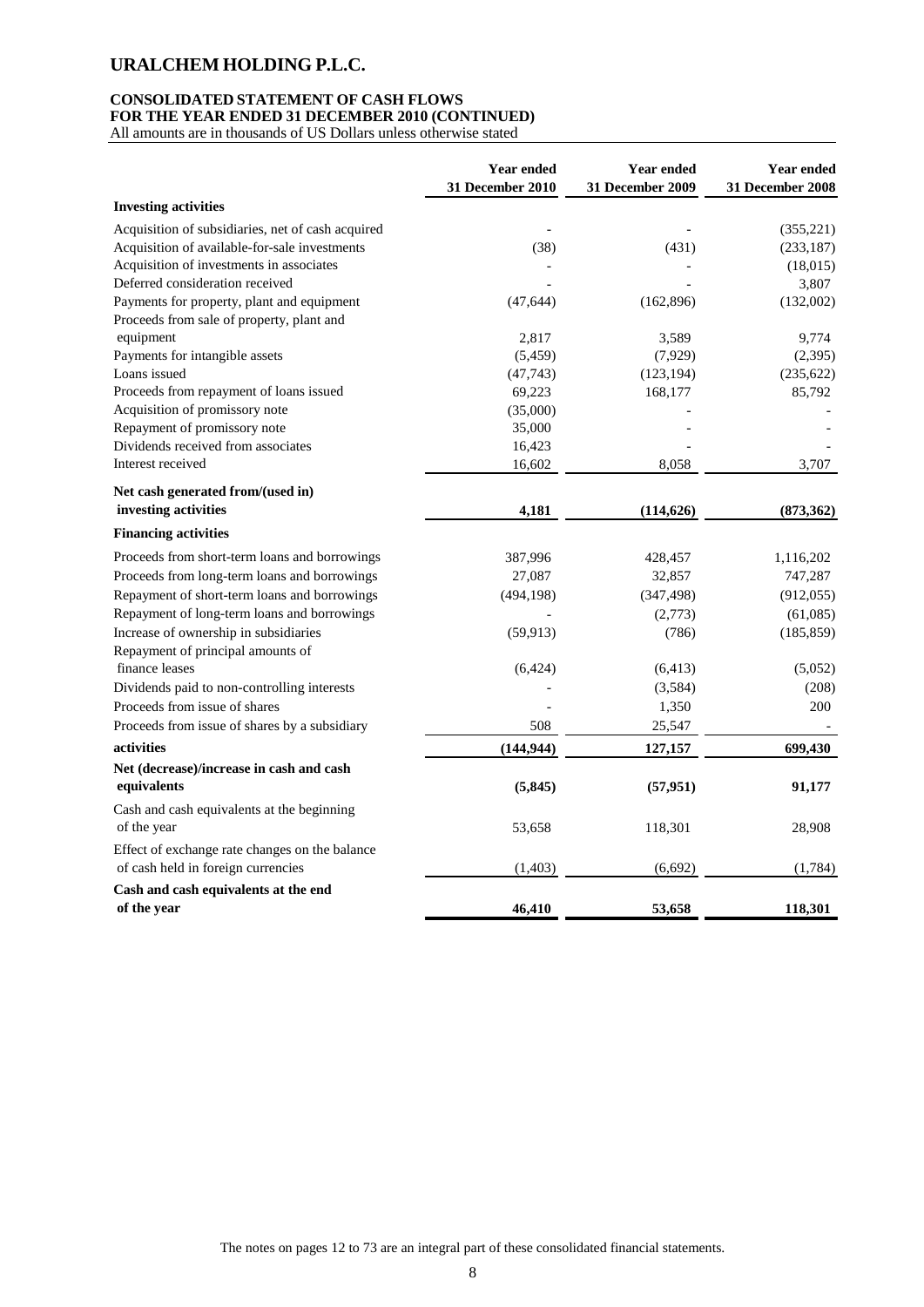# URALCHEM HOLDING P.L.C.

## CONSOLIDATED STATEMENT OF CASH FLOWS
## FOR THE YEAR ENDED 31 DECEMBER 2010 (CONTINUED)

All amounts are in thousands of US Dollars unless otherwise stated

| | Year ended 31 December 2010 | Year ended 31 December 2009 | Year ended 31 December 2008 |
|---|---|---|---|
| **Investing activities** | | | |
| Acquisition of subsidiaries, net of cash acquired | - | - | (355,221) |
| Acquisition of available-for-sale investments | (38) | (431) | (233,187) |
| Acquisition of investments in associates | - | - | (18,015) |
| Deferred consideration received | - | - | 3,807 |
| Payments for property, plant and equipment | (47,644) | (162,896) | (132,002) |
| Proceeds from sale of property, plant and equipment | 2,817 | 3,589 | 9,774 |
| Payments for intangible assets | (5,459) | (7,929) | (2,395) |
| Loans issued | (47,743) | (123,194) | (235,622) |
| Proceeds from repayment of loans issued | 69,223 | 168,177 | 85,792 |
| Acquisition of promissory note | (35,000) | - | - |
| Repayment of promissory note | 35,000 | - | - |
| Dividends received from associates | 16,423 | - | - |
| Interest received | 16,602 | 8,058 | 3,707 |
| **Net cash generated from/(used in) investing activities** | **4,181** | **(114,626)** | **(873,362)** |
| **Financing activities** | | | |
| Proceeds from short-term loans and borrowings | 387,996 | 428,457 | 1,116,202 |
| Proceeds from long-term loans and borrowings | 27,087 | 32,857 | 747,287 |
| Repayment of short-term loans and borrowings | (494,198) | (347,498) | (912,055) |
| Repayment of long-term loans and borrowings | - | (2,773) | (61,085) |
| Increase of ownership in subsidiaries | (59,913) | (786) | (185,859) |
| Repayment of principal amounts of finance leases | (6,424) | (6,413) | (5,052) |
| Dividends paid to non-controlling interests | - | (3,584) | (208) |
| Proceeds from issue of shares | - | 1,350 | 200 |
| Proceeds from issue of shares by a subsidiary | 508 | 25,547 | - |
| **activities** | **(144,944)** | **127,157** | **699,430** |
| **Net (decrease)/increase in cash and cash equivalents** | **(5,845)** | **(57,951)** | **91,177** |
| Cash and cash equivalents at the beginning of the year | 53,658 | 118,301 | 28,908 |
| Effect of exchange rate changes on the balance of cash held in foreign currencies | (1,403) | (6,692) | (1,784) |
| **Cash and cash equivalents at the end of the year** | **46,410** | **53,658** | **118,301** |

The notes on pages 12 to 73 are an integral part of these consolidated financial statements.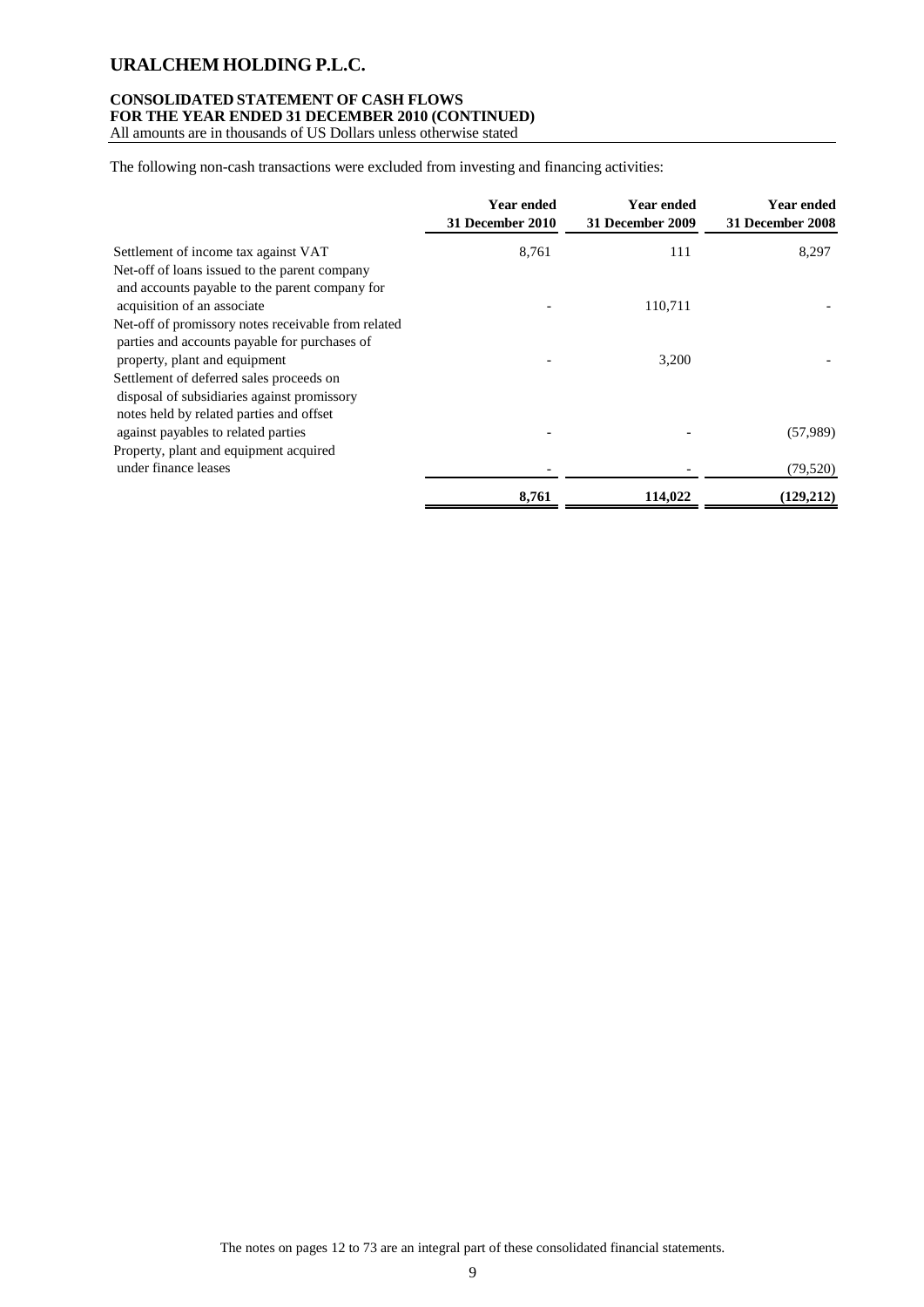# URALCHEM HOLDING P.L.C.

**CONSOLIDATED STATEMENT OF CASH FLOWS**
**FOR THE YEAR ENDED 31 DECEMBER 2010 (CONTINUED)**
All amounts are in thousands of US Dollars unless otherwise stated

The following non-cash transactions were excluded from investing and financing activities:

| | Year ended 31 December 2010 | Year ended 31 December 2009 | Year ended 31 December 2008 |
|---|---|---|---|
| Settlement of income tax against VAT | 8,761 | 111 | 8,297 |
| Net-off of loans issued to the parent company and accounts payable to the parent company for acquisition of an associate | - | 110,711 | - |
| Net-off of promissory notes receivable from related parties and accounts payable for purchases of property, plant and equipment | - | 3,200 | - |
| Settlement of deferred sales proceeds on disposal of subsidiaries against promissory notes held by related parties and offset against payables to related parties | - | - | (57,989) |
| Property, plant and equipment acquired under finance leases | - | - | (79,520) |
| | **8,761** | **114,022** | **(129,212)** |

The notes on pages 12 to 73 are an integral part of these consolidated financial statements.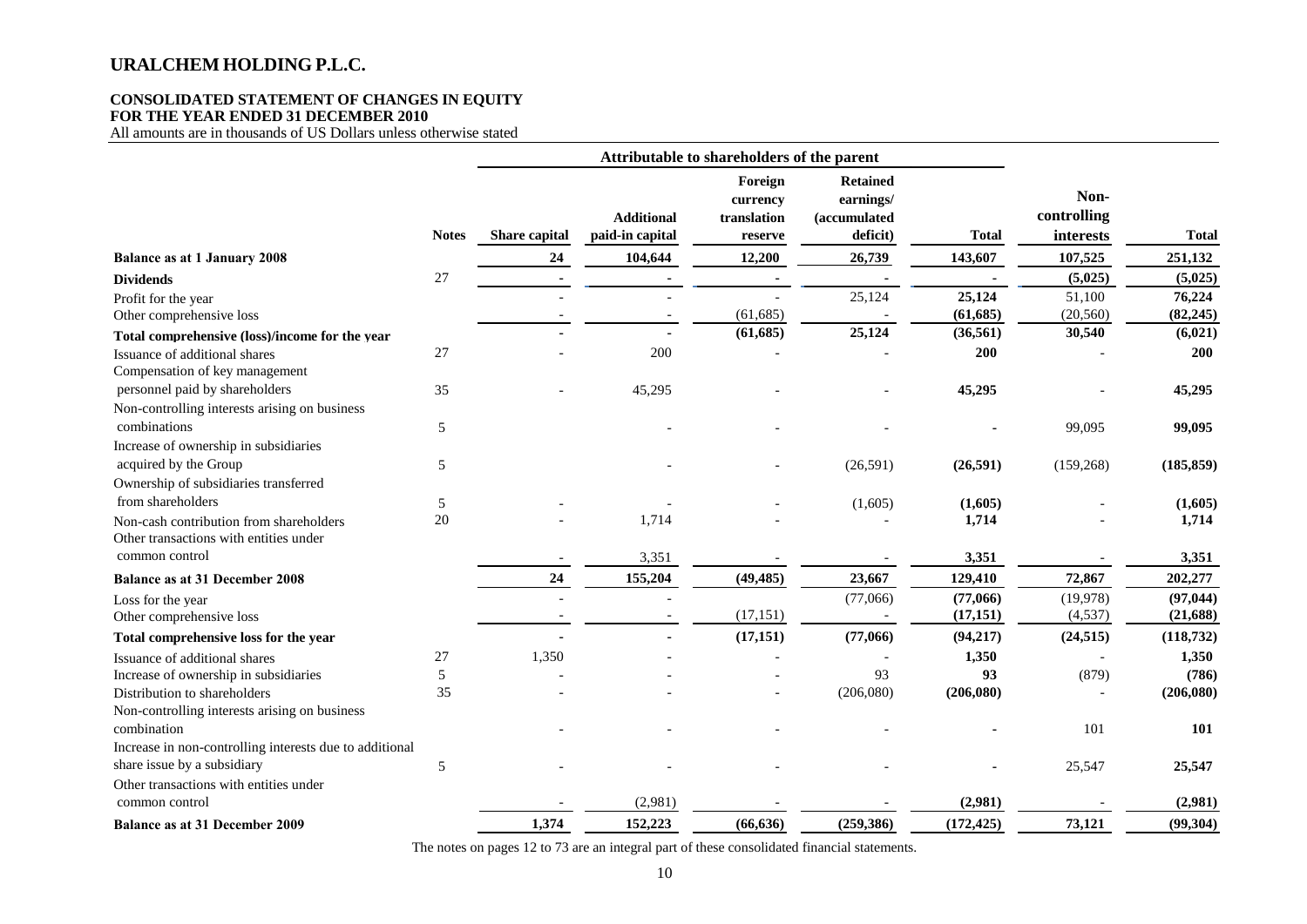# URALCHEM HOLDING P.L.C.

**CONSOLIDATED STATEMENT OF CHANGES IN EQUITY**
**FOR THE YEAR ENDED 31 DECEMBER 2010**
All amounts are in thousands of US Dollars unless otherwise stated

| | | Attributable to shareholders of the parent | | | | | | |
|---|---|---|---|---|---|---|---|---|
| | **Notes** | **Share capital** | **Additional paid-in capital** | **Foreign currency translation reserve** | **Retained earnings/ (accumulated deficit)** | **Total** | **Non-controlling interests** | **Total** |
| **Balance as at 1 January 2008** | | **24** | **104,644** | **12,200** | **26,739** | **143,607** | **107,525** | **251,132** |
| **Dividends** | 27 | - | - | - | - | - | **(5,025)** | **(5,025)** |
| Profit for the year | | - | - | - | 25,124 | **25,124** | 51,100 | **76,224** |
| Other comprehensive loss | | - | - | (61,685) | - | **(61,685)** | (20,560) | **(82,245)** |
| **Total comprehensive (loss)/income for the year** | | **-** | **-** | **(61,685)** | **25,124** | **(36,561)** | **30,540** | **(6,021)** |
| Issuance of additional shares | 27 | - | 200 | - | - | **200** | - | **200** |
| Compensation of key management personnel paid by shareholders | 35 | - | 45,295 | - | - | **45,295** | - | **45,295** |
| Non-controlling interests arising on business combinations | 5 | | - | - | - | **-** | 99,095 | **99,095** |
| Increase of ownership in subsidiaries acquired by the Group | 5 | | - | - | (26,591) | **(26,591)** | (159,268) | **(185,859)** |
| Ownership of subsidiaries transferred from shareholders | 5 | - | - | - | (1,605) | **(1,605)** | - | **(1,605)** |
| Non-cash contribution from shareholders | 20 | - | 1,714 | - | - | **1,714** | - | **1,714** |
| Other transactions with entities under common control | | - | 3,351 | - | - | **3,351** | - | **3,351** |
| **Balance as at 31 December 2008** | | **24** | **155,204** | **(49,485)** | **23,667** | **129,410** | **72,867** | **202,277** |
| Loss for the year | | - | - | | (77,066) | **(77,066)** | (19,978) | **(97,044)** |
| Other comprehensive loss | | - | - | (17,151) | - | **(17,151)** | (4,537) | **(21,688)** |
| **Total comprehensive loss for the year** | | **-** | **-** | **(17,151)** | **(77,066)** | **(94,217)** | **(24,515)** | **(118,732)** |
| Issuance of additional shares | 27 | 1,350 | - | - | - | **1,350** | - | **1,350** |
| Increase of ownership in subsidiaries | 5 | - | - | - | 93 | **93** | (879) | **(786)** |
| Distribution to shareholders | 35 | - | - | - | (206,080) | **(206,080)** | - | **(206,080)** |
| Non-controlling interests arising on business combination | | - | - | - | - | **-** | 101 | **101** |
| Increase in non-controlling interests due to additional share issue by a subsidiary | 5 | - | - | - | - | **-** | 25,547 | **25,547** |
| Other transactions with entities under common control | | - | (2,981) | - | - | **(2,981)** | - | **(2,981)** |
| **Balance as at 31 December 2009** | | **1,374** | **152,223** | **(66,636)** | **(259,386)** | **(172,425)** | **73,121** | **(99,304)** |

The notes on pages 12 to 73 are an integral part of these consolidated financial statements.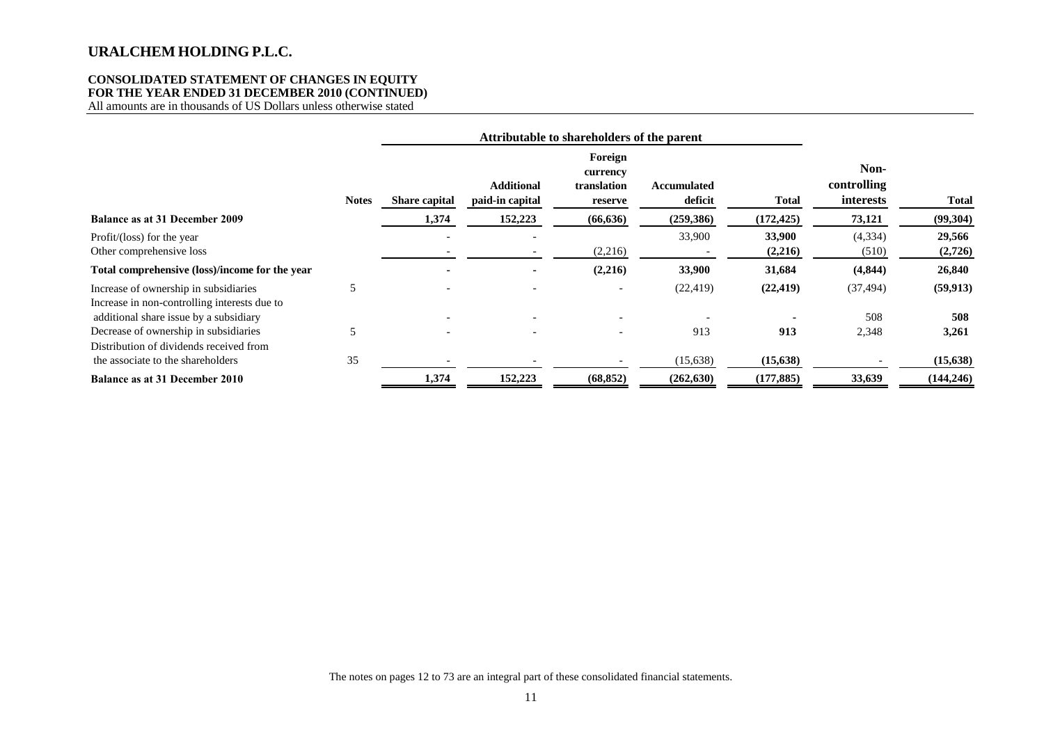# URALCHEM HOLDING P.L.C.

**CONSOLIDATED STATEMENT OF CHANGES IN EQUITY**
**FOR THE YEAR ENDED 31 DECEMBER 2010 (CONTINUED)**
All amounts are in thousands of US Dollars unless otherwise stated

| | | Attributable to shareholders of the parent | | | | | | |
|---|---|---|---|---|---|---|---|---|
| | **Notes** | **Share capital** | **Additional paid-in capital** | **Foreign currency translation reserve** | **Accumulated deficit** | **Total** | **Non-controlling interests** | **Total** |
| **Balance as at 31 December 2009** | | **1,374** | **152,223** | **(66,636)** | **(259,386)** | **(172,425)** | **73,121** | **(99,304)** |
| Profit/(loss) for the year | | - | - | | 33,900 | **33,900** | (4,334) | **29,566** |
| Other comprehensive loss | | - | - | (2,216) | - | **(2,216)** | (510) | **(2,726)** |
| **Total comprehensive (loss)/income for the year** | | **-** | **-** | **(2,216)** | **33,900** | **31,684** | **(4,844)** | **26,840** |
| Increase of ownership in subsidiaries | 5 | - | - | - | (22,419) | **(22,419)** | (37,494) | **(59,913)** |
| Increase in non-controlling interests due to additional share issue by a subsidiary | | - | - | - | - | **-** | 508 | **508** |
| Decrease of ownership in subsidiaries | 5 | - | - | - | 913 | **913** | 2,348 | **3,261** |
| Distribution of dividends received from the associate to the shareholders | 35 | - | - | - | (15,638) | **(15,638)** | - | **(15,638)** |
| **Balance as at 31 December 2010** | | **1,374** | **152,223** | **(68,852)** | **(262,630)** | **(177,885)** | **33,639** | **(144,246)** |

The notes on pages 12 to 73 are an integral part of these consolidated financial statements.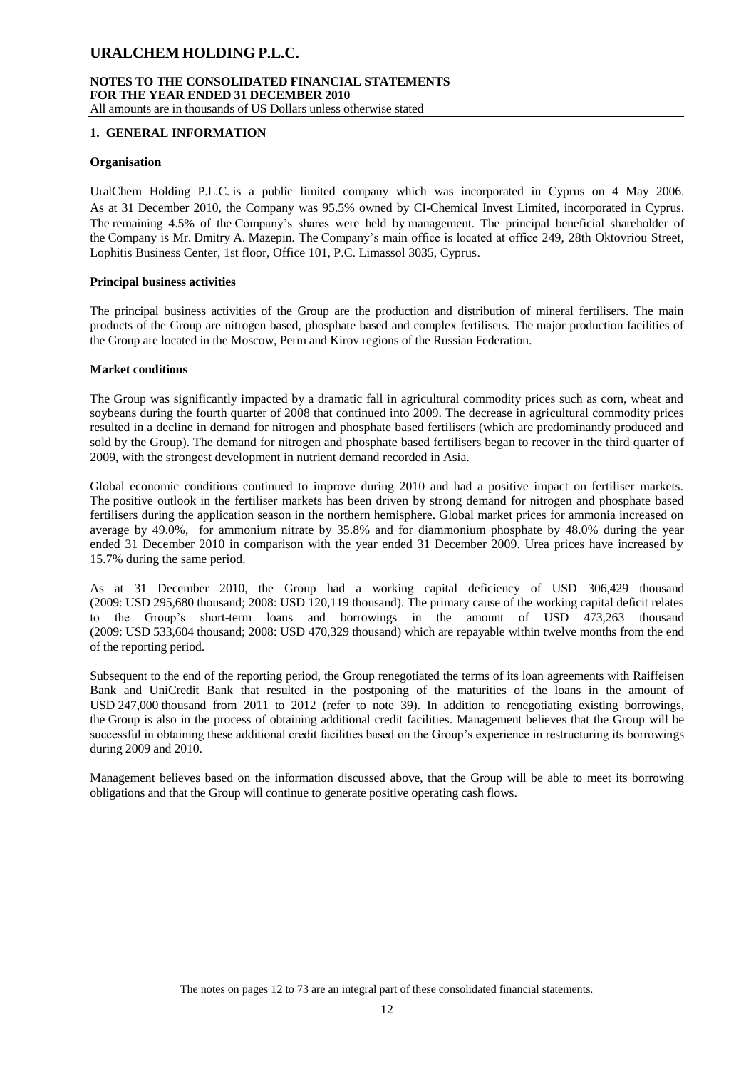## 1. GENERAL INFORMATION

### Organisation

UralChem Holding P.L.C. is a public limited company which was incorporated in Cyprus on 4 May 2006. As at 31 December 2010, the Company was 95.5% owned by CI-Chemical Invest Limited, incorporated in Cyprus. The remaining 4.5% of the Company's shares were held by management. The principal beneficial shareholder of the Company is Mr. Dmitry A. Mazepin. The Company's main office is located at office 249, 28th Oktovriou Street, Lophitis Business Center, 1st floor, Office 101, P.C. Limassol 3035, Cyprus.

### Principal business activities

The principal business activities of the Group are the production and distribution of mineral fertilisers. The main products of the Group are nitrogen based, phosphate based and complex fertilisers. The major production facilities of the Group are located in the Moscow, Perm and Kirov regions of the Russian Federation.

### Market conditions

The Group was significantly impacted by a dramatic fall in agricultural commodity prices such as corn, wheat and soybeans during the fourth quarter of 2008 that continued into 2009. The decrease in agricultural commodity prices resulted in a decline in demand for nitrogen and phosphate based fertilisers (which are predominantly produced and sold by the Group). The demand for nitrogen and phosphate based fertilisers began to recover in the third quarter of 2009, with the strongest development in nutrient demand recorded in Asia.

Global economic conditions continued to improve during 2010 and had a positive impact on fertiliser markets. The positive outlook in the fertiliser markets has been driven by strong demand for nitrogen and phosphate based fertilisers during the application season in the northern hemisphere. Global market prices for ammonia increased on average by 49.0%, for ammonium nitrate by 35.8% and for diammonium phosphate by 48.0% during the year ended 31 December 2010 in comparison with the year ended 31 December 2009. Urea prices have increased by 15.7% during the same period.

As at 31 December 2010, the Group had a working capital deficiency of USD 306,429 thousand (2009: USD 295,680 thousand; 2008: USD 120,119 thousand). The primary cause of the working capital deficit relates to the Group's short-term loans and borrowings in the amount of USD 473,263 thousand (2009: USD 533,604 thousand; 2008: USD 470,329 thousand) which are repayable within twelve months from the end of the reporting period.

Subsequent to the end of the reporting period, the Group renegotiated the terms of its loan agreements with Raiffeisen Bank and UniCredit Bank that resulted in the postponing of the maturities of the loans in the amount of USD 247,000 thousand from 2011 to 2012 (refer to note 39). In addition to renegotiating existing borrowings, the Group is also in the process of obtaining additional credit facilities. Management believes that the Group will be successful in obtaining these additional credit facilities based on the Group's experience in restructuring its borrowings during 2009 and 2010.

Management believes based on the information discussed above, that the Group will be able to meet its borrowing obligations and that the Group will continue to generate positive operating cash flows.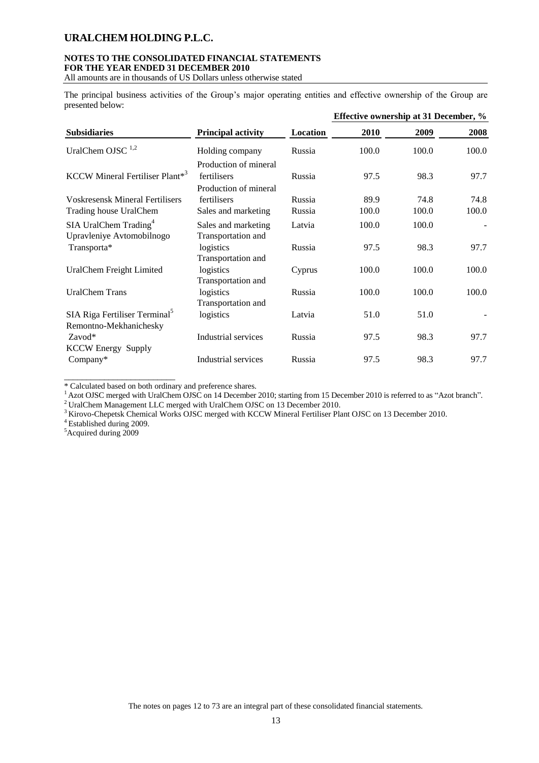The principal business activities of the Group's major operating entities and effective ownership of the Group are presented below:

| Subsidiaries | Principal activity | Location | Effective ownership at 31 December, % | | |
|---|---|---|---|---|---|
| | | | 2010 | 2009 | 2008 |
| UralChem OJSC [1,2] | Holding company | Russia | 100.0 | 100.0 | 100.0 |
| KCCW Mineral Fertiliser Plant*[3] | Production of mineral fertilisers | Russia | 97.5 | 98.3 | 97.7 |
| Voskresensk Mineral Fertilisers | Production of mineral fertilisers | Russia | 89.9 | 74.8 | 74.8 |
| Trading house UralChem | Sales and marketing | Russia | 100.0 | 100.0 | 100.0 |
| SIA UralChem Trading[4] | Sales and marketing | Latvia | 100.0 | 100.0 | - |
| Upravleniye Avtomobilnogo Transporta* | Transportation and logistics | Russia | 97.5 | 98.3 | 97.7 |
| UralChem Freight Limited | Transportation and logistics | Cyprus | 100.0 | 100.0 | 100.0 |
| UralChem Trans | Transportation and logistics | Russia | 100.0 | 100.0 | 100.0 |
| SIA Riga Fertiliser Terminal[5] | Transportation and logistics | Latvia | 51.0 | 51.0 | - |
| Remontno-Mekhanichesky Zavod* | Industrial services | Russia | 97.5 | 98.3 | 97.7 |
| KCCW Energy Supply Company* | Industrial services | Russia | 97.5 | 98.3 | 97.7 |

\* Calculated based on both ordinary and preference shares.

[1] Azot OJSC merged with UralChem OJSC on 14 December 2010; starting from 15 December 2010 is referred to as "Azot branch".

[2] UralChem Management LLC merged with UralChem OJSC on 13 December 2010.

[3] Kirovo-Chepetsk Chemical Works OJSC merged with KCCW Mineral Fertiliser Plant OJSC on 13 December 2010.

[4] Established during 2009.

[5] Acquired during 2009

The notes on pages 12 to 73 are an integral part of these consolidated financial statements.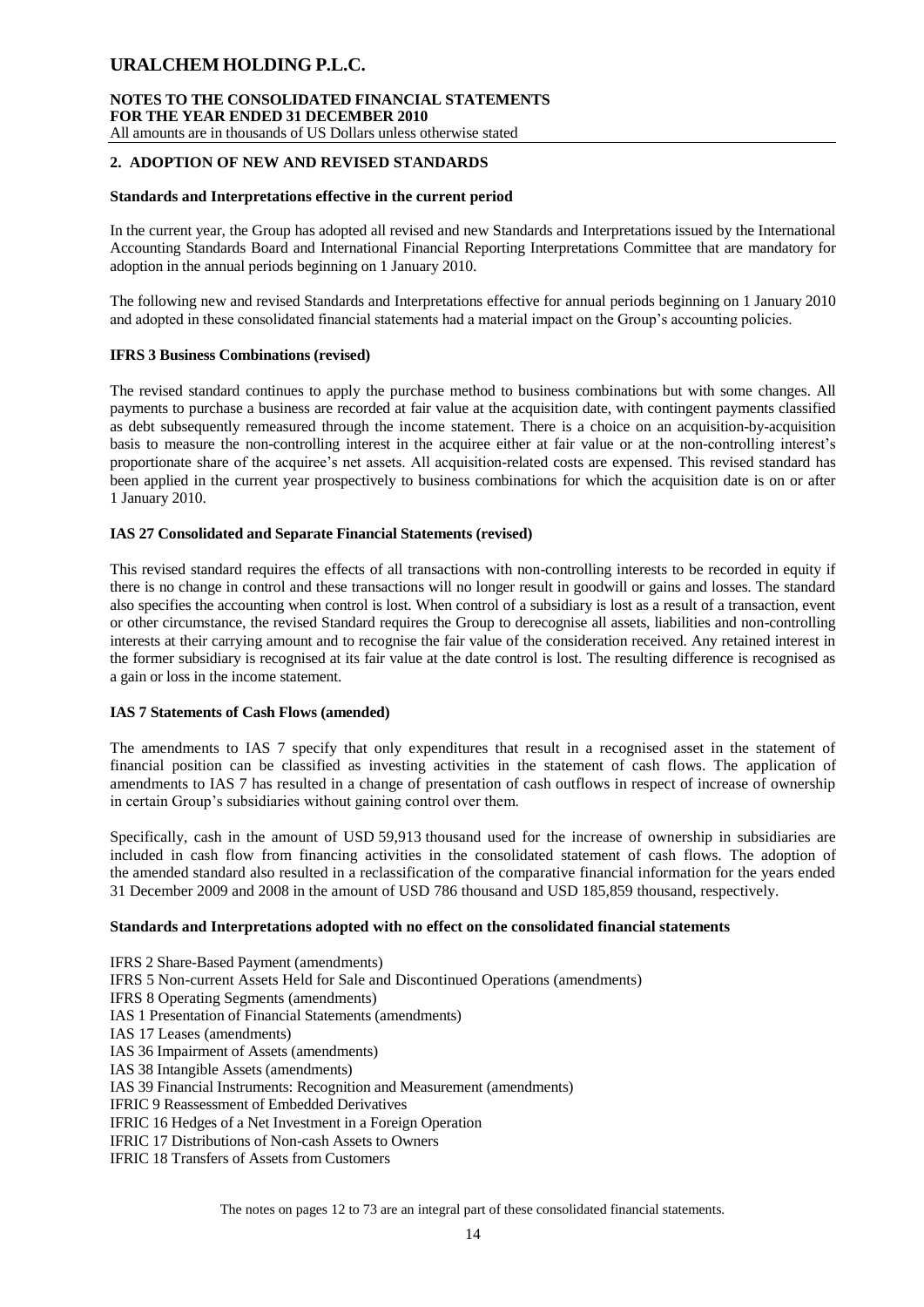## 2. ADOPTION OF NEW AND REVISED STANDARDS

**Standards and Interpretations effective in the current period**

In the current year, the Group has adopted all revised and new Standards and Interpretations issued by the International Accounting Standards Board and International Financial Reporting Interpretations Committee that are mandatory for adoption in the annual periods beginning on 1 January 2010.

The following new and revised Standards and Interpretations effective for annual periods beginning on 1 January 2010 and adopted in these consolidated financial statements had a material impact on the Group's accounting policies.

**IFRS 3 Business Combinations (revised)**

The revised standard continues to apply the purchase method to business combinations but with some changes. All payments to purchase a business are recorded at fair value at the acquisition date, with contingent payments classified as debt subsequently remeasured through the income statement. There is a choice on an acquisition-by-acquisition basis to measure the non-controlling interest in the acquiree either at fair value or at the non-controlling interest's proportionate share of the acquiree's net assets. All acquisition-related costs are expensed. This revised standard has been applied in the current year prospectively to business combinations for which the acquisition date is on or after 1 January 2010.

**IAS 27 Consolidated and Separate Financial Statements (revised)**

This revised standard requires the effects of all transactions with non-controlling interests to be recorded in equity if there is no change in control and these transactions will no longer result in goodwill or gains and losses. The standard also specifies the accounting when control is lost. When control of a subsidiary is lost as a result of a transaction, event or other circumstance, the revised Standard requires the Group to derecognise all assets, liabilities and non-controlling interests at their carrying amount and to recognise the fair value of the consideration received. Any retained interest in the former subsidiary is recognised at its fair value at the date control is lost. The resulting difference is recognised as a gain or loss in the income statement.

**IAS 7 Statements of Cash Flows (amended)**

The amendments to IAS 7 specify that only expenditures that result in a recognised asset in the statement of financial position can be classified as investing activities in the statement of cash flows. The application of amendments to IAS 7 has resulted in a change of presentation of cash outflows in respect of increase of ownership in certain Group's subsidiaries without gaining control over them.

Specifically, cash in the amount of USD 59,913 thousand used for the increase of ownership in subsidiaries are included in cash flow from financing activities in the consolidated statement of cash flows. The adoption of the amended standard also resulted in a reclassification of the comparative financial information for the years ended 31 December 2009 and 2008 in the amount of USD 786 thousand and USD 185,859 thousand, respectively.

**Standards and Interpretations adopted with no effect on the consolidated financial statements**

IFRS 2 Share-Based Payment (amendments)
IFRS 5 Non-current Assets Held for Sale and Discontinued Operations (amendments)
IFRS 8 Operating Segments (amendments)
IAS 1 Presentation of Financial Statements (amendments)
IAS 17 Leases (amendments)
IAS 36 Impairment of Assets (amendments)
IAS 38 Intangible Assets (amendments)
IAS 39 Financial Instruments: Recognition and Measurement (amendments)
IFRIC 9 Reassessment of Embedded Derivatives
IFRIC 16 Hedges of a Net Investment in a Foreign Operation
IFRIC 17 Distributions of Non-cash Assets to Owners
IFRIC 18 Transfers of Assets from Customers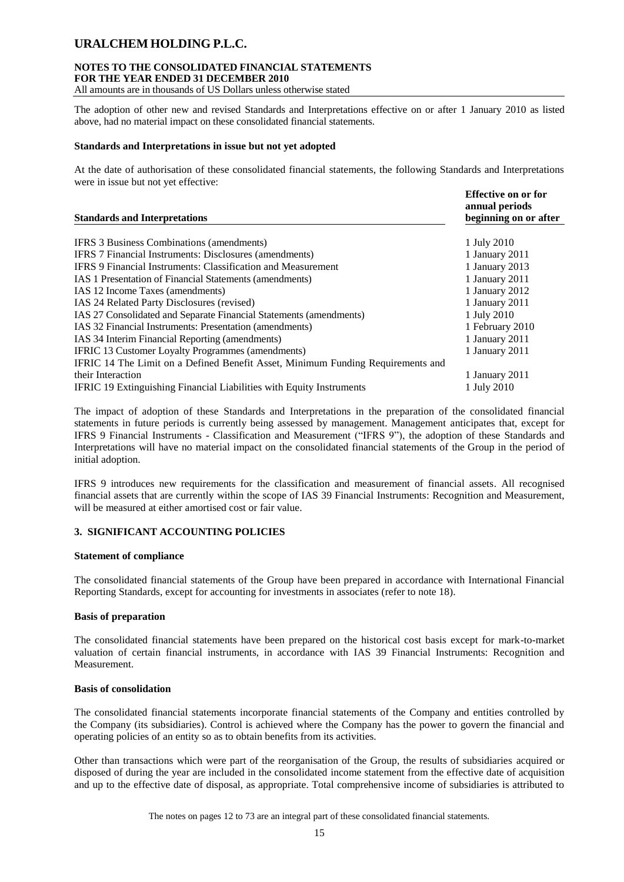The adoption of other new and revised Standards and Interpretations effective on or after 1 January 2010 as listed above, had no material impact on these consolidated financial statements.

**Standards and Interpretations in issue but not yet adopted**

At the date of authorisation of these consolidated financial statements, the following Standards and Interpretations were in issue but not yet effective:

| Standards and Interpretations | Effective on or for annual periods beginning on or after |
|---|---|
| IFRS 3 Business Combinations (amendments) | 1 July 2010 |
| IFRS 7 Financial Instruments: Disclosures (amendments) | 1 January 2011 |
| IFRS 9 Financial Instruments: Classification and Measurement | 1 January 2013 |
| IAS 1 Presentation of Financial Statements (amendments) | 1 January 2011 |
| IAS 12 Income Taxes (amendments) | 1 January 2012 |
| IAS 24 Related Party Disclosures (revised) | 1 January 2011 |
| IAS 27 Consolidated and Separate Financial Statements (amendments) | 1 July 2010 |
| IAS 32 Financial Instruments: Presentation (amendments) | 1 February 2010 |
| IAS 34 Interim Financial Reporting (amendments) | 1 January 2011 |
| IFRIC 13 Customer Loyalty Programmes (amendments) | 1 January 2011 |
| IFRIC 14 The Limit on a Defined Benefit Asset, Minimum Funding Requirements and their Interaction | 1 January 2011 |
| IFRIC 19 Extinguishing Financial Liabilities with Equity Instruments | 1 July 2010 |

The impact of adoption of these Standards and Interpretations in the preparation of the consolidated financial statements in future periods is currently being assessed by management. Management anticipates that, except for IFRS 9 Financial Instruments - Classification and Measurement ("IFRS 9"), the adoption of these Standards and Interpretations will have no material impact on the consolidated financial statements of the Group in the period of initial adoption.

IFRS 9 introduces new requirements for the classification and measurement of financial assets. All recognised financial assets that are currently within the scope of IAS 39 Financial Instruments: Recognition and Measurement, will be measured at either amortised cost or fair value.

## 3. SIGNIFICANT ACCOUNTING POLICIES

**Statement of compliance**

The consolidated financial statements of the Group have been prepared in accordance with International Financial Reporting Standards, except for accounting for investments in associates (refer to note 18).

**Basis of preparation**

The consolidated financial statements have been prepared on the historical cost basis except for mark-to-market valuation of certain financial instruments, in accordance with IAS 39 Financial Instruments: Recognition and Measurement.

**Basis of consolidation**

The consolidated financial statements incorporate financial statements of the Company and entities controlled by the Company (its subsidiaries). Control is achieved where the Company has the power to govern the financial and operating policies of an entity so as to obtain benefits from its activities.

Other than transactions which were part of the reorganisation of the Group, the results of subsidiaries acquired or disposed of during the year are included in the consolidated income statement from the effective date of acquisition and up to the effective date of disposal, as appropriate. Total comprehensive income of subsidiaries is attributed to

The notes on pages 12 to 73 are an integral part of these consolidated financial statements.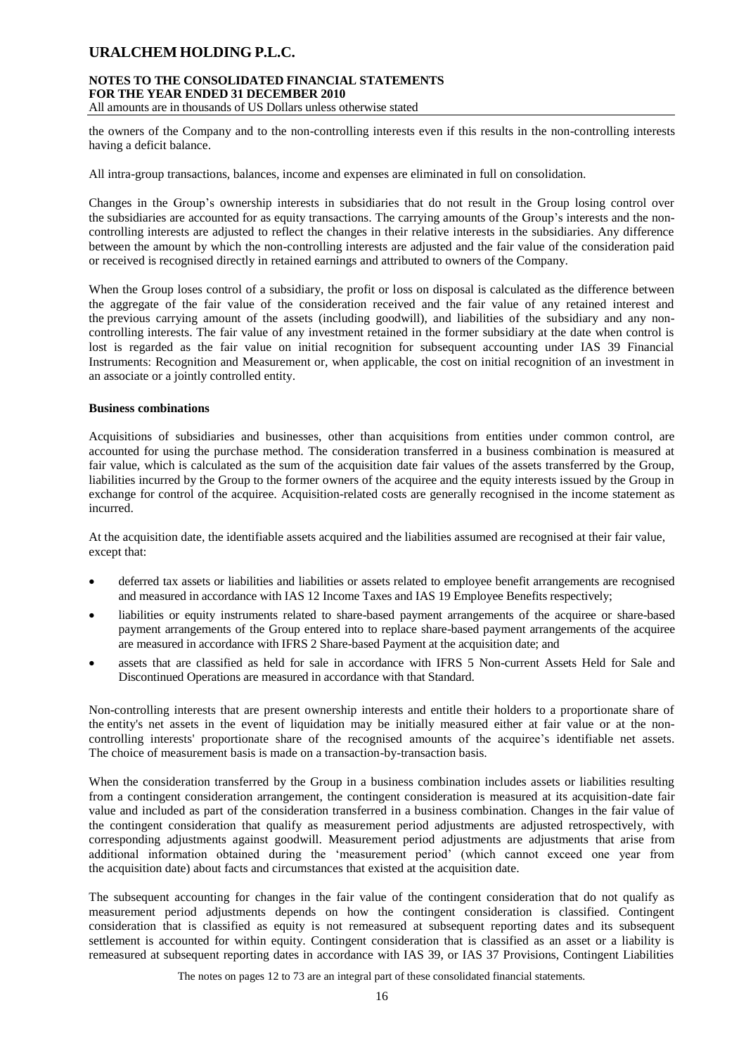the owners of the Company and to the non-controlling interests even if this results in the non-controlling interests having a deficit balance.

All intra-group transactions, balances, income and expenses are eliminated in full on consolidation.

Changes in the Group's ownership interests in subsidiaries that do not result in the Group losing control over the subsidiaries are accounted for as equity transactions. The carrying amounts of the Group's interests and the non-controlling interests are adjusted to reflect the changes in their relative interests in the subsidiaries. Any difference between the amount by which the non-controlling interests are adjusted and the fair value of the consideration paid or received is recognised directly in retained earnings and attributed to owners of the Company.

When the Group loses control of a subsidiary, the profit or loss on disposal is calculated as the difference between the aggregate of the fair value of the consideration received and the fair value of any retained interest and the previous carrying amount of the assets (including goodwill), and liabilities of the subsidiary and any non-controlling interests. The fair value of any investment retained in the former subsidiary at the date when control is lost is regarded as the fair value on initial recognition for subsequent accounting under IAS 39 Financial Instruments: Recognition and Measurement or, when applicable, the cost on initial recognition of an investment in an associate or a jointly controlled entity.

**Business combinations**

Acquisitions of subsidiaries and businesses, other than acquisitions from entities under common control, are accounted for using the purchase method. The consideration transferred in a business combination is measured at fair value, which is calculated as the sum of the acquisition date fair values of the assets transferred by the Group, liabilities incurred by the Group to the former owners of the acquiree and the equity interests issued by the Group in exchange for control of the acquiree. Acquisition-related costs are generally recognised in the income statement as incurred.

At the acquisition date, the identifiable assets acquired and the liabilities assumed are recognised at their fair value, except that:

- deferred tax assets or liabilities and liabilities or assets related to employee benefit arrangements are recognised and measured in accordance with IAS 12 Income Taxes and IAS 19 Employee Benefits respectively;
- liabilities or equity instruments related to share-based payment arrangements of the acquiree or share-based payment arrangements of the Group entered into to replace share-based payment arrangements of the acquiree are measured in accordance with IFRS 2 Share-based Payment at the acquisition date; and
- assets that are classified as held for sale in accordance with IFRS 5 Non-current Assets Held for Sale and Discontinued Operations are measured in accordance with that Standard.

Non-controlling interests that are present ownership interests and entitle their holders to a proportionate share of the entity's net assets in the event of liquidation may be initially measured either at fair value or at the non-controlling interests' proportionate share of the recognised amounts of the acquiree's identifiable net assets. The choice of measurement basis is made on a transaction-by-transaction basis.

When the consideration transferred by the Group in a business combination includes assets or liabilities resulting from a contingent consideration arrangement, the contingent consideration is measured at its acquisition-date fair value and included as part of the consideration transferred in a business combination. Changes in the fair value of the contingent consideration that qualify as measurement period adjustments are adjusted retrospectively, with corresponding adjustments against goodwill. Measurement period adjustments are adjustments that arise from additional information obtained during the 'measurement period' (which cannot exceed one year from the acquisition date) about facts and circumstances that existed at the acquisition date.

The subsequent accounting for changes in the fair value of the contingent consideration that do not qualify as measurement period adjustments depends on how the contingent consideration is classified. Contingent consideration that is classified as equity is not remeasured at subsequent reporting dates and its subsequent settlement is accounted for within equity. Contingent consideration that is classified as an asset or a liability is remeasured at subsequent reporting dates in accordance with IAS 39, or IAS 37 Provisions, Contingent Liabilities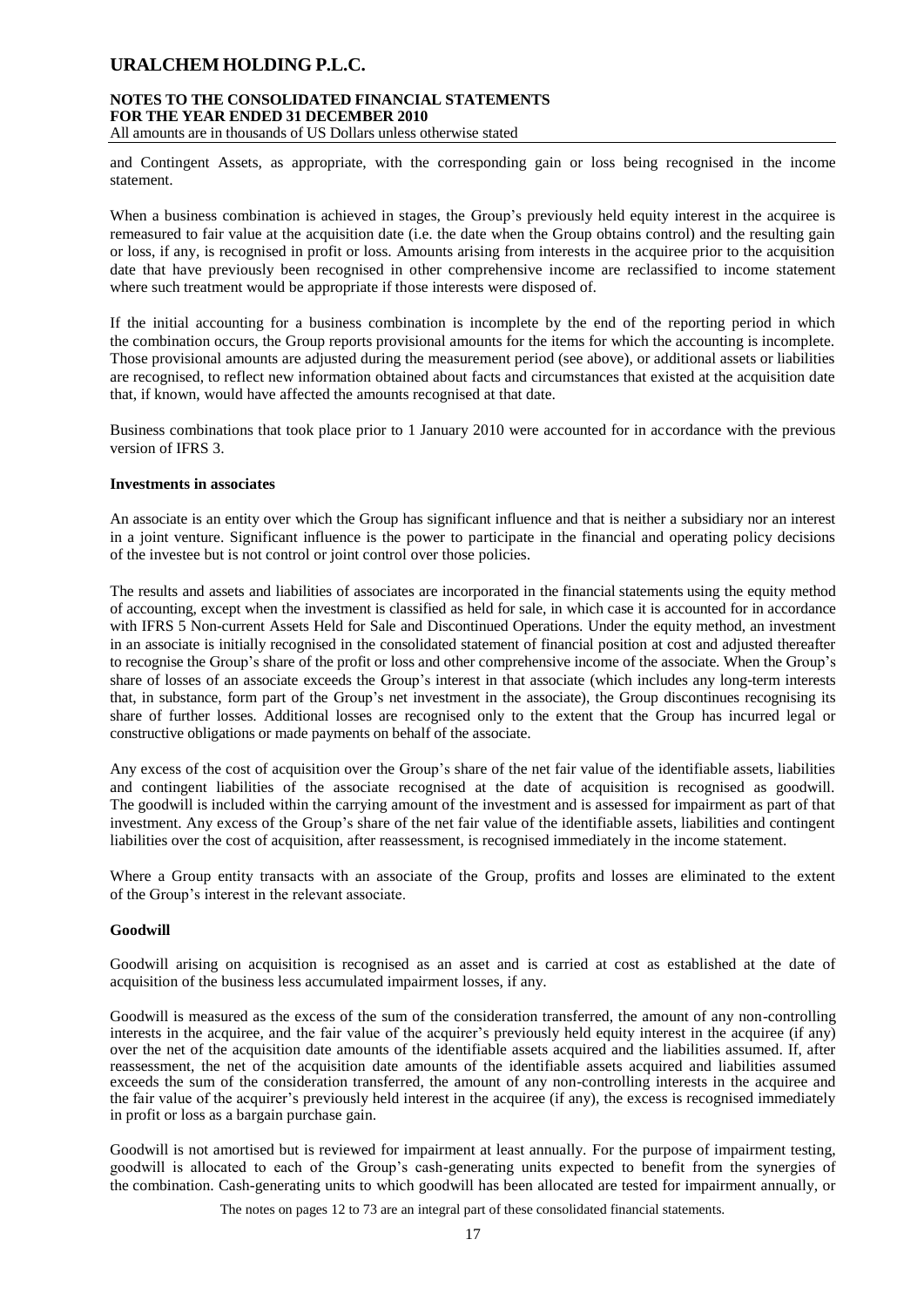and Contingent Assets, as appropriate, with the corresponding gain or loss being recognised in the income statement.

When a business combination is achieved in stages, the Group's previously held equity interest in the acquiree is remeasured to fair value at the acquisition date (i.e. the date when the Group obtains control) and the resulting gain or loss, if any, is recognised in profit or loss. Amounts arising from interests in the acquiree prior to the acquisition date that have previously been recognised in other comprehensive income are reclassified to income statement where such treatment would be appropriate if those interests were disposed of.

If the initial accounting for a business combination is incomplete by the end of the reporting period in which the combination occurs, the Group reports provisional amounts for the items for which the accounting is incomplete. Those provisional amounts are adjusted during the measurement period (see above), or additional assets or liabilities are recognised, to reflect new information obtained about facts and circumstances that existed at the acquisition date that, if known, would have affected the amounts recognised at that date.

Business combinations that took place prior to 1 January 2010 were accounted for in accordance with the previous version of IFRS 3.

**Investments in associates**

An associate is an entity over which the Group has significant influence and that is neither a subsidiary nor an interest in a joint venture. Significant influence is the power to participate in the financial and operating policy decisions of the investee but is not control or joint control over those policies.

The results and assets and liabilities of associates are incorporated in the financial statements using the equity method of accounting, except when the investment is classified as held for sale, in which case it is accounted for in accordance with IFRS 5 Non-current Assets Held for Sale and Discontinued Operations. Under the equity method, an investment in an associate is initially recognised in the consolidated statement of financial position at cost and adjusted thereafter to recognise the Group's share of the profit or loss and other comprehensive income of the associate. When the Group's share of losses of an associate exceeds the Group's interest in that associate (which includes any long-term interests that, in substance, form part of the Group's net investment in the associate), the Group discontinues recognising its share of further losses. Additional losses are recognised only to the extent that the Group has incurred legal or constructive obligations or made payments on behalf of the associate.

Any excess of the cost of acquisition over the Group's share of the net fair value of the identifiable assets, liabilities and contingent liabilities of the associate recognised at the date of acquisition is recognised as goodwill. The goodwill is included within the carrying amount of the investment and is assessed for impairment as part of that investment. Any excess of the Group's share of the net fair value of the identifiable assets, liabilities and contingent liabilities over the cost of acquisition, after reassessment, is recognised immediately in the income statement.

Where a Group entity transacts with an associate of the Group, profits and losses are eliminated to the extent of the Group's interest in the relevant associate.

**Goodwill**

Goodwill arising on acquisition is recognised as an asset and is carried at cost as established at the date of acquisition of the business less accumulated impairment losses, if any.

Goodwill is measured as the excess of the sum of the consideration transferred, the amount of any non-controlling interests in the acquiree, and the fair value of the acquirer's previously held equity interest in the acquiree (if any) over the net of the acquisition date amounts of the identifiable assets acquired and the liabilities assumed. If, after reassessment, the net of the acquisition date amounts of the identifiable assets acquired and liabilities assumed exceeds the sum of the consideration transferred, the amount of any non-controlling interests in the acquiree and the fair value of the acquirer's previously held interest in the acquiree (if any), the excess is recognised immediately in profit or loss as a bargain purchase gain.

Goodwill is not amortised but is reviewed for impairment at least annually. For the purpose of impairment testing, goodwill is allocated to each of the Group's cash-generating units expected to benefit from the synergies of the combination. Cash-generating units to which goodwill has been allocated are tested for impairment annually, or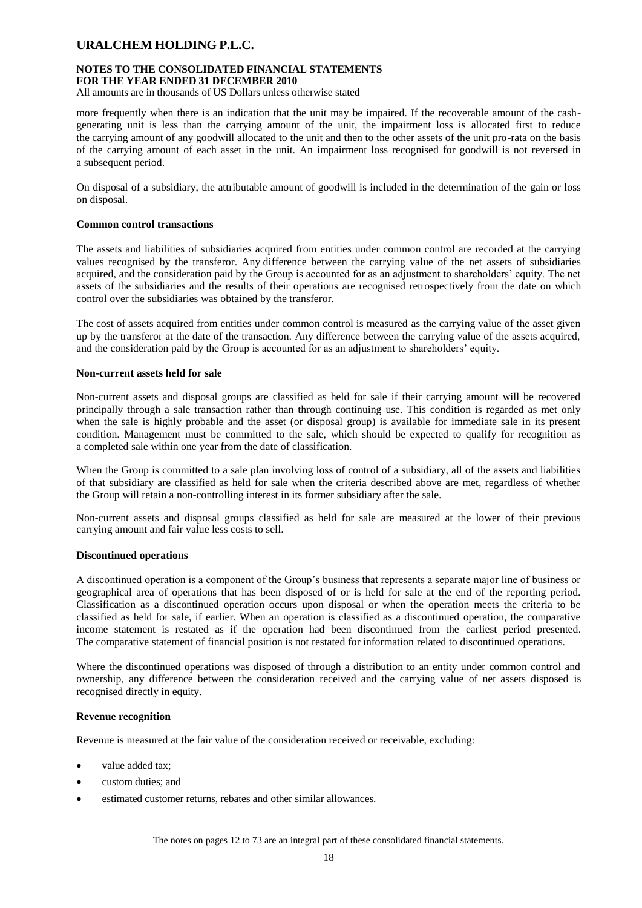more frequently when there is an indication that the unit may be impaired. If the recoverable amount of the cash-generating unit is less than the carrying amount of the unit, the impairment loss is allocated first to reduce the carrying amount of any goodwill allocated to the unit and then to the other assets of the unit pro-rata on the basis of the carrying amount of each asset in the unit. An impairment loss recognised for goodwill is not reversed in a subsequent period.

On disposal of a subsidiary, the attributable amount of goodwill is included in the determination of the gain or loss on disposal.

**Common control transactions**

The assets and liabilities of subsidiaries acquired from entities under common control are recorded at the carrying values recognised by the transferor. Any difference between the carrying value of the net assets of subsidiaries acquired, and the consideration paid by the Group is accounted for as an adjustment to shareholders' equity. The net assets of the subsidiaries and the results of their operations are recognised retrospectively from the date on which control over the subsidiaries was obtained by the transferor.

The cost of assets acquired from entities under common control is measured as the carrying value of the asset given up by the transferor at the date of the transaction. Any difference between the carrying value of the assets acquired, and the consideration paid by the Group is accounted for as an adjustment to shareholders' equity.

**Non-current assets held for sale**

Non-current assets and disposal groups are classified as held for sale if their carrying amount will be recovered principally through a sale transaction rather than through continuing use. This condition is regarded as met only when the sale is highly probable and the asset (or disposal group) is available for immediate sale in its present condition. Management must be committed to the sale, which should be expected to qualify for recognition as a completed sale within one year from the date of classification.

When the Group is committed to a sale plan involving loss of control of a subsidiary, all of the assets and liabilities of that subsidiary are classified as held for sale when the criteria described above are met, regardless of whether the Group will retain a non-controlling interest in its former subsidiary after the sale.

Non-current assets and disposal groups classified as held for sale are measured at the lower of their previous carrying amount and fair value less costs to sell.

**Discontinued operations**

A discontinued operation is a component of the Group's business that represents a separate major line of business or geographical area of operations that has been disposed of or is held for sale at the end of the reporting period. Classification as a discontinued operation occurs upon disposal or when the operation meets the criteria to be classified as held for sale, if earlier. When an operation is classified as a discontinued operation, the comparative income statement is restated as if the operation had been discontinued from the earliest period presented. The comparative statement of financial position is not restated for information related to discontinued operations.

Where the discontinued operations was disposed of through a distribution to an entity under common control and ownership, any difference between the consideration received and the carrying value of net assets disposed is recognised directly in equity.

**Revenue recognition**

Revenue is measured at the fair value of the consideration received or receivable, excluding:

- value added tax;
- custom duties; and
- estimated customer returns, rebates and other similar allowances.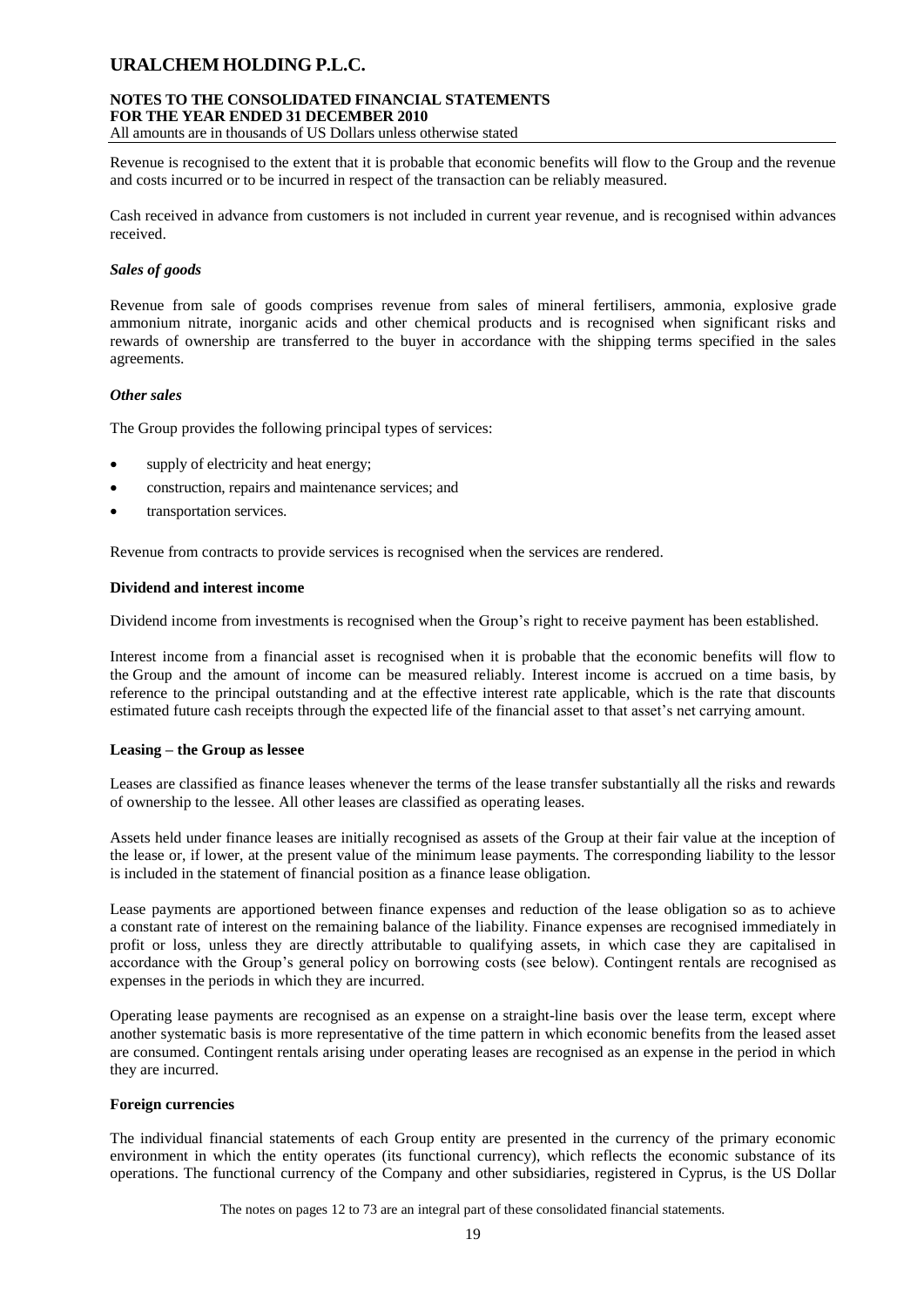Revenue is recognised to the extent that it is probable that economic benefits will flow to the Group and the revenue and costs incurred or to be incurred in respect of the transaction can be reliably measured.

Cash received in advance from customers is not included in current year revenue, and is recognised within advances received.

***Sales of goods***

Revenue from sale of goods comprises revenue from sales of mineral fertilisers, ammonia, explosive grade ammonium nitrate, inorganic acids and other chemical products and is recognised when significant risks and rewards of ownership are transferred to the buyer in accordance with the shipping terms specified in the sales agreements.

***Other sales***

The Group provides the following principal types of services:

- supply of electricity and heat energy;
- construction, repairs and maintenance services; and
- transportation services.

Revenue from contracts to provide services is recognised when the services are rendered.

**Dividend and interest income**

Dividend income from investments is recognised when the Group's right to receive payment has been established.

Interest income from a financial asset is recognised when it is probable that the economic benefits will flow to the Group and the amount of income can be measured reliably. Interest income is accrued on a time basis, by reference to the principal outstanding and at the effective interest rate applicable, which is the rate that discounts estimated future cash receipts through the expected life of the financial asset to that asset's net carrying amount.

**Leasing – the Group as lessee**

Leases are classified as finance leases whenever the terms of the lease transfer substantially all the risks and rewards of ownership to the lessee. All other leases are classified as operating leases.

Assets held under finance leases are initially recognised as assets of the Group at their fair value at the inception of the lease or, if lower, at the present value of the minimum lease payments. The corresponding liability to the lessor is included in the statement of financial position as a finance lease obligation.

Lease payments are apportioned between finance expenses and reduction of the lease obligation so as to achieve a constant rate of interest on the remaining balance of the liability. Finance expenses are recognised immediately in profit or loss, unless they are directly attributable to qualifying assets, in which case they are capitalised in accordance with the Group's general policy on borrowing costs (see below). Contingent rentals are recognised as expenses in the periods in which they are incurred.

Operating lease payments are recognised as an expense on a straight-line basis over the lease term, except where another systematic basis is more representative of the time pattern in which economic benefits from the leased asset are consumed. Contingent rentals arising under operating leases are recognised as an expense in the period in which they are incurred.

**Foreign currencies**

The individual financial statements of each Group entity are presented in the currency of the primary economic environment in which the entity operates (its functional currency), which reflects the economic substance of its operations. The functional currency of the Company and other subsidiaries, registered in Cyprus, is the US Dollar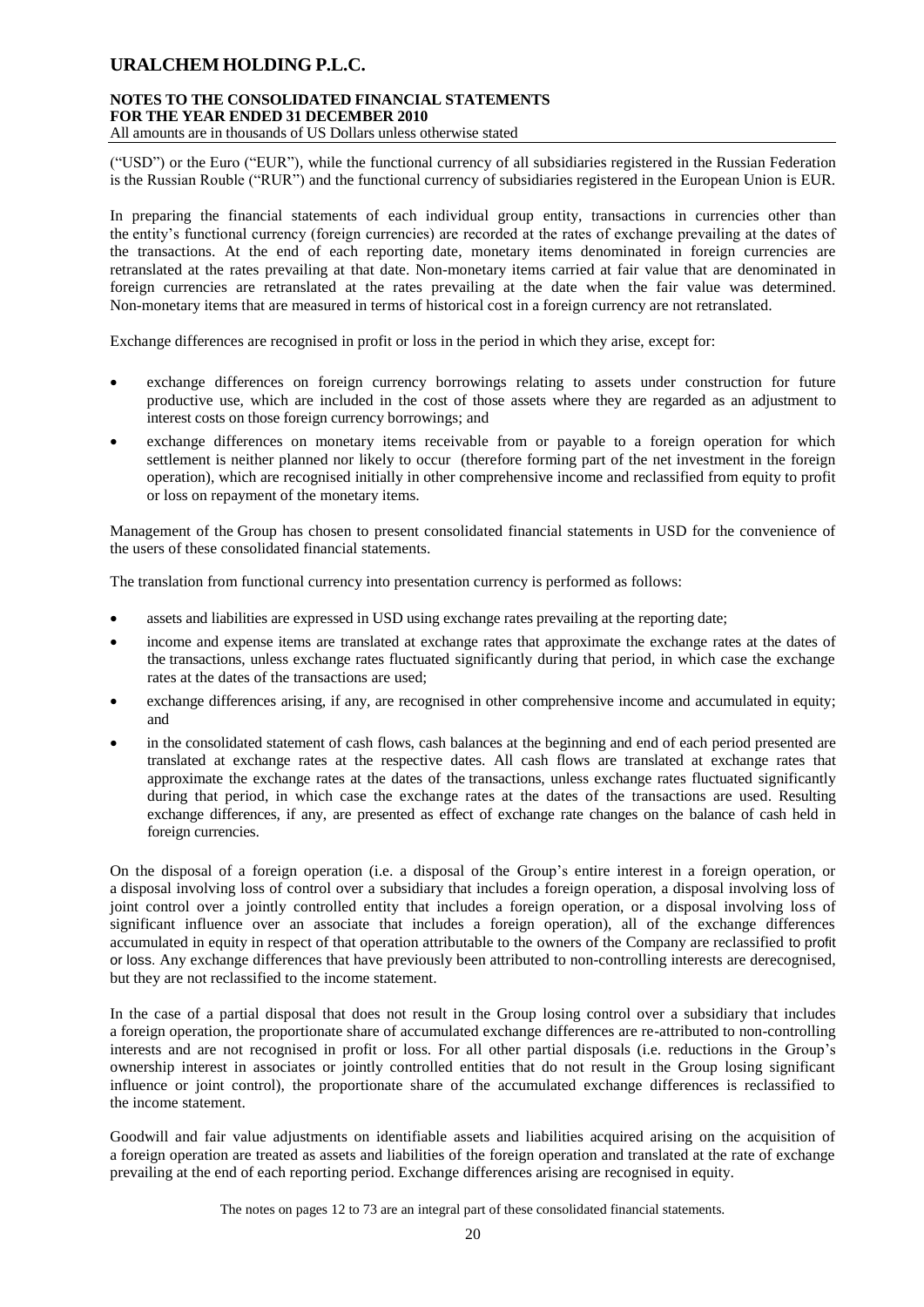("USD") or the Euro ("EUR"), while the functional currency of all subsidiaries registered in the Russian Federation is the Russian Rouble ("RUR") and the functional currency of subsidiaries registered in the European Union is EUR.

In preparing the financial statements of each individual group entity, transactions in currencies other than the entity's functional currency (foreign currencies) are recorded at the rates of exchange prevailing at the dates of the transactions. At the end of each reporting date, monetary items denominated in foreign currencies are retranslated at the rates prevailing at that date. Non-monetary items carried at fair value that are denominated in foreign currencies are retranslated at the rates prevailing at the date when the fair value was determined. Non-monetary items that are measured in terms of historical cost in a foreign currency are not retranslated.

Exchange differences are recognised in profit or loss in the period in which they arise, except for:

- exchange differences on foreign currency borrowings relating to assets under construction for future productive use, which are included in the cost of those assets where they are regarded as an adjustment to interest costs on those foreign currency borrowings; and
- exchange differences on monetary items receivable from or payable to a foreign operation for which settlement is neither planned nor likely to occur (therefore forming part of the net investment in the foreign operation), which are recognised initially in other comprehensive income and reclassified from equity to profit or loss on repayment of the monetary items.

Management of the Group has chosen to present consolidated financial statements in USD for the convenience of the users of these consolidated financial statements.

The translation from functional currency into presentation currency is performed as follows:

- assets and liabilities are expressed in USD using exchange rates prevailing at the reporting date;
- income and expense items are translated at exchange rates that approximate the exchange rates at the dates of the transactions, unless exchange rates fluctuated significantly during that period, in which case the exchange rates at the dates of the transactions are used;
- exchange differences arising, if any, are recognised in other comprehensive income and accumulated in equity; and
- in the consolidated statement of cash flows, cash balances at the beginning and end of each period presented are translated at exchange rates at the respective dates. All cash flows are translated at exchange rates that approximate the exchange rates at the dates of the transactions, unless exchange rates fluctuated significantly during that period, in which case the exchange rates at the dates of the transactions are used. Resulting exchange differences, if any, are presented as effect of exchange rate changes on the balance of cash held in foreign currencies.

On the disposal of a foreign operation (i.e. a disposal of the Group's entire interest in a foreign operation, or a disposal involving loss of control over a subsidiary that includes a foreign operation, a disposal involving loss of joint control over a jointly controlled entity that includes a foreign operation, or a disposal involving loss of significant influence over an associate that includes a foreign operation), all of the exchange differences accumulated in equity in respect of that operation attributable to the owners of the Company are reclassified to profit or loss. Any exchange differences that have previously been attributed to non-controlling interests are derecognised, but they are not reclassified to the income statement.

In the case of a partial disposal that does not result in the Group losing control over a subsidiary that includes a foreign operation, the proportionate share of accumulated exchange differences are re-attributed to non-controlling interests and are not recognised in profit or loss. For all other partial disposals (i.e. reductions in the Group's ownership interest in associates or jointly controlled entities that do not result in the Group losing significant influence or joint control), the proportionate share of the accumulated exchange differences is reclassified to the income statement.

Goodwill and fair value adjustments on identifiable assets and liabilities acquired arising on the acquisition of a foreign operation are treated as assets and liabilities of the foreign operation and translated at the rate of exchange prevailing at the end of each reporting period. Exchange differences arising are recognised in equity.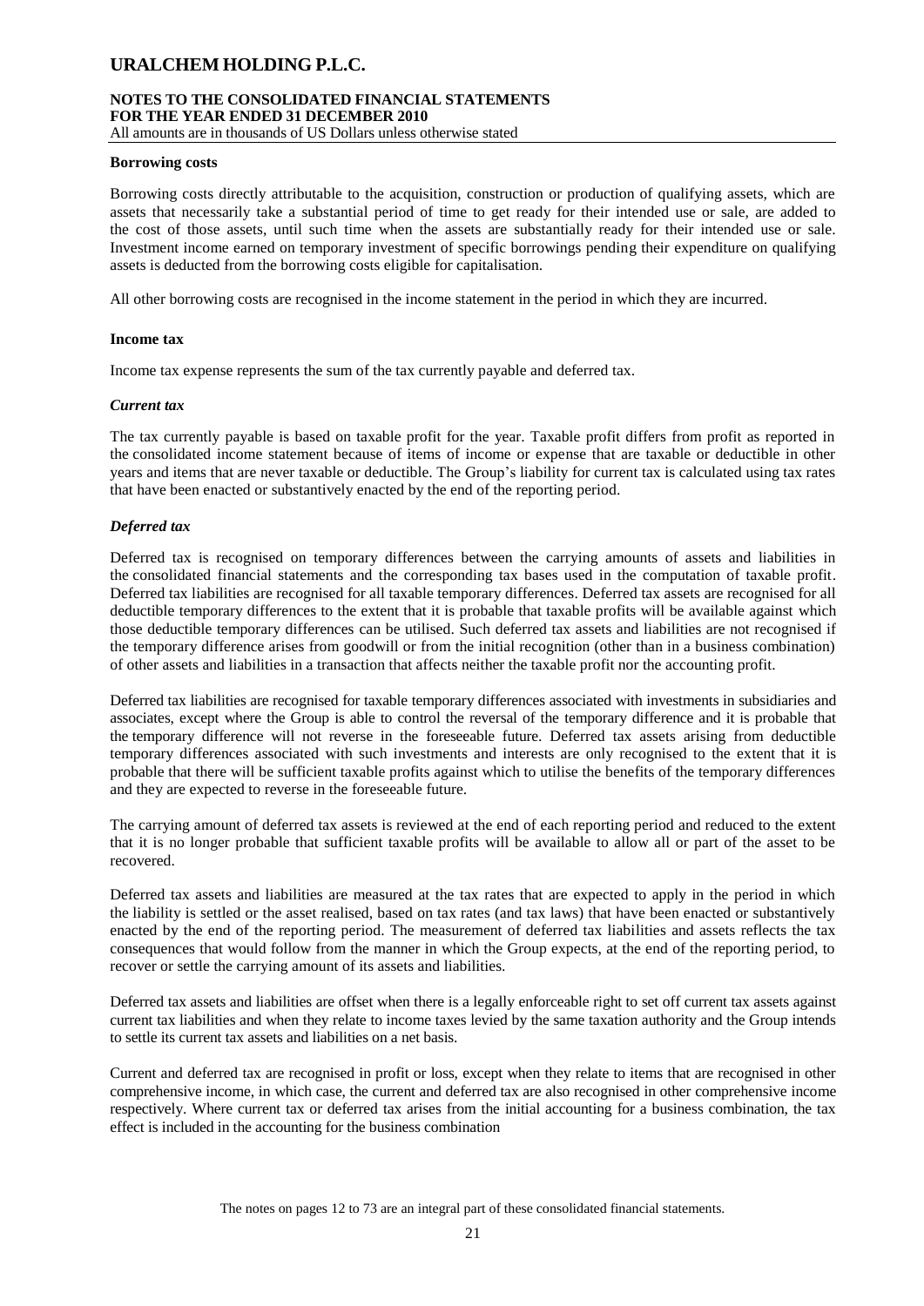#### Borrowing costs

Borrowing costs directly attributable to the acquisition, construction or production of qualifying assets, which are assets that necessarily take a substantial period of time to get ready for their intended use or sale, are added to the cost of those assets, until such time when the assets are substantially ready for their intended use or sale. Investment income earned on temporary investment of specific borrowings pending their expenditure on qualifying assets is deducted from the borrowing costs eligible for capitalisation.

All other borrowing costs are recognised in the income statement in the period in which they are incurred.

#### Income tax

Income tax expense represents the sum of the tax currently payable and deferred tax.

***Current tax***

The tax currently payable is based on taxable profit for the year. Taxable profit differs from profit as reported in the consolidated income statement because of items of income or expense that are taxable or deductible in other years and items that are never taxable or deductible. The Group's liability for current tax is calculated using tax rates that have been enacted or substantively enacted by the end of the reporting period.

***Deferred tax***

Deferred tax is recognised on temporary differences between the carrying amounts of assets and liabilities in the consolidated financial statements and the corresponding tax bases used in the computation of taxable profit. Deferred tax liabilities are recognised for all taxable temporary differences. Deferred tax assets are recognised for all deductible temporary differences to the extent that it is probable that taxable profits will be available against which those deductible temporary differences can be utilised. Such deferred tax assets and liabilities are not recognised if the temporary difference arises from goodwill or from the initial recognition (other than in a business combination) of other assets and liabilities in a transaction that affects neither the taxable profit nor the accounting profit.

Deferred tax liabilities are recognised for taxable temporary differences associated with investments in subsidiaries and associates, except where the Group is able to control the reversal of the temporary difference and it is probable that the temporary difference will not reverse in the foreseeable future. Deferred tax assets arising from deductible temporary differences associated with such investments and interests are only recognised to the extent that it is probable that there will be sufficient taxable profits against which to utilise the benefits of the temporary differences and they are expected to reverse in the foreseeable future.

The carrying amount of deferred tax assets is reviewed at the end of each reporting period and reduced to the extent that it is no longer probable that sufficient taxable profits will be available to allow all or part of the asset to be recovered.

Deferred tax assets and liabilities are measured at the tax rates that are expected to apply in the period in which the liability is settled or the asset realised, based on tax rates (and tax laws) that have been enacted or substantively enacted by the end of the reporting period. The measurement of deferred tax liabilities and assets reflects the tax consequences that would follow from the manner in which the Group expects, at the end of the reporting period, to recover or settle the carrying amount of its assets and liabilities.

Deferred tax assets and liabilities are offset when there is a legally enforceable right to set off current tax assets against current tax liabilities and when they relate to income taxes levied by the same taxation authority and the Group intends to settle its current tax assets and liabilities on a net basis.

Current and deferred tax are recognised in profit or loss, except when they relate to items that are recognised in other comprehensive income, in which case, the current and deferred tax are also recognised in other comprehensive income respectively. Where current tax or deferred tax arises from the initial accounting for a business combination, the tax effect is included in the accounting for the business combination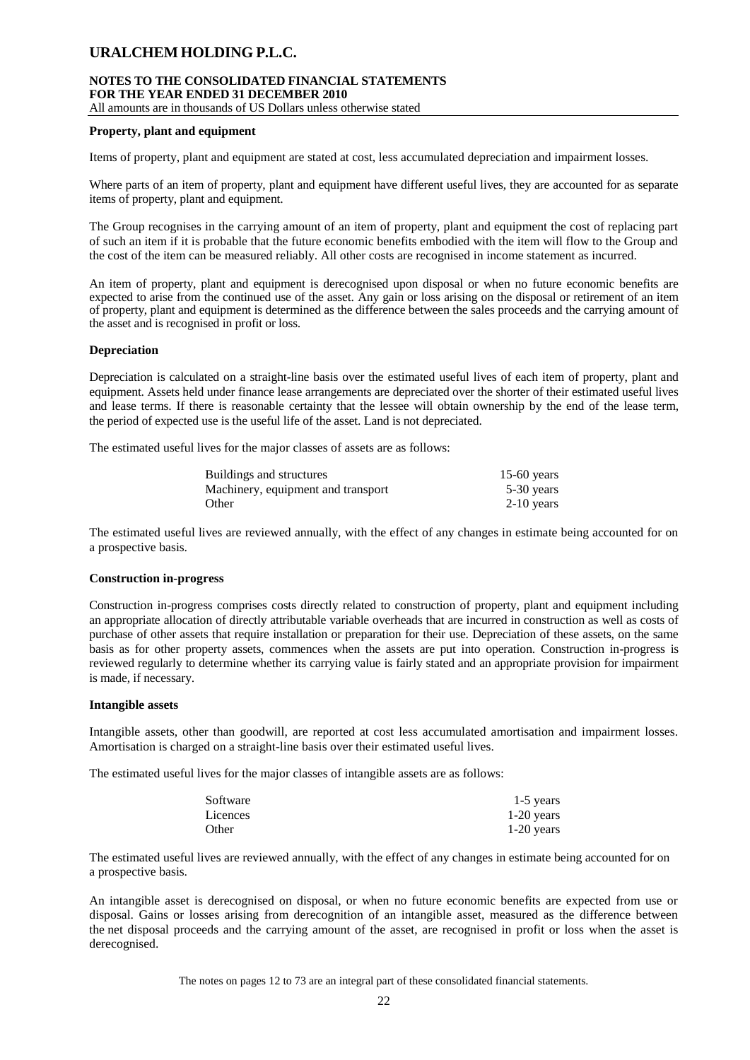**Property, plant and equipment**

Items of property, plant and equipment are stated at cost, less accumulated depreciation and impairment losses.

Where parts of an item of property, plant and equipment have different useful lives, they are accounted for as separate items of property, plant and equipment.

The Group recognises in the carrying amount of an item of property, plant and equipment the cost of replacing part of such an item if it is probable that the future economic benefits embodied with the item will flow to the Group and the cost of the item can be measured reliably. All other costs are recognised in income statement as incurred.

An item of property, plant and equipment is derecognised upon disposal or when no future economic benefits are expected to arise from the continued use of the asset. Any gain or loss arising on the disposal or retirement of an item of property, plant and equipment is determined as the difference between the sales proceeds and the carrying amount of the asset and is recognised in profit or loss.

**Depreciation**

Depreciation is calculated on a straight-line basis over the estimated useful lives of each item of property, plant and equipment. Assets held under finance lease arrangements are depreciated over the shorter of their estimated useful lives and lease terms. If there is reasonable certainty that the lessee will obtain ownership by the end of the lease term, the period of expected use is the useful life of the asset. Land is not depreciated.

The estimated useful lives for the major classes of assets are as follows:

| | |
|---|---|
| Buildings and structures | 15-60 years |
| Machinery, equipment and transport | 5-30 years |
| Other | 2-10 years |

The estimated useful lives are reviewed annually, with the effect of any changes in estimate being accounted for on a prospective basis.

**Construction in-progress**

Construction in-progress comprises costs directly related to construction of property, plant and equipment including an appropriate allocation of directly attributable variable overheads that are incurred in construction as well as costs of purchase of other assets that require installation or preparation for their use. Depreciation of these assets, on the same basis as for other property assets, commences when the assets are put into operation. Construction in-progress is reviewed regularly to determine whether its carrying value is fairly stated and an appropriate provision for impairment is made, if necessary.

**Intangible assets**

Intangible assets, other than goodwill, are reported at cost less accumulated amortisation and impairment losses. Amortisation is charged on a straight-line basis over their estimated useful lives.

The estimated useful lives for the major classes of intangible assets are as follows:

| | |
|---|---|
| Software | 1-5 years |
| Licences | 1-20 years |
| Other | 1-20 years |

The estimated useful lives are reviewed annually, with the effect of any changes in estimate being accounted for on a prospective basis.

An intangible asset is derecognised on disposal, or when no future economic benefits are expected from use or disposal. Gains or losses arising from derecognition of an intangible asset, measured as the difference between the net disposal proceeds and the carrying amount of the asset, are recognised in profit or loss when the asset is derecognised.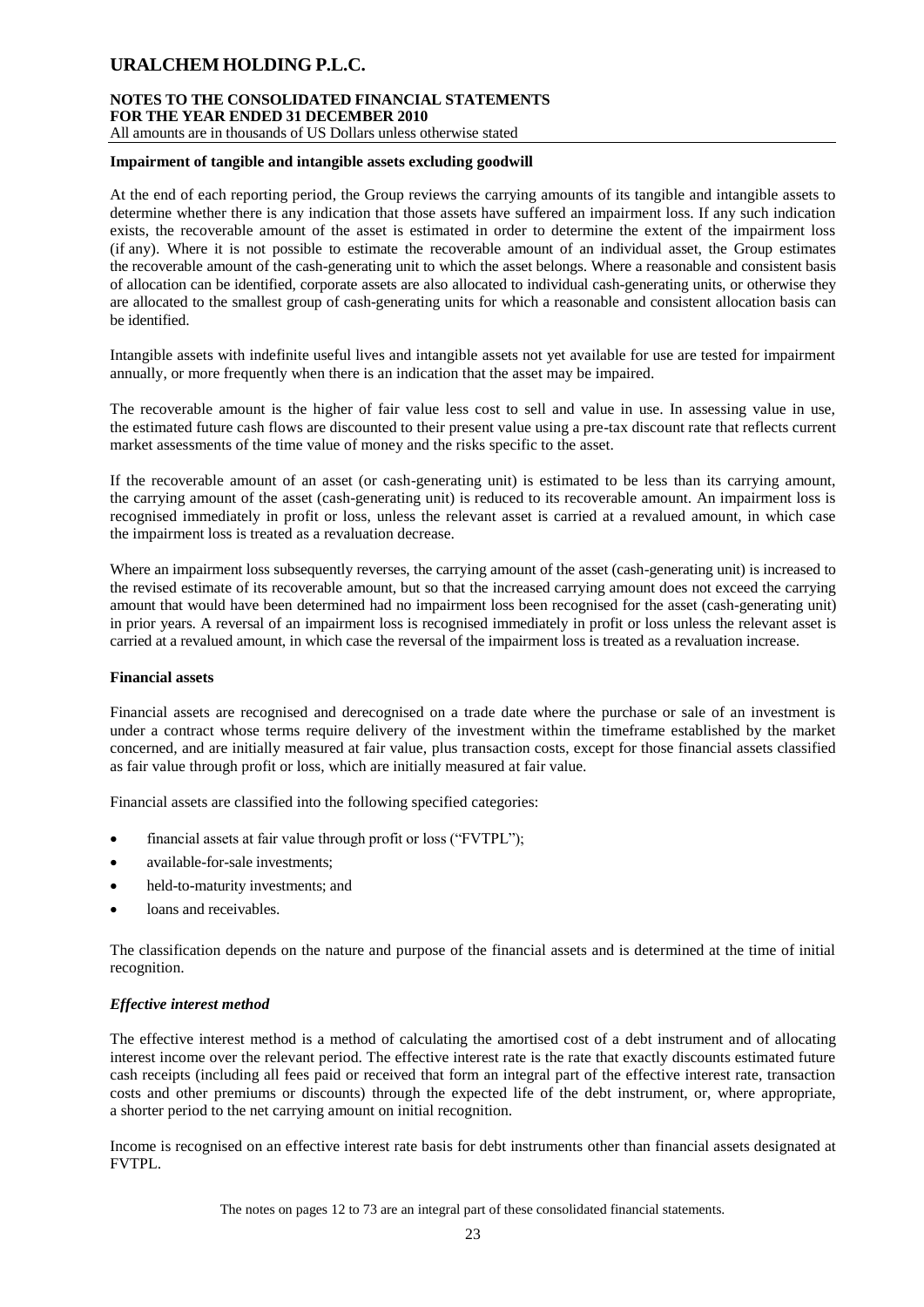**Impairment of tangible and intangible assets excluding goodwill**

At the end of each reporting period, the Group reviews the carrying amounts of its tangible and intangible assets to determine whether there is any indication that those assets have suffered an impairment loss. If any such indication exists, the recoverable amount of the asset is estimated in order to determine the extent of the impairment loss (if any). Where it is not possible to estimate the recoverable amount of an individual asset, the Group estimates the recoverable amount of the cash-generating unit to which the asset belongs. Where a reasonable and consistent basis of allocation can be identified, corporate assets are also allocated to individual cash-generating units, or otherwise they are allocated to the smallest group of cash-generating units for which a reasonable and consistent allocation basis can be identified.

Intangible assets with indefinite useful lives and intangible assets not yet available for use are tested for impairment annually, or more frequently when there is an indication that the asset may be impaired.

The recoverable amount is the higher of fair value less cost to sell and value in use. In assessing value in use, the estimated future cash flows are discounted to their present value using a pre-tax discount rate that reflects current market assessments of the time value of money and the risks specific to the asset.

If the recoverable amount of an asset (or cash-generating unit) is estimated to be less than its carrying amount, the carrying amount of the asset (cash-generating unit) is reduced to its recoverable amount. An impairment loss is recognised immediately in profit or loss, unless the relevant asset is carried at a revalued amount, in which case the impairment loss is treated as a revaluation decrease.

Where an impairment loss subsequently reverses, the carrying amount of the asset (cash-generating unit) is increased to the revised estimate of its recoverable amount, but so that the increased carrying amount does not exceed the carrying amount that would have been determined had no impairment loss been recognised for the asset (cash-generating unit) in prior years. A reversal of an impairment loss is recognised immediately in profit or loss unless the relevant asset is carried at a revalued amount, in which case the reversal of the impairment loss is treated as a revaluation increase.

**Financial assets**

Financial assets are recognised and derecognised on a trade date where the purchase or sale of an investment is under a contract whose terms require delivery of the investment within the timeframe established by the market concerned, and are initially measured at fair value, plus transaction costs, except for those financial assets classified as fair value through profit or loss, which are initially measured at fair value.

Financial assets are classified into the following specified categories:

- financial assets at fair value through profit or loss ("FVTPL");
- available-for-sale investments;
- held-to-maturity investments; and
- loans and receivables.

The classification depends on the nature and purpose of the financial assets and is determined at the time of initial recognition.

***Effective interest method***

The effective interest method is a method of calculating the amortised cost of a debt instrument and of allocating interest income over the relevant period. The effective interest rate is the rate that exactly discounts estimated future cash receipts (including all fees paid or received that form an integral part of the effective interest rate, transaction costs and other premiums or discounts) through the expected life of the debt instrument, or, where appropriate, a shorter period to the net carrying amount on initial recognition.

Income is recognised on an effective interest rate basis for debt instruments other than financial assets designated at FVTPL.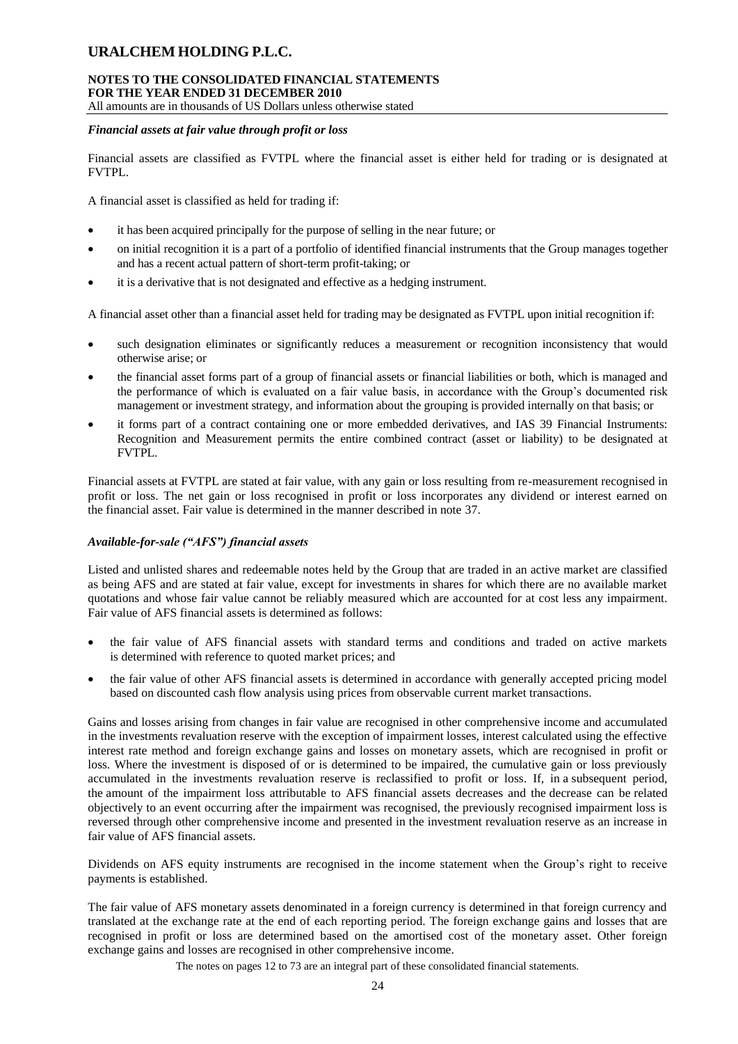### *Financial assets at fair value through profit or loss*

Financial assets are classified as FVTPL where the financial asset is either held for trading or is designated at FVTPL.

A financial asset is classified as held for trading if:

- it has been acquired principally for the purpose of selling in the near future; or
- on initial recognition it is a part of a portfolio of identified financial instruments that the Group manages together and has a recent actual pattern of short-term profit-taking; or
- it is a derivative that is not designated and effective as a hedging instrument.

A financial asset other than a financial asset held for trading may be designated as FVTPL upon initial recognition if:

- such designation eliminates or significantly reduces a measurement or recognition inconsistency that would otherwise arise; or
- the financial asset forms part of a group of financial assets or financial liabilities or both, which is managed and the performance of which is evaluated on a fair value basis, in accordance with the Group's documented risk management or investment strategy, and information about the grouping is provided internally on that basis; or
- it forms part of a contract containing one or more embedded derivatives, and IAS 39 Financial Instruments: Recognition and Measurement permits the entire combined contract (asset or liability) to be designated at FVTPL.

Financial assets at FVTPL are stated at fair value, with any gain or loss resulting from re-measurement recognised in profit or loss. The net gain or loss recognised in profit or loss incorporates any dividend or interest earned on the financial asset. Fair value is determined in the manner described in note 37.

### *Available-for-sale ("AFS") financial assets*

Listed and unlisted shares and redeemable notes held by the Group that are traded in an active market are classified as being AFS and are stated at fair value, except for investments in shares for which there are no available market quotations and whose fair value cannot be reliably measured which are accounted for at cost less any impairment. Fair value of AFS financial assets is determined as follows:

- the fair value of AFS financial assets with standard terms and conditions and traded on active markets is determined with reference to quoted market prices; and
- the fair value of other AFS financial assets is determined in accordance with generally accepted pricing model based on discounted cash flow analysis using prices from observable current market transactions.

Gains and losses arising from changes in fair value are recognised in other comprehensive income and accumulated in the investments revaluation reserve with the exception of impairment losses, interest calculated using the effective interest rate method and foreign exchange gains and losses on monetary assets, which are recognised in profit or loss. Where the investment is disposed of or is determined to be impaired, the cumulative gain or loss previously accumulated in the investments revaluation reserve is reclassified to profit or loss. If, in a subsequent period, the amount of the impairment loss attributable to AFS financial assets decreases and the decrease can be related objectively to an event occurring after the impairment was recognised, the previously recognised impairment loss is reversed through other comprehensive income and presented in the investment revaluation reserve as an increase in fair value of AFS financial assets.

Dividends on AFS equity instruments are recognised in the income statement when the Group's right to receive payments is established.

The fair value of AFS monetary assets denominated in a foreign currency is determined in that foreign currency and translated at the exchange rate at the end of each reporting period. The foreign exchange gains and losses that are recognised in profit or loss are determined based on the amortised cost of the monetary asset. Other foreign exchange gains and losses are recognised in other comprehensive income.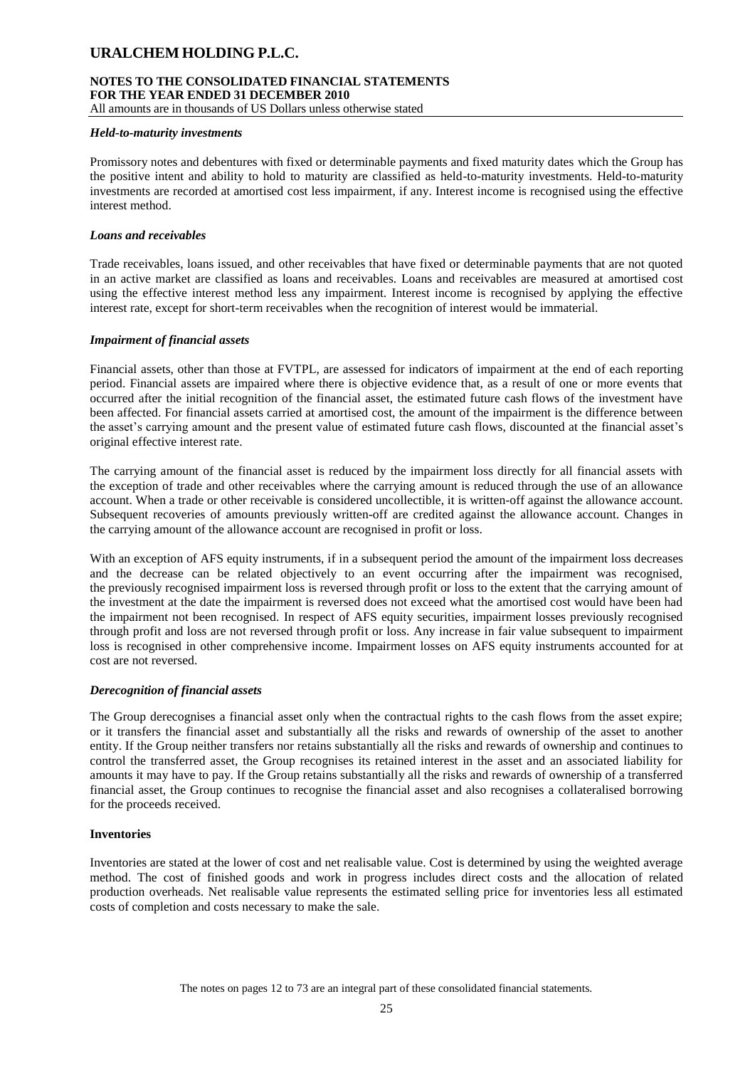#### *Held-to-maturity investments*

Promissory notes and debentures with fixed or determinable payments and fixed maturity dates which the Group has the positive intent and ability to hold to maturity are classified as held-to-maturity investments. Held-to-maturity investments are recorded at amortised cost less impairment, if any. Interest income is recognised using the effective interest method.

#### *Loans and receivables*

Trade receivables, loans issued, and other receivables that have fixed or determinable payments that are not quoted in an active market are classified as loans and receivables. Loans and receivables are measured at amortised cost using the effective interest method less any impairment. Interest income is recognised by applying the effective interest rate, except for short-term receivables when the recognition of interest would be immaterial.

#### *Impairment of financial assets*

Financial assets, other than those at FVTPL, are assessed for indicators of impairment at the end of each reporting period. Financial assets are impaired where there is objective evidence that, as a result of one or more events that occurred after the initial recognition of the financial asset, the estimated future cash flows of the investment have been affected. For financial assets carried at amortised cost, the amount of the impairment is the difference between the asset's carrying amount and the present value of estimated future cash flows, discounted at the financial asset's original effective interest rate.

The carrying amount of the financial asset is reduced by the impairment loss directly for all financial assets with the exception of trade and other receivables where the carrying amount is reduced through the use of an allowance account. When a trade or other receivable is considered uncollectible, it is written-off against the allowance account. Subsequent recoveries of amounts previously written-off are credited against the allowance account. Changes in the carrying amount of the allowance account are recognised in profit or loss.

With an exception of AFS equity instruments, if in a subsequent period the amount of the impairment loss decreases and the decrease can be related objectively to an event occurring after the impairment was recognised, the previously recognised impairment loss is reversed through profit or loss to the extent that the carrying amount of the investment at the date the impairment is reversed does not exceed what the amortised cost would have been had the impairment not been recognised. In respect of AFS equity securities, impairment losses previously recognised through profit and loss are not reversed through profit or loss. Any increase in fair value subsequent to impairment loss is recognised in other comprehensive income. Impairment losses on AFS equity instruments accounted for at cost are not reversed.

#### *Derecognition of financial assets*

The Group derecognises a financial asset only when the contractual rights to the cash flows from the asset expire; or it transfers the financial asset and substantially all the risks and rewards of ownership of the asset to another entity. If the Group neither transfers nor retains substantially all the risks and rewards of ownership and continues to control the transferred asset, the Group recognises its retained interest in the asset and an associated liability for amounts it may have to pay. If the Group retains substantially all the risks and rewards of ownership of a transferred financial asset, the Group continues to recognise the financial asset and also recognises a collateralised borrowing for the proceeds received.

### **Inventories**

Inventories are stated at the lower of cost and net realisable value. Cost is determined by using the weighted average method. The cost of finished goods and work in progress includes direct costs and the allocation of related production overheads. Net realisable value represents the estimated selling price for inventories less all estimated costs of completion and costs necessary to make the sale.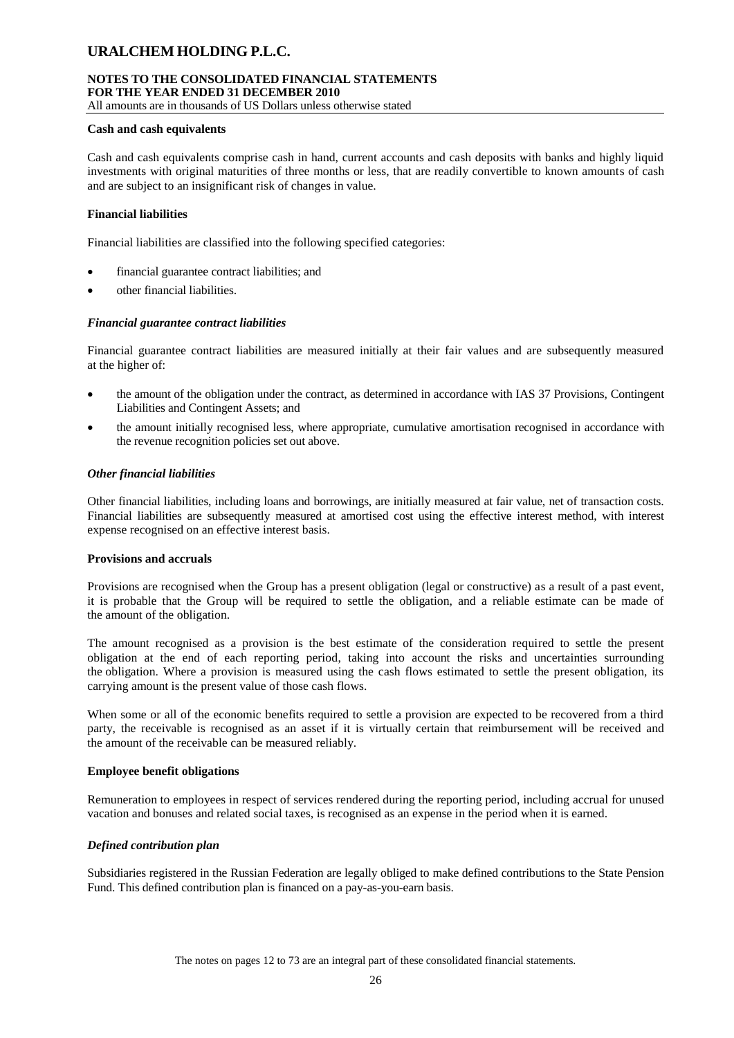#### Cash and cash equivalents

Cash and cash equivalents comprise cash in hand, current accounts and cash deposits with banks and highly liquid investments with original maturities of three months or less, that are readily convertible to known amounts of cash and are subject to an insignificant risk of changes in value.

#### Financial liabilities

Financial liabilities are classified into the following specified categories:

- financial guarantee contract liabilities; and
- other financial liabilities.

#### *Financial guarantee contract liabilities*

Financial guarantee contract liabilities are measured initially at their fair values and are subsequently measured at the higher of:

- the amount of the obligation under the contract, as determined in accordance with IAS 37 Provisions, Contingent Liabilities and Contingent Assets; and
- the amount initially recognised less, where appropriate, cumulative amortisation recognised in accordance with the revenue recognition policies set out above.

#### *Other financial liabilities*

Other financial liabilities, including loans and borrowings, are initially measured at fair value, net of transaction costs. Financial liabilities are subsequently measured at amortised cost using the effective interest method, with interest expense recognised on an effective interest basis.

#### Provisions and accruals

Provisions are recognised when the Group has a present obligation (legal or constructive) as a result of a past event, it is probable that the Group will be required to settle the obligation, and a reliable estimate can be made of the amount of the obligation.

The amount recognised as a provision is the best estimate of the consideration required to settle the present obligation at the end of each reporting period, taking into account the risks and uncertainties surrounding the obligation. Where a provision is measured using the cash flows estimated to settle the present obligation, its carrying amount is the present value of those cash flows.

When some or all of the economic benefits required to settle a provision are expected to be recovered from a third party, the receivable is recognised as an asset if it is virtually certain that reimbursement will be received and the amount of the receivable can be measured reliably.

#### Employee benefit obligations

Remuneration to employees in respect of services rendered during the reporting period, including accrual for unused vacation and bonuses and related social taxes, is recognised as an expense in the period when it is earned.

#### *Defined contribution plan*

Subsidiaries registered in the Russian Federation are legally obliged to make defined contributions to the State Pension Fund. This defined contribution plan is financed on a pay-as-you-earn basis.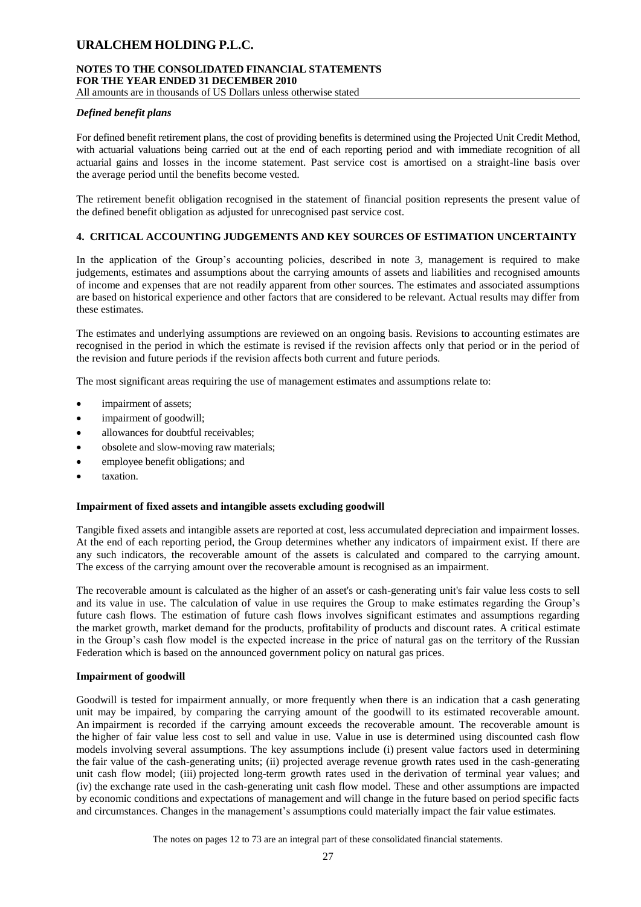### *Defined benefit plans*

For defined benefit retirement plans, the cost of providing benefits is determined using the Projected Unit Credit Method, with actuarial valuations being carried out at the end of each reporting period and with immediate recognition of all actuarial gains and losses in the income statement. Past service cost is amortised on a straight-line basis over the average period until the benefits become vested.

The retirement benefit obligation recognised in the statement of financial position represents the present value of the defined benefit obligation as adjusted for unrecognised past service cost.

## 4. CRITICAL ACCOUNTING JUDGEMENTS AND KEY SOURCES OF ESTIMATION UNCERTAINTY

In the application of the Group's accounting policies, described in note 3, management is required to make judgements, estimates and assumptions about the carrying amounts of assets and liabilities and recognised amounts of income and expenses that are not readily apparent from other sources. The estimates and associated assumptions are based on historical experience and other factors that are considered to be relevant. Actual results may differ from these estimates.

The estimates and underlying assumptions are reviewed on an ongoing basis. Revisions to accounting estimates are recognised in the period in which the estimate is revised if the revision affects only that period or in the period of the revision and future periods if the revision affects both current and future periods.

The most significant areas requiring the use of management estimates and assumptions relate to:

- impairment of assets;
- impairment of goodwill;
- allowances for doubtful receivables;
- obsolete and slow-moving raw materials;
- employee benefit obligations; and
- taxation.

### Impairment of fixed assets and intangible assets excluding goodwill

Tangible fixed assets and intangible assets are reported at cost, less accumulated depreciation and impairment losses. At the end of each reporting period, the Group determines whether any indicators of impairment exist. If there are any such indicators, the recoverable amount of the assets is calculated and compared to the carrying amount. The excess of the carrying amount over the recoverable amount is recognised as an impairment.

The recoverable amount is calculated as the higher of an asset's or cash-generating unit's fair value less costs to sell and its value in use. The calculation of value in use requires the Group to make estimates regarding the Group's future cash flows. The estimation of future cash flows involves significant estimates and assumptions regarding the market growth, market demand for the products, profitability of products and discount rates. A critical estimate in the Group's cash flow model is the expected increase in the price of natural gas on the territory of the Russian Federation which is based on the announced government policy on natural gas prices.

### Impairment of goodwill

Goodwill is tested for impairment annually, or more frequently when there is an indication that a cash generating unit may be impaired, by comparing the carrying amount of the goodwill to its estimated recoverable amount. An impairment is recorded if the carrying amount exceeds the recoverable amount. The recoverable amount is the higher of fair value less cost to sell and value in use. Value in use is determined using discounted cash flow models involving several assumptions. The key assumptions include (i) present value factors used in determining the fair value of the cash-generating units; (ii) projected average revenue growth rates used in the cash-generating unit cash flow model; (iii) projected long-term growth rates used in the derivation of terminal year values; and (iv) the exchange rate used in the cash-generating unit cash flow model. These and other assumptions are impacted by economic conditions and expectations of management and will change in the future based on period specific facts and circumstances. Changes in the management's assumptions could materially impact the fair value estimates.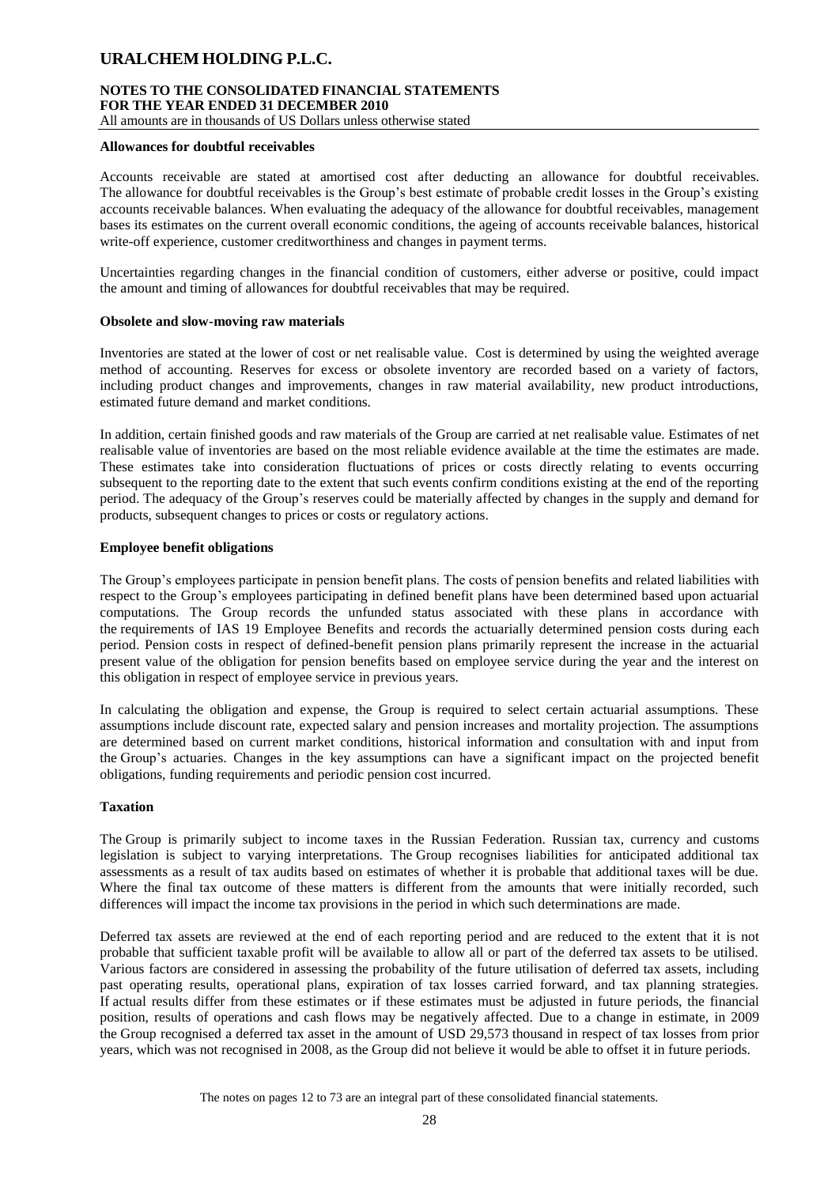**Allowances for doubtful receivables**

Accounts receivable are stated at amortised cost after deducting an allowance for doubtful receivables. The allowance for doubtful receivables is the Group's best estimate of probable credit losses in the Group's existing accounts receivable balances. When evaluating the adequacy of the allowance for doubtful receivables, management bases its estimates on the current overall economic conditions, the ageing of accounts receivable balances, historical write-off experience, customer creditworthiness and changes in payment terms.

Uncertainties regarding changes in the financial condition of customers, either adverse or positive, could impact the amount and timing of allowances for doubtful receivables that may be required.

**Obsolete and slow-moving raw materials**

Inventories are stated at the lower of cost or net realisable value. Cost is determined by using the weighted average method of accounting. Reserves for excess or obsolete inventory are recorded based on a variety of factors, including product changes and improvements, changes in raw material availability, new product introductions, estimated future demand and market conditions.

In addition, certain finished goods and raw materials of the Group are carried at net realisable value. Estimates of net realisable value of inventories are based on the most reliable evidence available at the time the estimates are made. These estimates take into consideration fluctuations of prices or costs directly relating to events occurring subsequent to the reporting date to the extent that such events confirm conditions existing at the end of the reporting period. The adequacy of the Group's reserves could be materially affected by changes in the supply and demand for products, subsequent changes to prices or costs or regulatory actions.

**Employee benefit obligations**

The Group's employees participate in pension benefit plans. The costs of pension benefits and related liabilities with respect to the Group's employees participating in defined benefit plans have been determined based upon actuarial computations. The Group records the unfunded status associated with these plans in accordance with the requirements of IAS 19 Employee Benefits and records the actuarially determined pension costs during each period. Pension costs in respect of defined-benefit pension plans primarily represent the increase in the actuarial present value of the obligation for pension benefits based on employee service during the year and the interest on this obligation in respect of employee service in previous years.

In calculating the obligation and expense, the Group is required to select certain actuarial assumptions. These assumptions include discount rate, expected salary and pension increases and mortality projection. The assumptions are determined based on current market conditions, historical information and consultation with and input from the Group's actuaries. Changes in the key assumptions can have a significant impact on the projected benefit obligations, funding requirements and periodic pension cost incurred.

**Taxation**

The Group is primarily subject to income taxes in the Russian Federation. Russian tax, currency and customs legislation is subject to varying interpretations. The Group recognises liabilities for anticipated additional tax assessments as a result of tax audits based on estimates of whether it is probable that additional taxes will be due. Where the final tax outcome of these matters is different from the amounts that were initially recorded, such differences will impact the income tax provisions in the period in which such determinations are made.

Deferred tax assets are reviewed at the end of each reporting period and are reduced to the extent that it is not probable that sufficient taxable profit will be available to allow all or part of the deferred tax assets to be utilised. Various factors are considered in assessing the probability of the future utilisation of deferred tax assets, including past operating results, operational plans, expiration of tax losses carried forward, and tax planning strategies. If actual results differ from these estimates or if these estimates must be adjusted in future periods, the financial position, results of operations and cash flows may be negatively affected. Due to a change in estimate, in 2009 the Group recognised a deferred tax asset in the amount of USD 29,573 thousand in respect of tax losses from prior years, which was not recognised in 2008, as the Group did not believe it would be able to offset it in future periods.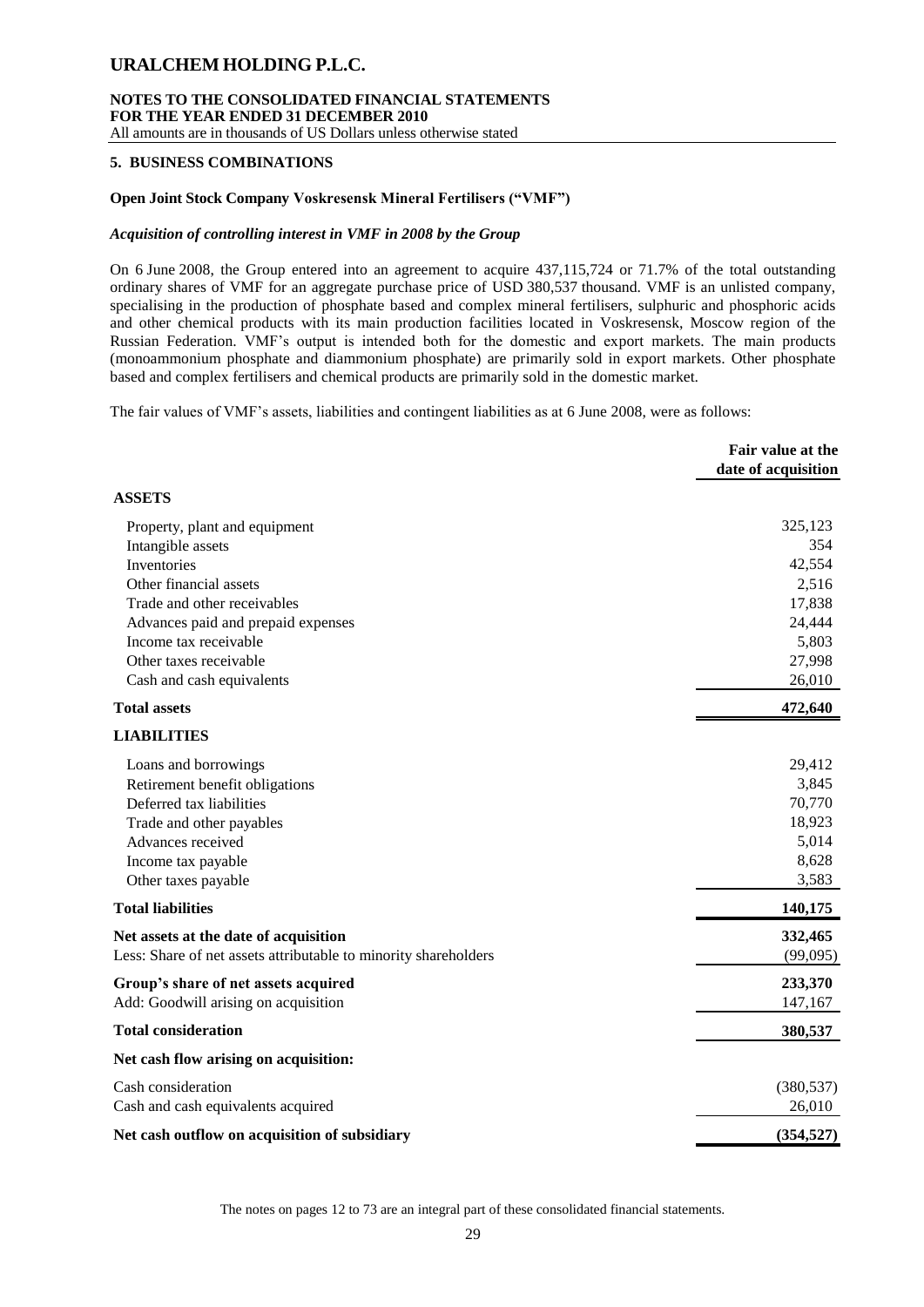## 5. BUSINESS COMBINATIONS

### Open Joint Stock Company Voskresensk Mineral Fertilisers ("VMF")

***Acquisition of controlling interest in VMF in 2008 by the Group***

On 6 June 2008, the Group entered into an agreement to acquire 437,115,724 or 71.7% of the total outstanding ordinary shares of VMF for an aggregate purchase price of USD 380,537 thousand. VMF is an unlisted company, specialising in the production of phosphate based and complex mineral fertilisers, sulphuric and phosphoric acids and other chemical products with its main production facilities located in Voskresensk, Moscow region of the Russian Federation. VMF's output is intended both for the domestic and export markets. The main products (monoammonium phosphate and diammonium phosphate) are primarily sold in export markets. Other phosphate based and complex fertilisers and chemical products are primarily sold in the domestic market.

The fair values of VMF's assets, liabilities and contingent liabilities as at 6 June 2008, were as follows:

| | Fair value at the date of acquisition |
|---|---|
| **ASSETS** | |
| Property, plant and equipment | 325,123 |
| Intangible assets | 354 |
| Inventories | 42,554 |
| Other financial assets | 2,516 |
| Trade and other receivables | 17,838 |
| Advances paid and prepaid expenses | 24,444 |
| Income tax receivable | 5,803 |
| Other taxes receivable | 27,998 |
| Cash and cash equivalents | 26,010 |
| **Total assets** | **472,640** |
| **LIABILITIES** | |
| Loans and borrowings | 29,412 |
| Retirement benefit obligations | 3,845 |
| Deferred tax liabilities | 70,770 |
| Trade and other payables | 18,923 |
| Advances received | 5,014 |
| Income tax payable | 8,628 |
| Other taxes payable | 3,583 |
| **Total liabilities** | **140,175** |
| **Net assets at the date of acquisition** | **332,465** |
| Less: Share of net assets attributable to minority shareholders | (99,095) |
| **Group's share of net assets acquired** | **233,370** |
| Add: Goodwill arising on acquisition | 147,167 |
| **Total consideration** | **380,537** |
| **Net cash flow arising on acquisition:** | |
| Cash consideration | (380,537) |
| Cash and cash equivalents acquired | 26,010 |
| **Net cash outflow on acquisition of subsidiary** | **(354,527)** |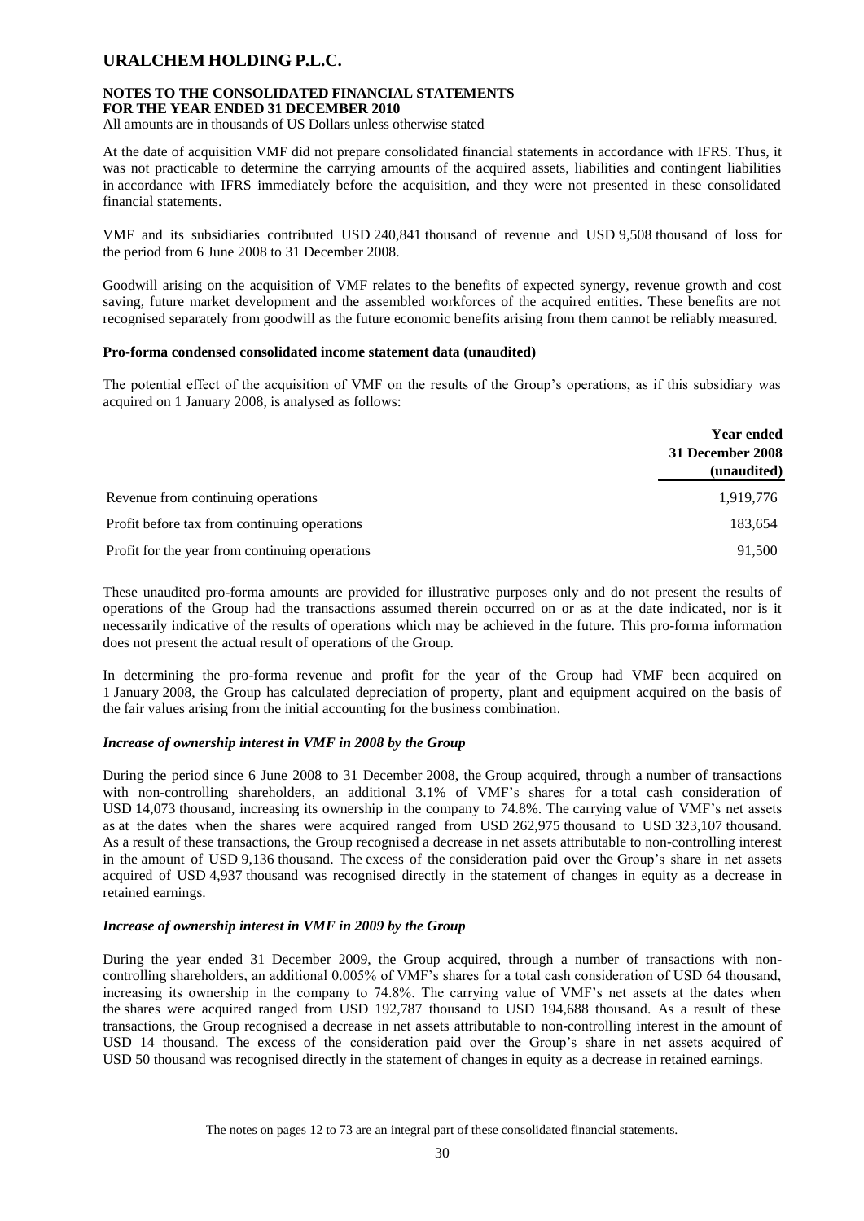At the date of acquisition VMF did not prepare consolidated financial statements in accordance with IFRS. Thus, it was not practicable to determine the carrying amounts of the acquired assets, liabilities and contingent liabilities in accordance with IFRS immediately before the acquisition, and they were not presented in these consolidated financial statements.

VMF and its subsidiaries contributed USD 240,841 thousand of revenue and USD 9,508 thousand of loss for the period from 6 June 2008 to 31 December 2008.

Goodwill arising on the acquisition of VMF relates to the benefits of expected synergy, revenue growth and cost saving, future market development and the assembled workforces of the acquired entities. These benefits are not recognised separately from goodwill as the future economic benefits arising from them cannot be reliably measured.

**Pro-forma condensed consolidated income statement data (unaudited)**

The potential effect of the acquisition of VMF on the results of the Group's operations, as if this subsidiary was acquired on 1 January 2008, is analysed as follows:

| | Year ended 31 December 2008 (unaudited) |
|---|---|
| Revenue from continuing operations | 1,919,776 |
| Profit before tax from continuing operations | 183,654 |
| Profit for the year from continuing operations | 91,500 |

These unaudited pro-forma amounts are provided for illustrative purposes only and do not present the results of operations of the Group had the transactions assumed therein occurred on or as at the date indicated, nor is it necessarily indicative of the results of operations which may be achieved in the future. This pro-forma information does not present the actual result of operations of the Group.

In determining the pro-forma revenue and profit for the year of the Group had VMF been acquired on 1 January 2008, the Group has calculated depreciation of property, plant and equipment acquired on the basis of the fair values arising from the initial accounting for the business combination.

***Increase of ownership interest in VMF in 2008 by the Group***

During the period since 6 June 2008 to 31 December 2008, the Group acquired, through a number of transactions with non-controlling shareholders, an additional 3.1% of VMF's shares for a total cash consideration of USD 14,073 thousand, increasing its ownership in the company to 74.8%. The carrying value of VMF's net assets as at the dates when the shares were acquired ranged from USD 262,975 thousand to USD 323,107 thousand. As a result of these transactions, the Group recognised a decrease in net assets attributable to non-controlling interest in the amount of USD 9,136 thousand. The excess of the consideration paid over the Group's share in net assets acquired of USD 4,937 thousand was recognised directly in the statement of changes in equity as a decrease in retained earnings.

***Increase of ownership interest in VMF in 2009 by the Group***

During the year ended 31 December 2009, the Group acquired, through a number of transactions with non-controlling shareholders, an additional 0.005% of VMF's shares for a total cash consideration of USD 64 thousand, increasing its ownership in the company to 74.8%. The carrying value of VMF's net assets at the dates when the shares were acquired ranged from USD 192,787 thousand to USD 194,688 thousand. As a result of these transactions, the Group recognised a decrease in net assets attributable to non-controlling interest in the amount of USD 14 thousand. The excess of the consideration paid over the Group's share in net assets acquired of USD 50 thousand was recognised directly in the statement of changes in equity as a decrease in retained earnings.

The notes on pages 12 to 73 are an integral part of these consolidated financial statements.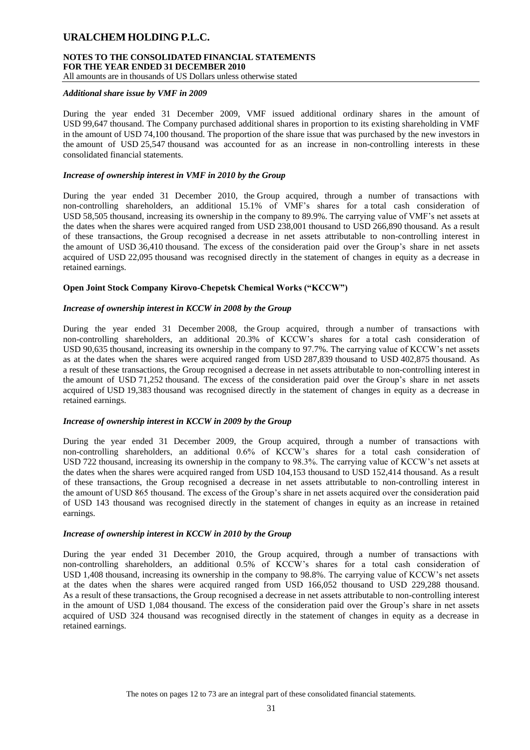### *Additional share issue by VMF in 2009*

During the year ended 31 December 2009, VMF issued additional ordinary shares in the amount of USD 99,647 thousand. The Company purchased additional shares in proportion to its existing shareholding in VMF in the amount of USD 74,100 thousand. The proportion of the share issue that was purchased by the new investors in the amount of USD 25,547 thousand was accounted for as an increase in non-controlling interests in these consolidated financial statements.

### *Increase of ownership interest in VMF in 2010 by the Group*

During the year ended 31 December 2010, the Group acquired, through a number of transactions with non-controlling shareholders, an additional 15.1% of VMF's shares for a total cash consideration of USD 58,505 thousand, increasing its ownership in the company to 89.9%. The carrying value of VMF's net assets at the dates when the shares were acquired ranged from USD 238,001 thousand to USD 266,890 thousand. As a result of these transactions, the Group recognised a decrease in net assets attributable to non-controlling interest in the amount of USD 36,410 thousand. The excess of the consideration paid over the Group's share in net assets acquired of USD 22,095 thousand was recognised directly in the statement of changes in equity as a decrease in retained earnings.

## Open Joint Stock Company Kirovo-Chepetsk Chemical Works ("KCCW")

### *Increase of ownership interest in KCCW in 2008 by the Group*

During the year ended 31 December 2008, the Group acquired, through a number of transactions with non-controlling shareholders, an additional 20.3% of KCCW's shares for a total cash consideration of USD 90,635 thousand, increasing its ownership in the company to 97.7%. The carrying value of KCCW's net assets as at the dates when the shares were acquired ranged from USD 287,839 thousand to USD 402,875 thousand. As a result of these transactions, the Group recognised a decrease in net assets attributable to non-controlling interest in the amount of USD 71,252 thousand. The excess of the consideration paid over the Group's share in net assets acquired of USD 19,383 thousand was recognised directly in the statement of changes in equity as a decrease in retained earnings.

### *Increase of ownership interest in KCCW in 2009 by the Group*

During the year ended 31 December 2009, the Group acquired, through a number of transactions with non-controlling shareholders, an additional 0.6% of KCCW's shares for a total cash consideration of USD 722 thousand, increasing its ownership in the company to 98.3%. The carrying value of KCCW's net assets at the dates when the shares were acquired ranged from USD 104,153 thousand to USD 152,414 thousand. As a result of these transactions, the Group recognised a decrease in net assets attributable to non-controlling interest in the amount of USD 865 thousand. The excess of the Group's share in net assets acquired over the consideration paid of USD 143 thousand was recognised directly in the statement of changes in equity as an increase in retained earnings.

### *Increase of ownership interest in KCCW in 2010 by the Group*

During the year ended 31 December 2010, the Group acquired, through a number of transactions with non-controlling shareholders, an additional 0.5% of KCCW's shares for a total cash consideration of USD 1,408 thousand, increasing its ownership in the company to 98.8%. The carrying value of KCCW's net assets at the dates when the shares were acquired ranged from USD 166,052 thousand to USD 229,288 thousand. As a result of these transactions, the Group recognised a decrease in net assets attributable to non-controlling interest in the amount of USD 1,084 thousand. The excess of the consideration paid over the Group's share in net assets acquired of USD 324 thousand was recognised directly in the statement of changes in equity as a decrease in retained earnings.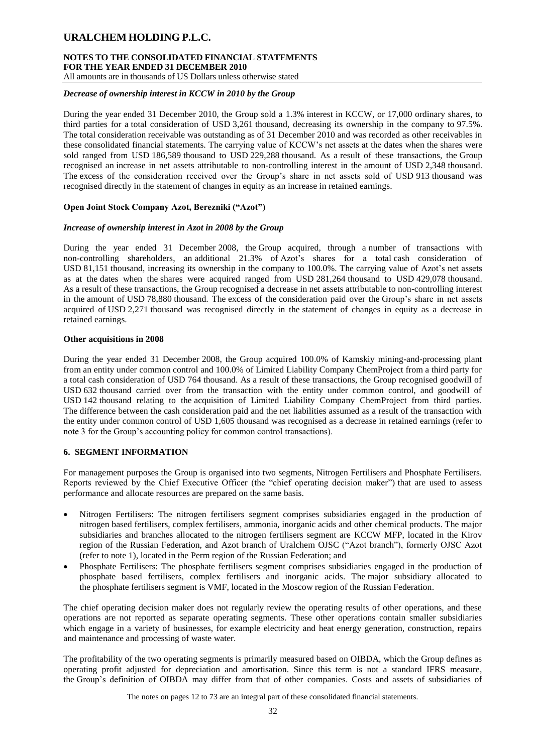*Decrease of ownership interest in KCCW in 2010 by the Group*

During the year ended 31 December 2010, the Group sold a 1.3% interest in KCCW, or 17,000 ordinary shares, to third parties for a total consideration of USD 3,261 thousand, decreasing its ownership in the company to 97.5%. The total consideration receivable was outstanding as of 31 December 2010 and was recorded as other receivables in these consolidated financial statements. The carrying value of KCCW's net assets at the dates when the shares were sold ranged from USD 186,589 thousand to USD 229,288 thousand. As a result of these transactions, the Group recognised an increase in net assets attributable to non-controlling interest in the amount of USD 2,348 thousand. The excess of the consideration received over the Group's share in net assets sold of USD 913 thousand was recognised directly in the statement of changes in equity as an increase in retained earnings.

**Open Joint Stock Company Azot, Berezniki ("Azot")**

*Increase of ownership interest in Azot in 2008 by the Group*

During the year ended 31 December 2008, the Group acquired, through a number of transactions with non-controlling shareholders, an additional 21.3% of Azot's shares for a total cash consideration of USD 81,151 thousand, increasing its ownership in the company to 100.0%. The carrying value of Azot's net assets as at the dates when the shares were acquired ranged from USD 281,264 thousand to USD 429,078 thousand. As a result of these transactions, the Group recognised a decrease in net assets attributable to non-controlling interest in the amount of USD 78,880 thousand. The excess of the consideration paid over the Group's share in net assets acquired of USD 2,271 thousand was recognised directly in the statement of changes in equity as a decrease in retained earnings.

**Other acquisitions in 2008**

During the year ended 31 December 2008, the Group acquired 100.0% of Kamskiy mining-and-processing plant from an entity under common control and 100.0% of Limited Liability Company ChemProject from a third party for a total cash consideration of USD 764 thousand. As a result of these transactions, the Group recognised goodwill of USD 632 thousand carried over from the transaction with the entity under common control, and goodwill of USD 142 thousand relating to the acquisition of Limited Liability Company ChemProject from third parties. The difference between the cash consideration paid and the net liabilities assumed as a result of the transaction with the entity under common control of USD 1,605 thousand was recognised as a decrease in retained earnings (refer to note 3 for the Group's accounting policy for common control transactions).

## 6. SEGMENT INFORMATION

For management purposes the Group is organised into two segments, Nitrogen Fertilisers and Phosphate Fertilisers. Reports reviewed by the Chief Executive Officer (the "chief operating decision maker") that are used to assess performance and allocate resources are prepared on the same basis.

- Nitrogen Fertilisers: The nitrogen fertilisers segment comprises subsidiaries engaged in the production of nitrogen based fertilisers, complex fertilisers, ammonia, inorganic acids and other chemical products. The major subsidiaries and branches allocated to the nitrogen fertilisers segment are KCCW MFP, located in the Kirov region of the Russian Federation, and Azot branch of Uralchem OJSC ("Azot branch"), formerly OJSC Azot (refer to note 1), located in the Perm region of the Russian Federation; and
- Phosphate Fertilisers: The phosphate fertilisers segment comprises subsidiaries engaged in the production of phosphate based fertilisers, complex fertilisers and inorganic acids. The major subsidiary allocated to the phosphate fertilisers segment is VMF, located in the Moscow region of the Russian Federation.

The chief operating decision maker does not regularly review the operating results of other operations, and these operations are not reported as separate operating segments. These other operations contain smaller subsidiaries which engage in a variety of businesses, for example electricity and heat energy generation, construction, repairs and maintenance and processing of waste water.

The profitability of the two operating segments is primarily measured based on OIBDA, which the Group defines as operating profit adjusted for depreciation and amortisation. Since this term is not a standard IFRS measure, the Group's definition of OIBDA may differ from that of other companies. Costs and assets of subsidiaries of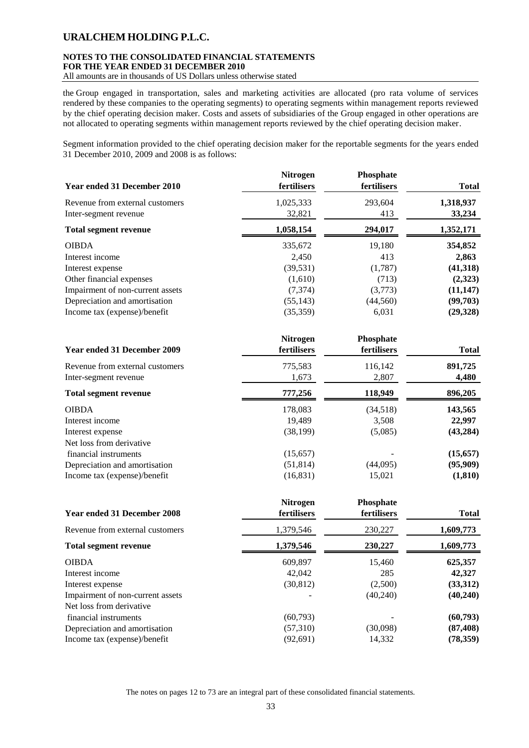the Group engaged in transportation, sales and marketing activities are allocated (pro rata volume of services rendered by these companies to the operating segments) to operating segments within management reports reviewed by the chief operating decision maker. Costs and assets of subsidiaries of the Group engaged in other operations are not allocated to operating segments within management reports reviewed by the chief operating decision maker.

Segment information provided to the chief operating decision maker for the reportable segments for the years ended 31 December 2010, 2009 and 2008 is as follows:

| Year ended 31 December 2010 | Nitrogen fertilisers | Phosphate fertilisers | Total |
|---|---|---|---|
| Revenue from external customers | 1,025,333 | 293,604 | **1,318,937** |
| Inter-segment revenue | 32,821 | 413 | **33,234** |
| **Total segment revenue** | **1,058,154** | **294,017** | **1,352,171** |
| OIBDA | 335,672 | 19,180 | **354,852** |
| Interest income | 2,450 | 413 | **2,863** |
| Interest expense | (39,531) | (1,787) | **(41,318)** |
| Other financial expenses | (1,610) | (713) | **(2,323)** |
| Impairment of non-current assets | (7,374) | (3,773) | **(11,147)** |
| Depreciation and amortisation | (55,143) | (44,560) | **(99,703)** |
| Income tax (expense)/benefit | (35,359) | 6,031 | **(29,328)** |

| Year ended 31 December 2009 | Nitrogen fertilisers | Phosphate fertilisers | Total |
|---|---|---|---|
| Revenue from external customers | 775,583 | 116,142 | **891,725** |
| Inter-segment revenue | 1,673 | 2,807 | **4,480** |
| **Total segment revenue** | **777,256** | **118,949** | **896,205** |
| OIBDA | 178,083 | (34,518) | **143,565** |
| Interest income | 19,489 | 3,508 | **22,997** |
| Interest expense | (38,199) | (5,085) | **(43,284)** |
| Net loss from derivative financial instruments | (15,657) | - | **(15,657)** |
| Depreciation and amortisation | (51,814) | (44,095) | **(95,909)** |
| Income tax (expense)/benefit | (16,831) | 15,021 | **(1,810)** |

| Year ended 31 December 2008 | Nitrogen fertilisers | Phosphate fertilisers | Total |
|---|---|---|---|
| Revenue from external customers | 1,379,546 | 230,227 | **1,609,773** |
| **Total segment revenue** | **1,379,546** | **230,227** | **1,609,773** |
| OIBDA | 609,897 | 15,460 | **625,357** |
| Interest income | 42,042 | 285 | **42,327** |
| Interest expense | (30,812) | (2,500) | **(33,312)** |
| Impairment of non-current assets | - | (40,240) | **(40,240)** |
| Net loss from derivative financial instruments | (60,793) | - | **(60,793)** |
| Depreciation and amortisation | (57,310) | (30,098) | **(87,408)** |
| Income tax (expense)/benefit | (92,691) | 14,332 | **(78,359)** |

The notes on pages 12 to 73 are an integral part of these consolidated financial statements.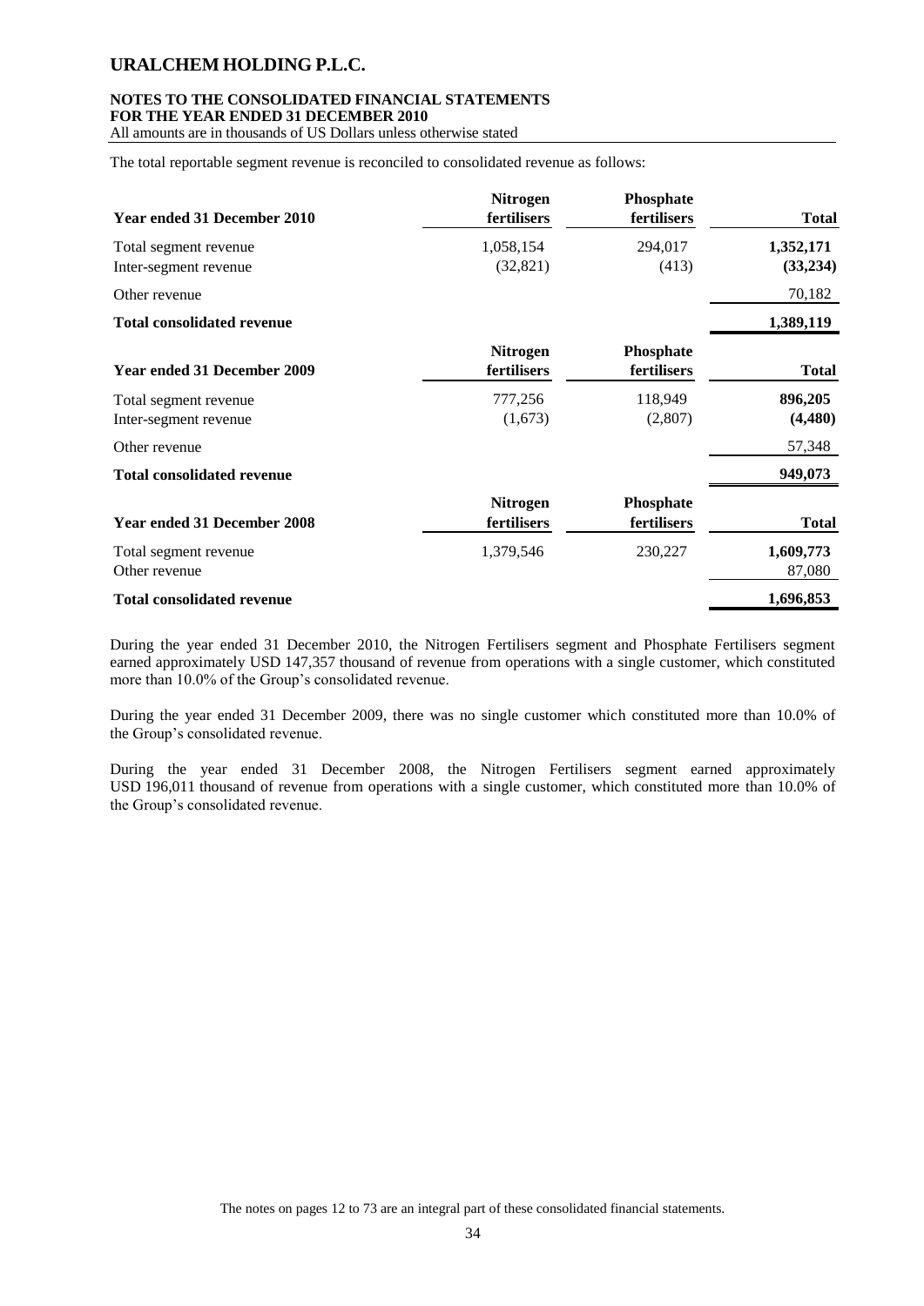The total reportable segment revenue is reconciled to consolidated revenue as follows:

| Year ended 31 December 2010 | Nitrogen fertilisers | Phosphate fertilisers | Total |
|---|---|---|---|
| Total segment revenue | 1,058,154 | 294,017 | **1,352,171** |
| Inter-segment revenue | (32,821) | (413) | **(33,234)** |
| Other revenue | | | 70,182 |
| **Total consolidated revenue** | | | **1,389,119** |

| Year ended 31 December 2009 | Nitrogen fertilisers | Phosphate fertilisers | Total |
|---|---|---|---|
| Total segment revenue | 777,256 | 118,949 | **896,205** |
| Inter-segment revenue | (1,673) | (2,807) | **(4,480)** |
| Other revenue | | | 57,348 |
| **Total consolidated revenue** | | | **949,073** |

| Year ended 31 December 2008 | Nitrogen fertilisers | Phosphate fertilisers | Total |
|---|---|---|---|
| Total segment revenue | 1,379,546 | 230,227 | **1,609,773** |
| Other revenue | | | 87,080 |
| **Total consolidated revenue** | | | **1,696,853** |

During the year ended 31 December 2010, the Nitrogen Fertilisers segment and Phosphate Fertilisers segment earned approximately USD 147,357 thousand of revenue from operations with a single customer, which constituted more than 10.0% of the Group's consolidated revenue.

During the year ended 31 December 2009, there was no single customer which constituted more than 10.0% of the Group's consolidated revenue.

During the year ended 31 December 2008, the Nitrogen Fertilisers segment earned approximately USD 196,011 thousand of revenue from operations with a single customer, which constituted more than 10.0% of the Group's consolidated revenue.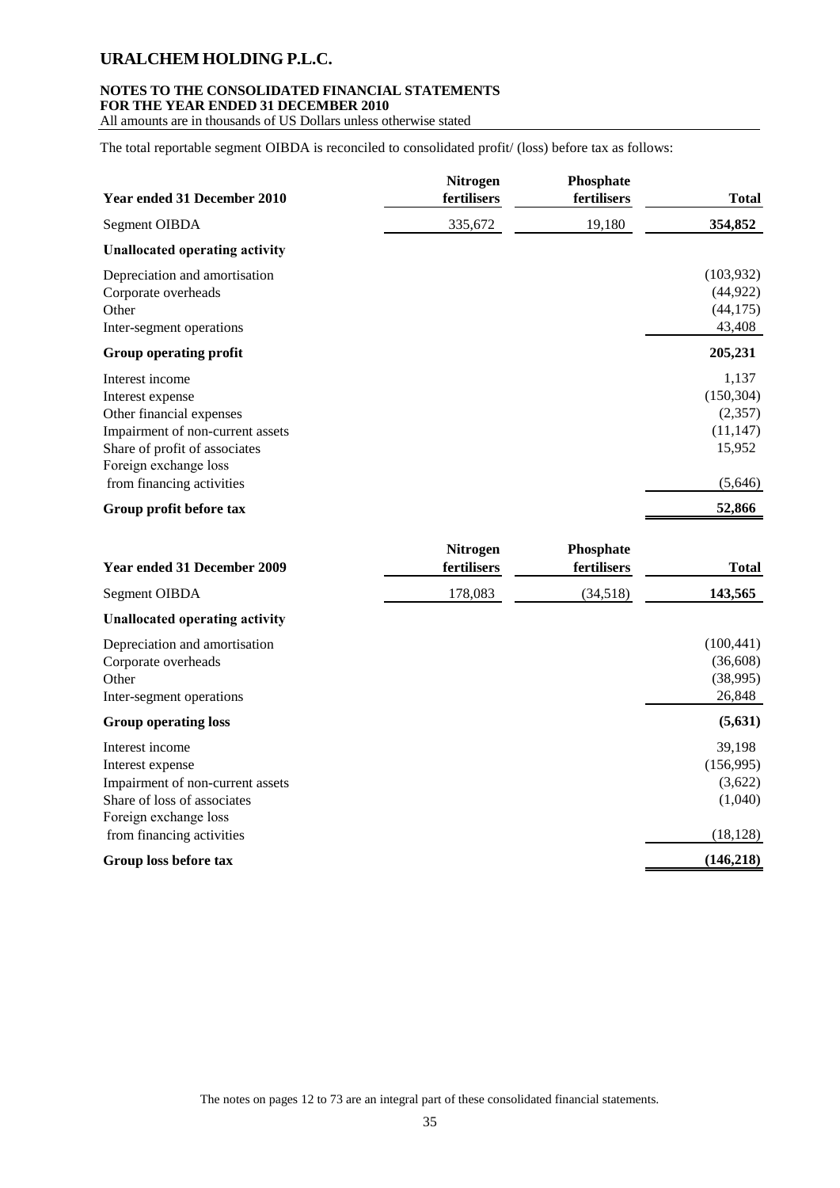The total reportable segment OIBDA is reconciled to consolidated profit/ (loss) before tax as follows:

| Year ended 31 December 2010 | Nitrogen fertilisers | Phosphate fertilisers | Total |
|---|---|---|---|
| Segment OIBDA | 335,672 | 19,180 | **354,852** |
| **Unallocated operating activity** | | | |
| Depreciation and amortisation | | | (103,932) |
| Corporate overheads | | | (44,922) |
| Other | | | (44,175) |
| Inter-segment operations | | | 43,408 |
| **Group operating profit** | | | **205,231** |
| Interest income | | | 1,137 |
| Interest expense | | | (150,304) |
| Other financial expenses | | | (2,357) |
| Impairment of non-current assets | | | (11,147) |
| Share of profit of associates | | | 15,952 |
| Foreign exchange loss from financing activities | | | (5,646) |
| **Group profit before tax** | | | **52,866** |

| Year ended 31 December 2009 | Nitrogen fertilisers | Phosphate fertilisers | Total |
|---|---|---|---|
| Segment OIBDA | 178,083 | (34,518) | **143,565** |
| **Unallocated operating activity** | | | |
| Depreciation and amortisation | | | (100,441) |
| Corporate overheads | | | (36,608) |
| Other | | | (38,995) |
| Inter-segment operations | | | 26,848 |
| **Group operating loss** | | | **(5,631)** |
| Interest income | | | 39,198 |
| Interest expense | | | (156,995) |
| Impairment of non-current assets | | | (3,622) |
| Share of loss of associates | | | (1,040) |
| Foreign exchange loss from financing activities | | | (18,128) |
| **Group loss before tax** | | | **(146,218)** |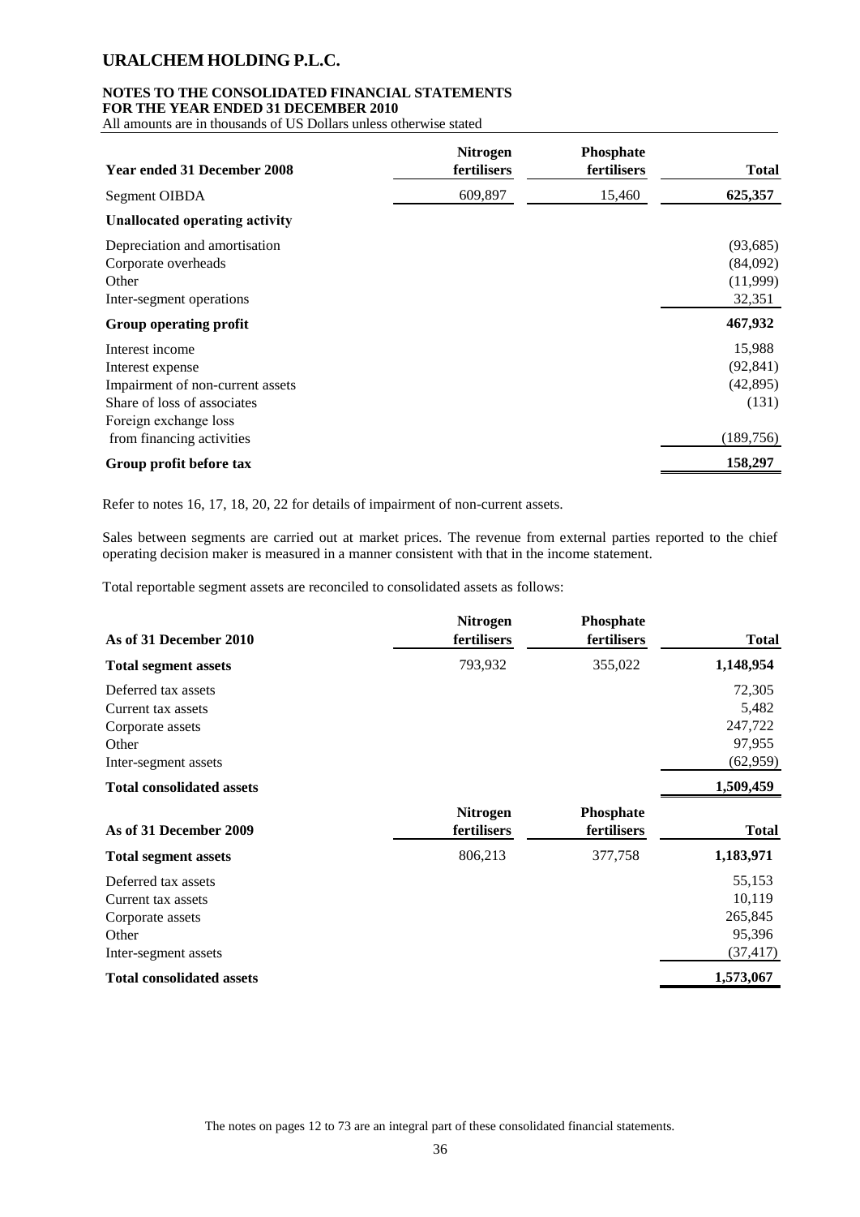| Year ended 31 December 2008 | Nitrogen fertilisers | Phosphate fertilisers | Total |
|---|---|---|---|
| Segment OIBDA | 609,897 | 15,460 | **625,357** |
| **Unallocated operating activity** | | | |
| Depreciation and amortisation | | | (93,685) |
| Corporate overheads | | | (84,092) |
| Other | | | (11,999) |
| Inter-segment operations | | | 32,351 |
| **Group operating profit** | | | **467,932** |
| Interest income | | | 15,988 |
| Interest expense | | | (92,841) |
| Impairment of non-current assets | | | (42,895) |
| Share of loss of associates | | | (131) |
| Foreign exchange loss from financing activities | | | (189,756) |
| **Group profit before tax** | | | **158,297** |

Refer to notes 16, 17, 18, 20, 22 for details of impairment of non-current assets.

Sales between segments are carried out at market prices. The revenue from external parties reported to the chief operating decision maker is measured in a manner consistent with that in the income statement.

Total reportable segment assets are reconciled to consolidated assets as follows:

| As of 31 December 2010 | Nitrogen fertilisers | Phosphate fertilisers | Total |
|---|---|---|---|
| **Total segment assets** | 793,932 | 355,022 | **1,148,954** |
| Deferred tax assets | | | 72,305 |
| Current tax assets | | | 5,482 |
| Corporate assets | | | 247,722 |
| Other | | | 97,955 |
| Inter-segment assets | | | (62,959) |
| **Total consolidated assets** | | | **1,509,459** |

| As of 31 December 2009 | Nitrogen fertilisers | Phosphate fertilisers | Total |
|---|---|---|---|
| **Total segment assets** | 806,213 | 377,758 | **1,183,971** |
| Deferred tax assets | | | 55,153 |
| Current tax assets | | | 10,119 |
| Corporate assets | | | 265,845 |
| Other | | | 95,396 |
| Inter-segment assets | | | (37,417) |
| **Total consolidated assets** | | | **1,573,067** |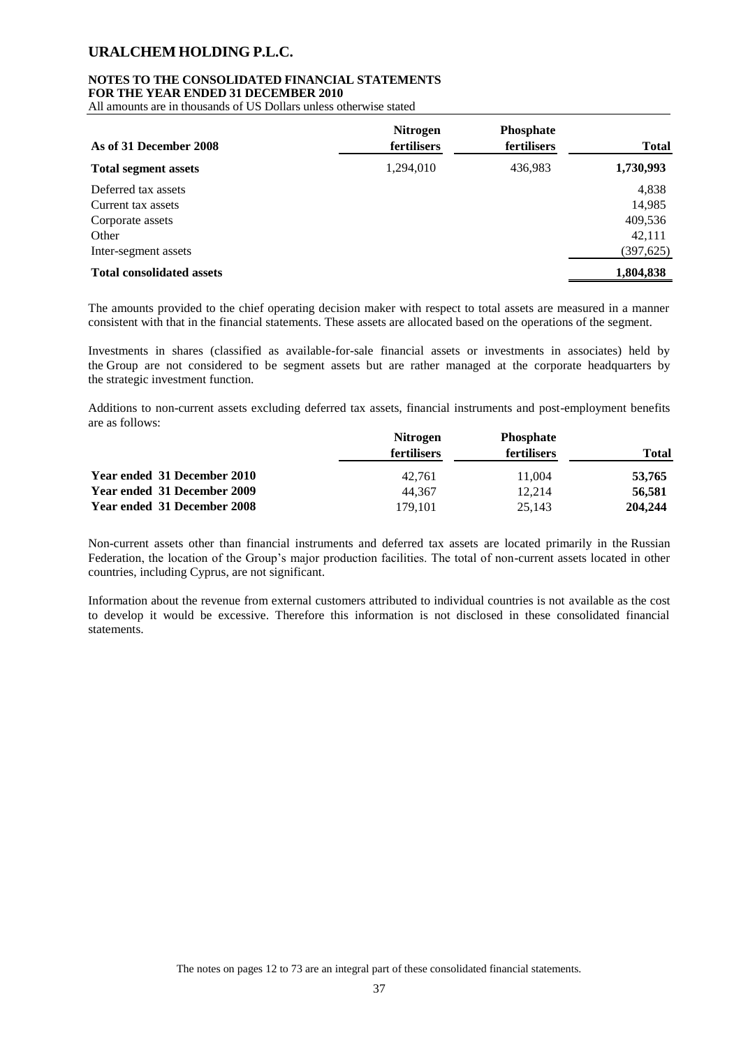| As of 31 December 2008 | Nitrogen fertilisers | Phosphate fertilisers | Total |
|---|---|---|---|
| **Total segment assets** | 1,294,010 | 436,983 | **1,730,993** |
| Deferred tax assets | | | 4,838 |
| Current tax assets | | | 14,985 |
| Corporate assets | | | 409,536 |
| Other | | | 42,111 |
| Inter-segment assets | | | (397,625) |
| **Total consolidated assets** | | | **1,804,838** |

The amounts provided to the chief operating decision maker with respect to total assets are measured in a manner consistent with that in the financial statements. These assets are allocated based on the operations of the segment.

Investments in shares (classified as available-for-sale financial assets or investments in associates) held by the Group are not considered to be segment assets but are rather managed at the corporate headquarters by the strategic investment function.

Additions to non-current assets excluding deferred tax assets, financial instruments and post-employment benefits are as follows:

| | Nitrogen fertilisers | Phosphate fertilisers | Total |
|---|---|---|---|
| **Year ended 31 December 2010** | 42,761 | 11,004 | **53,765** |
| **Year ended 31 December 2009** | 44,367 | 12,214 | **56,581** |
| **Year ended 31 December 2008** | 179,101 | 25,143 | **204,244** |

Non-current assets other than financial instruments and deferred tax assets are located primarily in the Russian Federation, the location of the Group's major production facilities. The total of non-current assets located in other countries, including Cyprus, are not significant.

Information about the revenue from external customers attributed to individual countries is not available as the cost to develop it would be excessive. Therefore this information is not disclosed in these consolidated financial statements.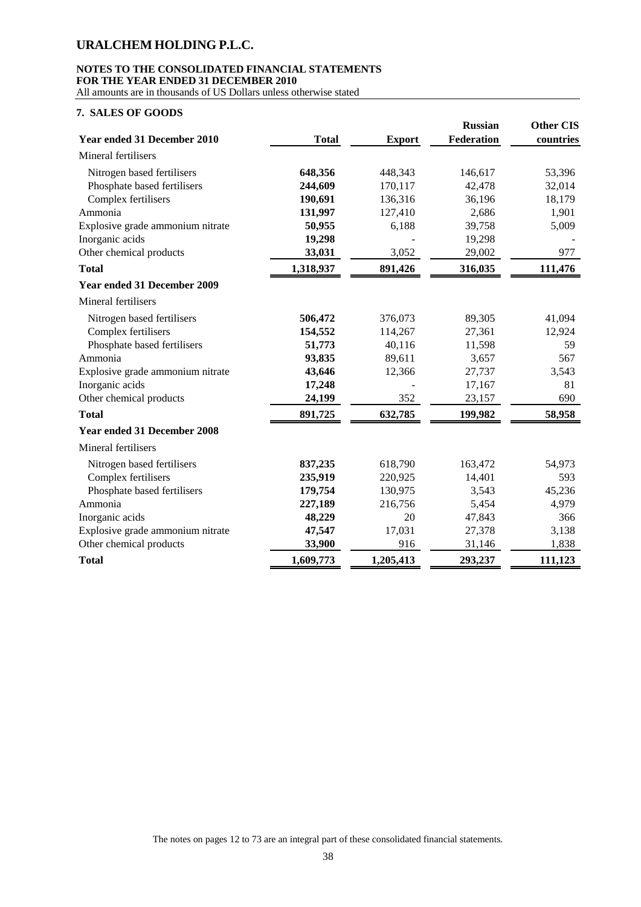# URALCHEM HOLDING P.L.C.

**NOTES TO THE CONSOLIDATED FINANCIAL STATEMENTS**
**FOR THE YEAR ENDED 31 DECEMBER 2010**
All amounts are in thousands of US Dollars unless otherwise stated

## 7. SALES OF GOODS

| **Year ended 31 December 2010** | **Total** | **Export** | **Russian Federation** | **Other CIS countries** |
|---|---|---|---|---|
| Mineral fertilisers | | | | |
| Nitrogen based fertilisers | **648,356** | 448,343 | 146,617 | 53,396 |
| Phosphate based fertilisers | **244,609** | 170,117 | 42,478 | 32,014 |
| Complex fertilisers | **190,691** | 136,316 | 36,196 | 18,179 |
| Ammonia | **131,997** | 127,410 | 2,686 | 1,901 |
| Explosive grade ammonium nitrate | **50,955** | 6,188 | 39,758 | 5,009 |
| Inorganic acids | **19,298** | - | 19,298 | - |
| Other chemical products | **33,031** | 3,052 | 29,002 | 977 |
| **Total** | **1,318,937** | **891,426** | **316,035** | **111,476** |
| **Year ended 31 December 2009** | | | | |
| Mineral fertilisers | | | | |
| Nitrogen based fertilisers | **506,472** | 376,073 | 89,305 | 41,094 |
| Complex fertilisers | **154,552** | 114,267 | 27,361 | 12,924 |
| Phosphate based fertilisers | **51,773** | 40,116 | 11,598 | 59 |
| Ammonia | **93,835** | 89,611 | 3,657 | 567 |
| Explosive grade ammonium nitrate | **43,646** | 12,366 | 27,737 | 3,543 |
| Inorganic acids | **17,248** | - | 17,167 | 81 |
| Other chemical products | **24,199** | 352 | 23,157 | 690 |
| **Total** | **891,725** | **632,785** | **199,982** | **58,958** |
| **Year ended 31 December 2008** | | | | |
| Mineral fertilisers | | | | |
| Nitrogen based fertilisers | **837,235** | 618,790 | 163,472 | 54,973 |
| Complex fertilisers | **235,919** | 220,925 | 14,401 | 593 |
| Phosphate based fertilisers | **179,754** | 130,975 | 3,543 | 45,236 |
| Ammonia | **227,189** | 216,756 | 5,454 | 4,979 |
| Inorganic acids | **48,229** | 20 | 47,843 | 366 |
| Explosive grade ammonium nitrate | **47,547** | 17,031 | 27,378 | 3,138 |
| Other chemical products | **33,900** | 916 | 31,146 | 1,838 |
| **Total** | **1,609,773** | **1,205,413** | **293,237** | **111,123** |

The notes on pages 12 to 73 are an integral part of these consolidated financial statements.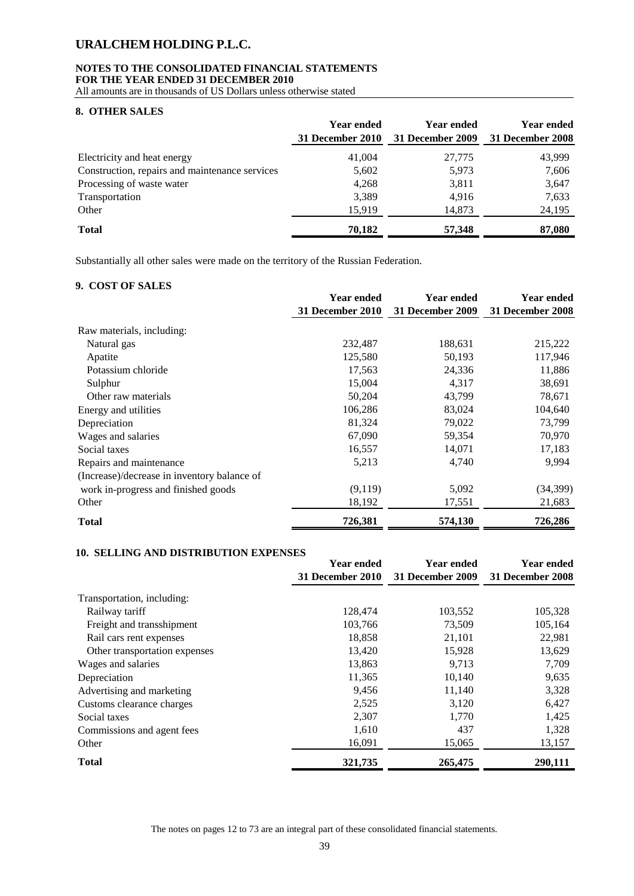# URALCHEM HOLDING P.L.C.

**NOTES TO THE CONSOLIDATED FINANCIAL STATEMENTS**
**FOR THE YEAR ENDED 31 DECEMBER 2010**
All amounts are in thousands of US Dollars unless otherwise stated

## 8. OTHER SALES

| | Year ended 31 December 2010 | Year ended 31 December 2009 | Year ended 31 December 2008 |
|---|---|---|---|
| Electricity and heat energy | 41,004 | 27,775 | 43,999 |
| Construction, repairs and maintenance services | 5,602 | 5,973 | 7,606 |
| Processing of waste water | 4,268 | 3,811 | 3,647 |
| Transportation | 3,389 | 4,916 | 7,633 |
| Other | 15,919 | 14,873 | 24,195 |
| **Total** | **70,182** | **57,348** | **87,080** |

Substantially all other sales were made on the territory of the Russian Federation.

## 9. COST OF SALES

| | Year ended 31 December 2010 | Year ended 31 December 2009 | Year ended 31 December 2008 |
|---|---|---|---|
| Raw materials, including: | | | |
| Natural gas | 232,487 | 188,631 | 215,222 |
| Apatite | 125,580 | 50,193 | 117,946 |
| Potassium chloride | 17,563 | 24,336 | 11,886 |
| Sulphur | 15,004 | 4,317 | 38,691 |
| Other raw materials | 50,204 | 43,799 | 78,671 |
| Energy and utilities | 106,286 | 83,024 | 104,640 |
| Depreciation | 81,324 | 79,022 | 73,799 |
| Wages and salaries | 67,090 | 59,354 | 70,970 |
| Social taxes | 16,557 | 14,071 | 17,183 |
| Repairs and maintenance | 5,213 | 4,740 | 9,994 |
| (Increase)/decrease in inventory balance of work in-progress and finished goods | (9,119) | 5,092 | (34,399) |
| Other | 18,192 | 17,551 | 21,683 |
| **Total** | **726,381** | **574,130** | **726,286** |

## 10. SELLING AND DISTRIBUTION EXPENSES

| | Year ended 31 December 2010 | Year ended 31 December 2009 | Year ended 31 December 2008 |
|---|---|---|---|
| Transportation, including: | | | |
| Railway tariff | 128,474 | 103,552 | 105,328 |
| Freight and transshipment | 103,766 | 73,509 | 105,164 |
| Rail cars rent expenses | 18,858 | 21,101 | 22,981 |
| Other transportation expenses | 13,420 | 15,928 | 13,629 |
| Wages and salaries | 13,863 | 9,713 | 7,709 |
| Depreciation | 11,365 | 10,140 | 9,635 |
| Advertising and marketing | 9,456 | 11,140 | 3,328 |
| Customs clearance charges | 2,525 | 3,120 | 6,427 |
| Social taxes | 2,307 | 1,770 | 1,425 |
| Commissions and agent fees | 1,610 | 437 | 1,328 |
| Other | 16,091 | 15,065 | 13,157 |
| **Total** | **321,735** | **265,475** | **290,111** |

The notes on pages 12 to 73 are an integral part of these consolidated financial statements.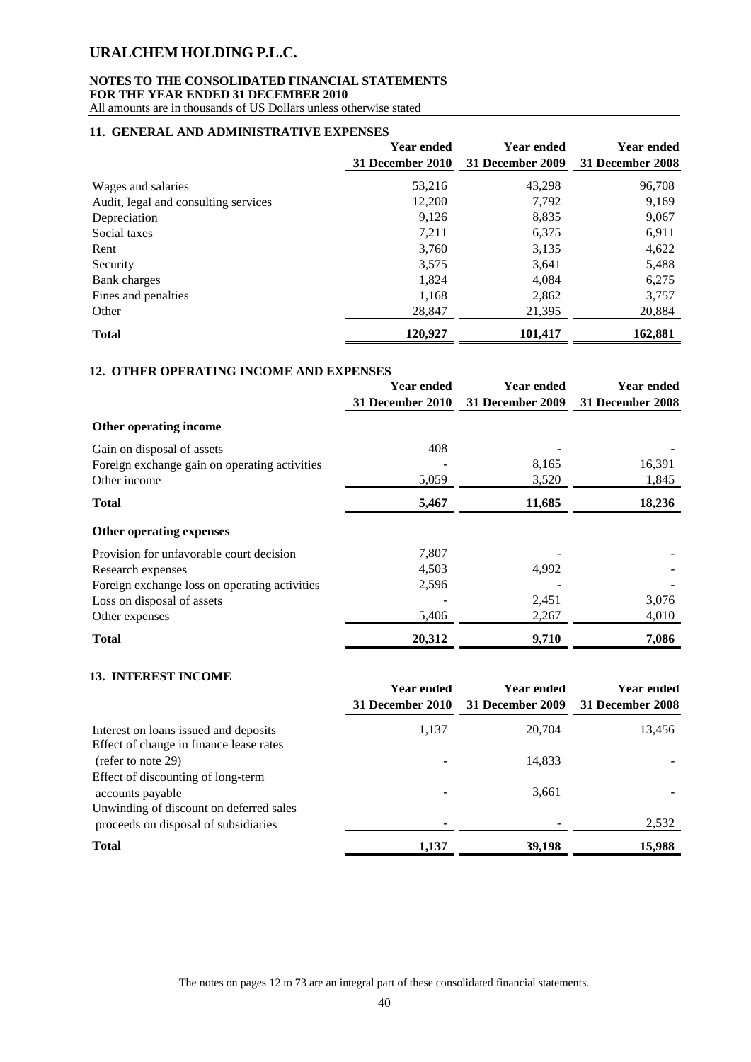## 11. GENERAL AND ADMINISTRATIVE EXPENSES

| | Year ended 31 December 2010 | Year ended 31 December 2009 | Year ended 31 December 2008 |
|---|---|---|---|
| Wages and salaries | 53,216 | 43,298 | 96,708 |
| Audit, legal and consulting services | 12,200 | 7,792 | 9,169 |
| Depreciation | 9,126 | 8,835 | 9,067 |
| Social taxes | 7,211 | 6,375 | 6,911 |
| Rent | 3,760 | 3,135 | 4,622 |
| Security | 3,575 | 3,641 | 5,488 |
| Bank charges | 1,824 | 4,084 | 6,275 |
| Fines and penalties | 1,168 | 2,862 | 3,757 |
| Other | 28,847 | 21,395 | 20,884 |
| **Total** | **120,927** | **101,417** | **162,881** |

## 12. OTHER OPERATING INCOME AND EXPENSES

| | Year ended 31 December 2010 | Year ended 31 December 2009 | Year ended 31 December 2008 |
|---|---|---|---|
| **Other operating income** | | | |
| Gain on disposal of assets | 408 | - | - |
| Foreign exchange gain on operating activities | - | 8,165 | 16,391 |
| Other income | 5,059 | 3,520 | 1,845 |
| **Total** | **5,467** | **11,685** | **18,236** |
| **Other operating expenses** | | | |
| Provision for unfavorable court decision | 7,807 | - | - |
| Research expenses | 4,503 | 4,992 | - |
| Foreign exchange loss on operating activities | 2,596 | - | - |
| Loss on disposal of assets | - | 2,451 | 3,076 |
| Other expenses | 5,406 | 2,267 | 4,010 |
| **Total** | **20,312** | **9,710** | **7,086** |

## 13. INTEREST INCOME

| | Year ended 31 December 2010 | Year ended 31 December 2009 | Year ended 31 December 2008 |
|---|---|---|---|
| Interest on loans issued and deposits | 1,137 | 20,704 | 13,456 |
| Effect of change in finance lease rates (refer to note 29) | - | 14,833 | - |
| Effect of discounting of long-term accounts payable | - | 3,661 | - |
| Unwinding of discount on deferred sales proceeds on disposal of subsidiaries | - | - | 2,532 |
| **Total** | **1,137** | **39,198** | **15,988** |

The notes on pages 12 to 73 are an integral part of these consolidated financial statements.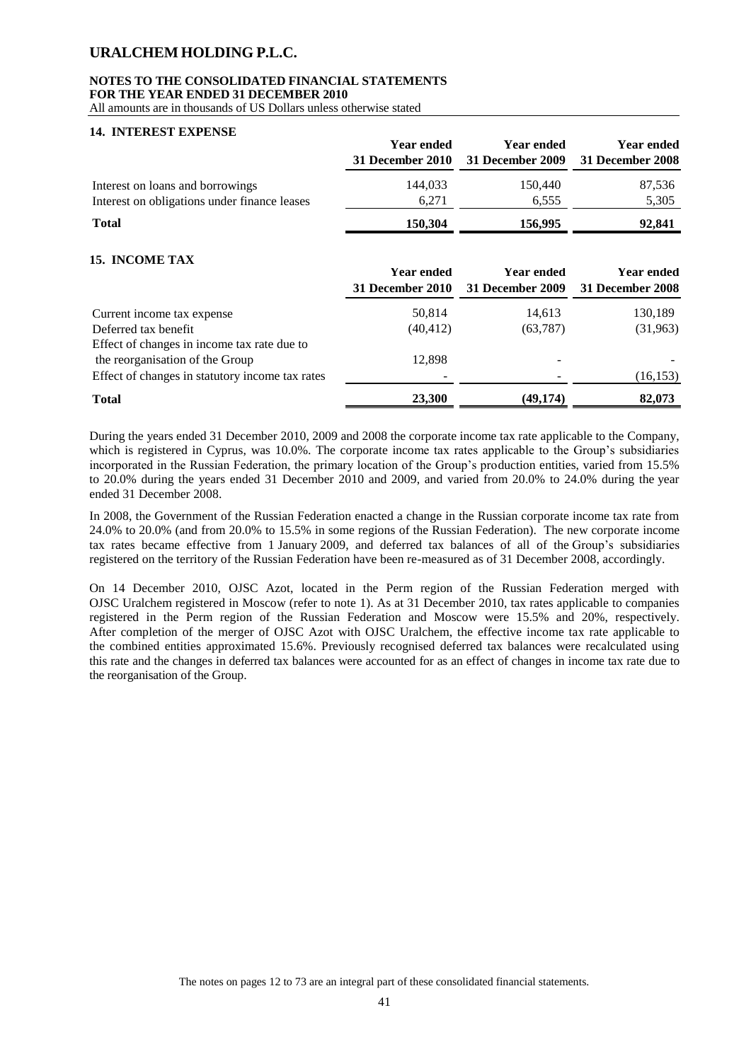# URALCHEM HOLDING P.L.C.

**NOTES TO THE CONSOLIDATED FINANCIAL STATEMENTS**
**FOR THE YEAR ENDED 31 DECEMBER 2010**
All amounts are in thousands of US Dollars unless otherwise stated

## 14. INTEREST EXPENSE

| | Year ended 31 December 2010 | Year ended 31 December 2009 | Year ended 31 December 2008 |
|---|---|---|---|
| Interest on loans and borrowings | 144,033 | 150,440 | 87,536 |
| Interest on obligations under finance leases | 6,271 | 6,555 | 5,305 |
| **Total** | **150,304** | **156,995** | **92,841** |

## 15. INCOME TAX

| | Year ended 31 December 2010 | Year ended 31 December 2009 | Year ended 31 December 2008 |
|---|---|---|---|
| Current income tax expense | 50,814 | 14,613 | 130,189 |
| Deferred tax benefit | (40,412) | (63,787) | (31,963) |
| Effect of changes in income tax rate due to the reorganisation of the Group | 12,898 | - | - |
| Effect of changes in statutory income tax rates | - | - | (16,153) |
| **Total** | **23,300** | **(49,174)** | **82,073** |

During the years ended 31 December 2010, 2009 and 2008 the corporate income tax rate applicable to the Company, which is registered in Cyprus, was 10.0%. The corporate income tax rates applicable to the Group's subsidiaries incorporated in the Russian Federation, the primary location of the Group's production entities, varied from 15.5% to 20.0% during the years ended 31 December 2010 and 2009, and varied from 20.0% to 24.0% during the year ended 31 December 2008.

In 2008, the Government of the Russian Federation enacted a change in the Russian corporate income tax rate from 24.0% to 20.0% (and from 20.0% to 15.5% in some regions of the Russian Federation). The new corporate income tax rates became effective from 1 January 2009, and deferred tax balances of all of the Group's subsidiaries registered on the territory of the Russian Federation have been re-measured as of 31 December 2008, accordingly.

On 14 December 2010, OJSC Azot, located in the Perm region of the Russian Federation merged with OJSC Uralchem registered in Moscow (refer to note 1). As at 31 December 2010, tax rates applicable to companies registered in the Perm region of the Russian Federation and Moscow were 15.5% and 20%, respectively. After completion of the merger of OJSC Azot with OJSC Uralchem, the effective income tax rate applicable to the combined entities approximated 15.6%. Previously recognised deferred tax balances were recalculated using this rate and the changes in deferred tax balances were accounted for as an effect of changes in income tax rate due to the reorganisation of the Group.

The notes on pages 12 to 73 are an integral part of these consolidated financial statements.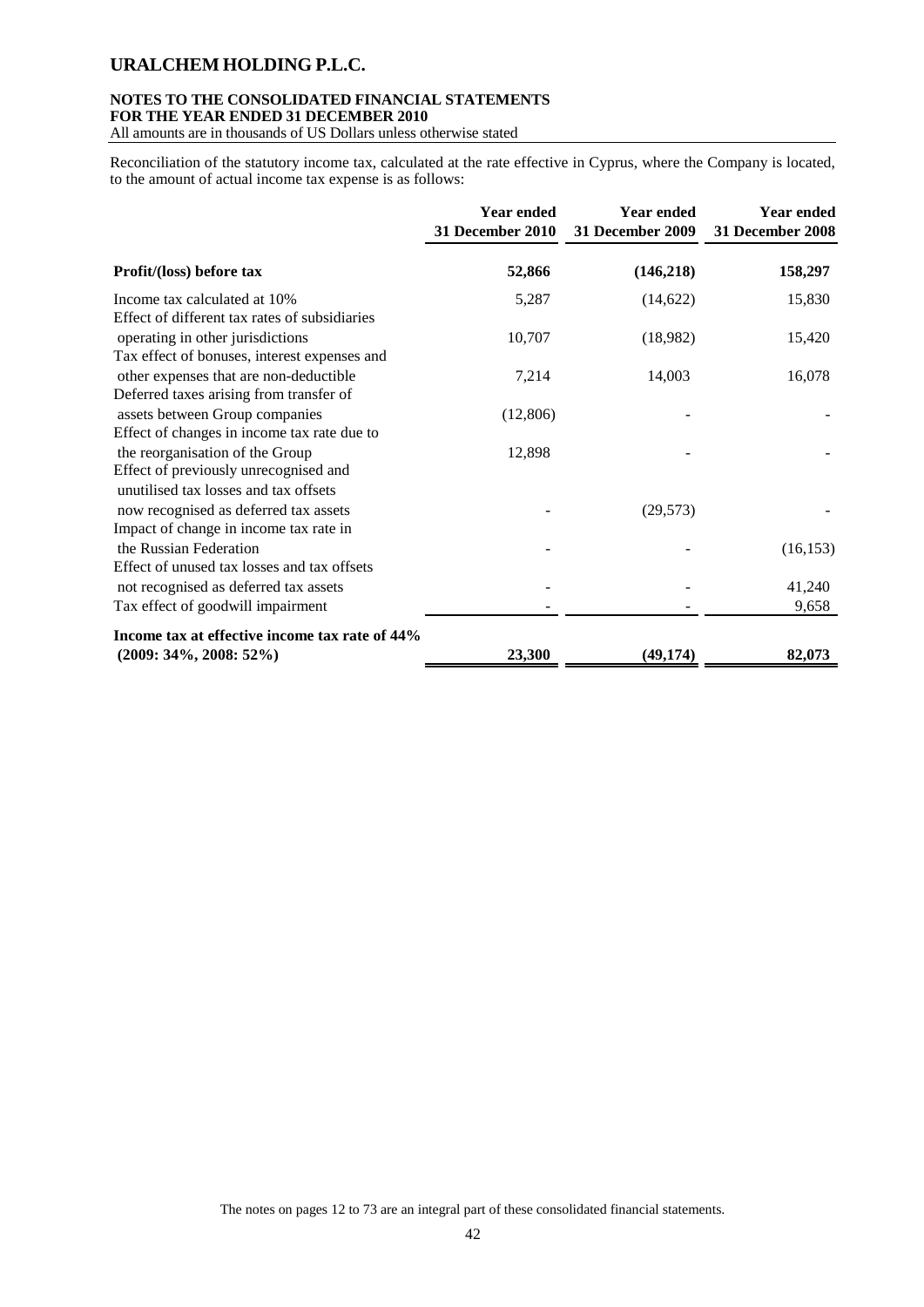Reconciliation of the statutory income tax, calculated at the rate effective in Cyprus, where the Company is located, to the amount of actual income tax expense is as follows:

| | Year ended 31 December 2010 | Year ended 31 December 2009 | Year ended 31 December 2008 |
|---|---|---|---|
| **Profit/(loss) before tax** | **52,866** | **(146,218)** | **158,297** |
| Income tax calculated at 10% | 5,287 | (14,622) | 15,830 |
| Effect of different tax rates of subsidiaries operating in other jurisdictions | 10,707 | (18,982) | 15,420 |
| Tax effect of bonuses, interest expenses and other expenses that are non-deductible | 7,214 | 14,003 | 16,078 |
| Deferred taxes arising from transfer of assets between Group companies | (12,806) | - | - |
| Effect of changes in income tax rate due to the reorganisation of the Group | 12,898 | - | - |
| Effect of previously unrecognised and unutilised tax losses and tax offsets now recognised as deferred tax assets | - | (29,573) | - |
| Impact of change in income tax rate in the Russian Federation | - | - | (16,153) |
| Effect of unused tax losses and tax offsets not recognised as deferred tax assets | - | - | 41,240 |
| Tax effect of goodwill impairment | - | - | 9,658 |
| **Income tax at effective income tax rate of 44% (2009: 34%, 2008: 52%)** | **23,300** | **(49,174)** | **82,073** |

The notes on pages 12 to 73 are an integral part of these consolidated financial statements.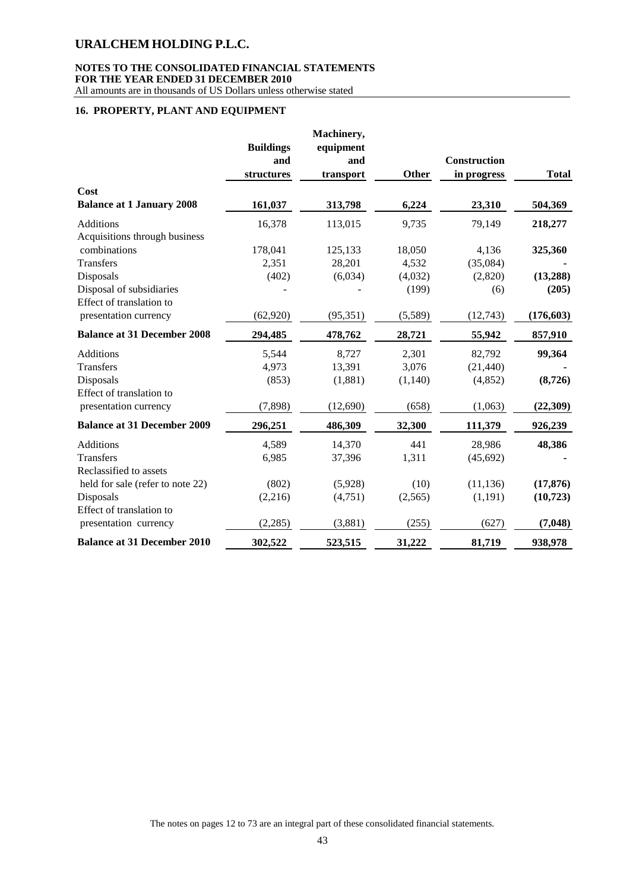## 16. PROPERTY, PLANT AND EQUIPMENT

| | Buildings and structures | Machinery, equipment and transport | Other | Construction in progress | Total |
|---|---|---|---|---|---|
| **Cost** | | | | | |
| **Balance at 1 January 2008** | **161,037** | **313,798** | **6,224** | **23,310** | **504,369** |
| Additions | 16,378 | 113,015 | 9,735 | 79,149 | **218,277** |
| Acquisitions through business combinations | 178,041 | 125,133 | 18,050 | 4,136 | **325,360** |
| Transfers | 2,351 | 28,201 | 4,532 | (35,084) | **-** |
| Disposals | (402) | (6,034) | (4,032) | (2,820) | **(13,288)** |
| Disposal of subsidiaries | - | - | (199) | (6) | **(205)** |
| Effect of translation to presentation currency | (62,920) | (95,351) | (5,589) | (12,743) | **(176,603)** |
| **Balance at 31 December 2008** | **294,485** | **478,762** | **28,721** | **55,942** | **857,910** |
| Additions | 5,544 | 8,727 | 2,301 | 82,792 | **99,364** |
| Transfers | 4,973 | 13,391 | 3,076 | (21,440) | **-** |
| Disposals | (853) | (1,881) | (1,140) | (4,852) | **(8,726)** |
| Effect of translation to presentation currency | (7,898) | (12,690) | (658) | (1,063) | **(22,309)** |
| **Balance at 31 December 2009** | **296,251** | **486,309** | **32,300** | **111,379** | **926,239** |
| Additions | 4,589 | 14,370 | 441 | 28,986 | **48,386** |
| Transfers | 6,985 | 37,396 | 1,311 | (45,692) | **-** |
| Reclassified to assets held for sale (refer to note 22) | (802) | (5,928) | (10) | (11,136) | **(17,876)** |
| Disposals | (2,216) | (4,751) | (2,565) | (1,191) | **(10,723)** |
| Effect of translation to presentation currency | (2,285) | (3,881) | (255) | (627) | **(7,048)** |
| **Balance at 31 December 2010** | **302,522** | **523,515** | **31,222** | **81,719** | **938,978** |

The notes on pages 12 to 73 are an integral part of these consolidated financial statements.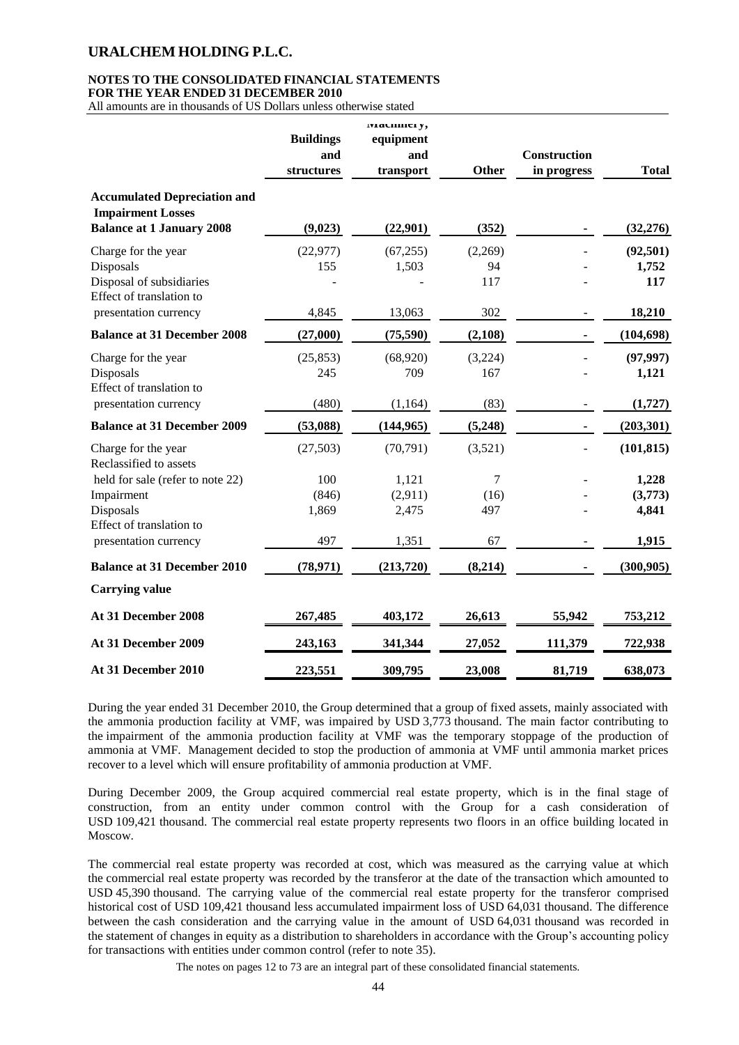| | Buildings and structures | Machinery, equipment and transport | Other | Construction in progress | Total |
|---|---|---|---|---|---|
| **Accumulated Depreciation and Impairment Losses** | | | | | |
| **Balance at 1 January 2008** | **(9,023)** | **(22,901)** | **(352)** | **-** | **(32,276)** |
| Charge for the year | (22,977) | (67,255) | (2,269) | - | **(92,501)** |
| Disposals | 155 | 1,503 | 94 | - | **1,752** |
| Disposal of subsidiaries | - | - | 117 | - | **117** |
| Effect of translation to presentation currency | 4,845 | 13,063 | 302 | - | **18,210** |
| **Balance at 31 December 2008** | **(27,000)** | **(75,590)** | **(2,108)** | **-** | **(104,698)** |
| Charge for the year | (25,853) | (68,920) | (3,224) | - | **(97,997)** |
| Disposals | 245 | 709 | 167 | - | **1,121** |
| Effect of translation to presentation currency | (480) | (1,164) | (83) | - | **(1,727)** |
| **Balance at 31 December 2009** | **(53,088)** | **(144,965)** | **(5,248)** | **-** | **(203,301)** |
| Charge for the year | (27,503) | (70,791) | (3,521) | - | **(101,815)** |
| Reclassified to assets held for sale (refer to note 22) | 100 | 1,121 | 7 | - | **1,228** |
| Impairment | (846) | (2,911) | (16) | - | **(3,773)** |
| Disposals | 1,869 | 2,475 | 497 | - | **4,841** |
| Effect of translation to presentation currency | 497 | 1,351 | 67 | - | **1,915** |
| **Balance at 31 December 2010** | **(78,971)** | **(213,720)** | **(8,214)** | **-** | **(300,905)** |
| **Carrying value** | | | | | |
| **At 31 December 2008** | **267,485** | **403,172** | **26,613** | **55,942** | **753,212** |
| **At 31 December 2009** | **243,163** | **341,344** | **27,052** | **111,379** | **722,938** |
| **At 31 December 2010** | **223,551** | **309,795** | **23,008** | **81,719** | **638,073** |

During the year ended 31 December 2010, the Group determined that a group of fixed assets, mainly associated with the ammonia production facility at VMF, was impaired by USD 3,773 thousand. The main factor contributing to the impairment of the ammonia production facility at VMF was the temporary stoppage of the production of ammonia at VMF. Management decided to stop the production of ammonia at VMF until ammonia market prices recover to a level which will ensure profitability of ammonia production at VMF.

During December 2009, the Group acquired commercial real estate property, which is in the final stage of construction, from an entity under common control with the Group for a cash consideration of USD 109,421 thousand. The commercial real estate property represents two floors in an office building located in Moscow.

The commercial real estate property was recorded at cost, which was measured as the carrying value at which the commercial real estate property was recorded by the transferor at the date of the transaction which amounted to USD 45,390 thousand. The carrying value of the commercial real estate property for the transferor comprised historical cost of USD 109,421 thousand less accumulated impairment loss of USD 64,031 thousand. The difference between the cash consideration and the carrying value in the amount of USD 64,031 thousand was recorded in the statement of changes in equity as a distribution to shareholders in accordance with the Group's accounting policy for transactions with entities under common control (refer to note 35).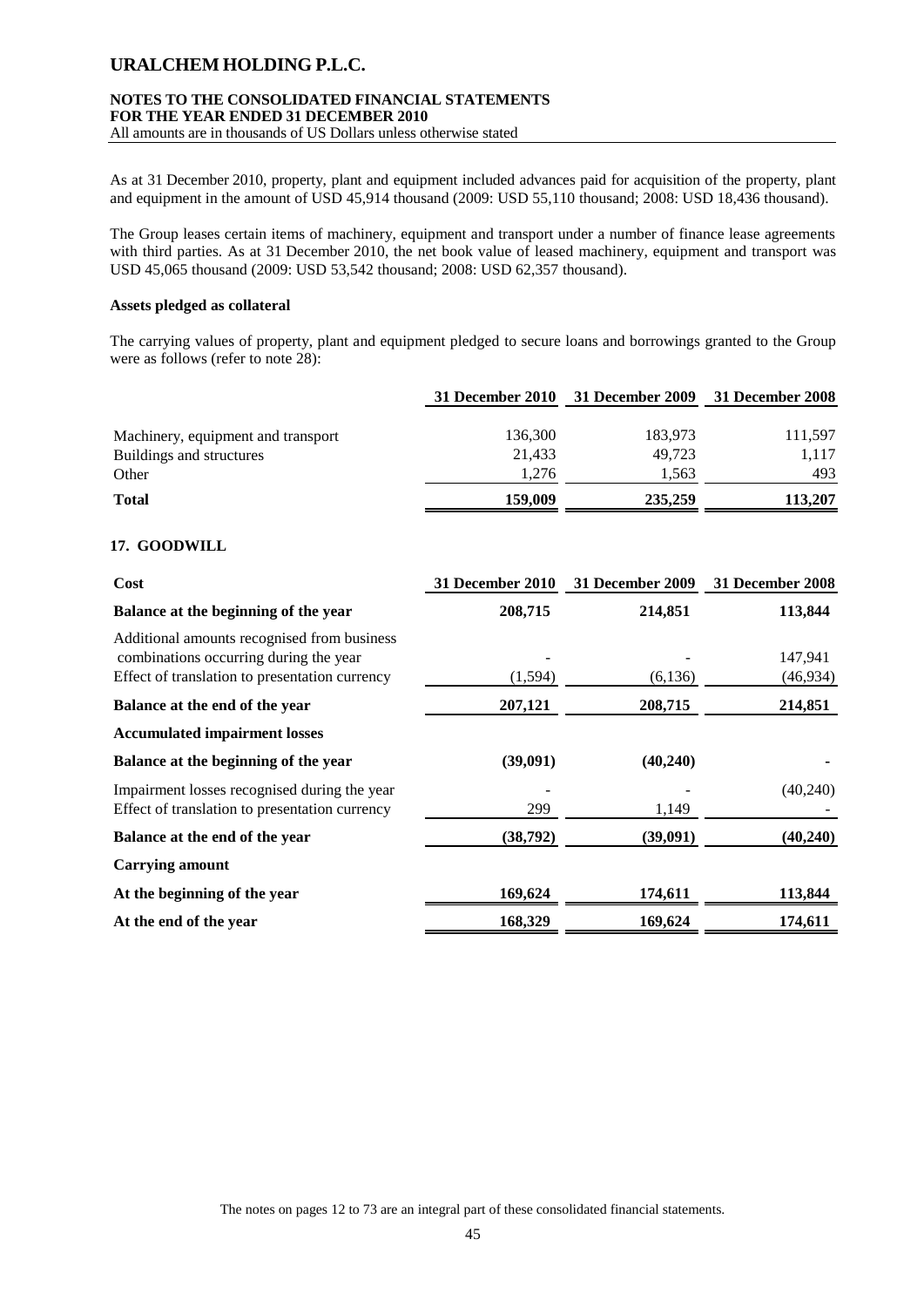As at 31 December 2010, property, plant and equipment included advances paid for acquisition of the property, plant and equipment in the amount of USD 45,914 thousand (2009: USD 55,110 thousand; 2008: USD 18,436 thousand).

The Group leases certain items of machinery, equipment and transport under a number of finance lease agreements with third parties. As at 31 December 2010, the net book value of leased machinery, equipment and transport was USD 45,065 thousand (2009: USD 53,542 thousand; 2008: USD 62,357 thousand).

**Assets pledged as collateral**

The carrying values of property, plant and equipment pledged to secure loans and borrowings granted to the Group were as follows (refer to note 28):

| | 31 December 2010 | 31 December 2009 | 31 December 2008 |
|---|---|---|---|
| Machinery, equipment and transport | 136,300 | 183,973 | 111,597 |
| Buildings and structures | 21,433 | 49,723 | 1,117 |
| Other | 1,276 | 1,563 | 493 |
| **Total** | **159,009** | **235,259** | **113,207** |

## 17. GOODWILL

| Cost | 31 December 2010 | 31 December 2009 | 31 December 2008 |
|---|---|---|---|
| **Balance at the beginning of the year** | **208,715** | **214,851** | **113,844** |
| Additional amounts recognised from business combinations occurring during the year | - | - | 147,941 |
| Effect of translation to presentation currency | (1,594) | (6,136) | (46,934) |
| **Balance at the end of the year** | **207,121** | **208,715** | **214,851** |
| **Accumulated impairment losses** | | | |
| **Balance at the beginning of the year** | **(39,091)** | **(40,240)** | **-** |
| Impairment losses recognised during the year | - | - | (40,240) |
| Effect of translation to presentation currency | 299 | 1,149 | - |
| **Balance at the end of the year** | **(38,792)** | **(39,091)** | **(40,240)** |
| **Carrying amount** | | | |
| **At the beginning of the year** | **169,624** | **174,611** | **113,844** |
| **At the end of the year** | **168,329** | **169,624** | **174,611** |

The notes on pages 12 to 73 are an integral part of these consolidated financial statements.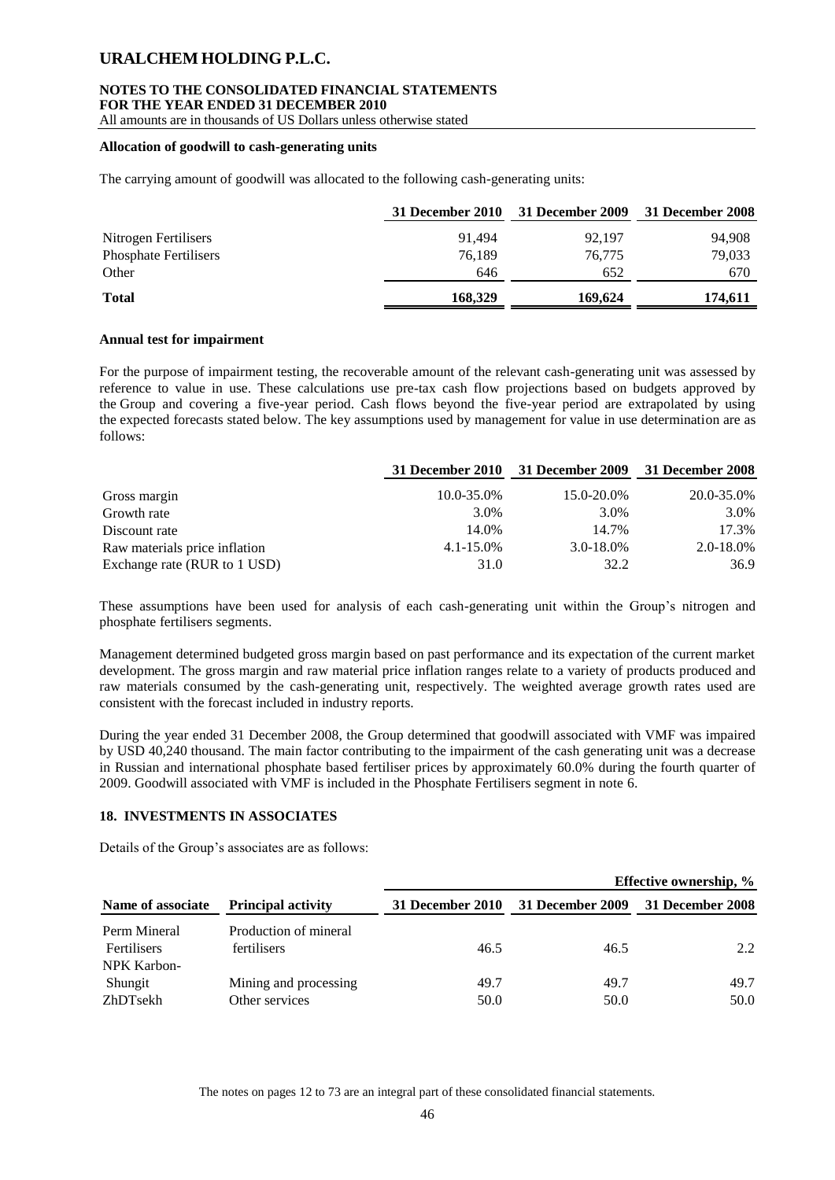**Allocation of goodwill to cash-generating units**

The carrying amount of goodwill was allocated to the following cash-generating units:

| | 31 December 2010 | 31 December 2009 | 31 December 2008 |
|---|---|---|---|
| Nitrogen Fertilisers | 91,494 | 92,197 | 94,908 |
| Phosphate Fertilisers | 76,189 | 76,775 | 79,033 |
| Other | 646 | 652 | 670 |
| **Total** | **168,329** | **169,624** | **174,611** |

**Annual test for impairment**

For the purpose of impairment testing, the recoverable amount of the relevant cash-generating unit was assessed by reference to value in use. These calculations use pre-tax cash flow projections based on budgets approved by the Group and covering a five-year period. Cash flows beyond the five-year period are extrapolated by using the expected forecasts stated below. The key assumptions used by management for value in use determination are as follows:

| | 31 December 2010 | 31 December 2009 | 31 December 2008 |
|---|---|---|---|
| Gross margin | 10.0-35.0% | 15.0-20.0% | 20.0-35.0% |
| Growth rate | 3.0% | 3.0% | 3.0% |
| Discount rate | 14.0% | 14.7% | 17.3% |
| Raw materials price inflation | 4.1-15.0% | 3.0-18.0% | 2.0-18.0% |
| Exchange rate (RUR to 1 USD) | 31.0 | 32.2 | 36.9 |

These assumptions have been used for analysis of each cash-generating unit within the Group's nitrogen and phosphate fertilisers segments.

Management determined budgeted gross margin based on past performance and its expectation of the current market development. The gross margin and raw material price inflation ranges relate to a variety of products produced and raw materials consumed by the cash-generating unit, respectively. The weighted average growth rates used are consistent with the forecast included in industry reports.

During the year ended 31 December 2008, the Group determined that goodwill associated with VMF was impaired by USD 40,240 thousand. The main factor contributing to the impairment of the cash generating unit was a decrease in Russian and international phosphate based fertiliser prices by approximately 60.0% during the fourth quarter of 2009. Goodwill associated with VMF is included in the Phosphate Fertilisers segment in note 6.

## 18. INVESTMENTS IN ASSOCIATES

Details of the Group's associates are as follows:

| | | Effective ownership, % | | |
|---|---|---|---|---|
| **Name of associate** | **Principal activity** | **31 December 2010** | **31 December 2009** | **31 December 2008** |
| Perm Mineral Fertilisers | Production of mineral fertilisers | 46.5 | 46.5 | 2.2 |
| NPK Karbon-Shungit | Mining and processing | 49.7 | 49.7 | 49.7 |
| ZhDTsekh | Other services | 50.0 | 50.0 | 50.0 |

The notes on pages 12 to 73 are an integral part of these consolidated financial statements.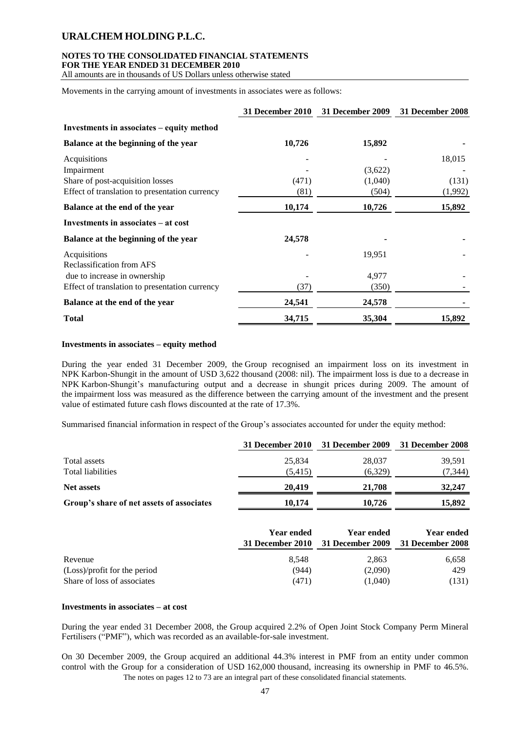Movements in the carrying amount of investments in associates were as follows:

| | 31 December 2010 | 31 December 2009 | 31 December 2008 |
|---|---|---|---|
| **Investments in associates – equity method** | | | |
| **Balance at the beginning of the year** | **10,726** | **15,892** | **-** |
| Acquisitions | - | - | 18,015 |
| Impairment | - | (3,622) | - |
| Share of post-acquisition losses | (471) | (1,040) | (131) |
| Effect of translation to presentation currency | (81) | (504) | (1,992) |
| **Balance at the end of the year** | **10,174** | **10,726** | **15,892** |
| **Investments in associates – at cost** | | | |
| **Balance at the beginning of the year** | **24,578** | **-** | **-** |
| Acquisitions | - | 19,951 | - |
| Reclassification from AFS due to increase in ownership | - | 4,977 | - |
| Effect of translation to presentation currency | (37) | (350) | - |
| **Balance at the end of the year** | **24,541** | **24,578** | **-** |
| **Total** | **34,715** | **35,304** | **15,892** |

#### Investments in associates – equity method

During the year ended 31 December 2009, the Group recognised an impairment loss on its investment in NPK Karbon-Shungit in the amount of USD 3,622 thousand (2008: nil). The impairment loss is due to a decrease in NPK Karbon-Shungit's manufacturing output and a decrease in shungit prices during 2009. The amount of the impairment loss was measured as the difference between the carrying amount of the investment and the present value of estimated future cash flows discounted at the rate of 17.3%.

Summarised financial information in respect of the Group's associates accounted for under the equity method:

| | 31 December 2010 | 31 December 2009 | 31 December 2008 |
|---|---|---|---|
| Total assets | 25,834 | 28,037 | 39,591 |
| Total liabilities | (5,415) | (6,329) | (7,344) |
| **Net assets** | **20,419** | **21,708** | **32,247** |
| **Group's share of net assets of associates** | **10,174** | **10,726** | **15,892** |

| | Year ended 31 December 2010 | Year ended 31 December 2009 | Year ended 31 December 2008 |
|---|---|---|---|
| Revenue | 8,548 | 2,863 | 6,658 |
| (Loss)/profit for the period | (944) | (2,090) | 429 |
| Share of loss of associates | (471) | (1,040) | (131) |

#### Investments in associates – at cost

During the year ended 31 December 2008, the Group acquired 2.2% of Open Joint Stock Company Perm Mineral Fertilisers ("PMF"), which was recorded as an available-for-sale investment.

On 30 December 2009, the Group acquired an additional 44.3% interest in PMF from an entity under common control with the Group for a consideration of USD 162,000 thousand, increasing its ownership in PMF to 46.5%.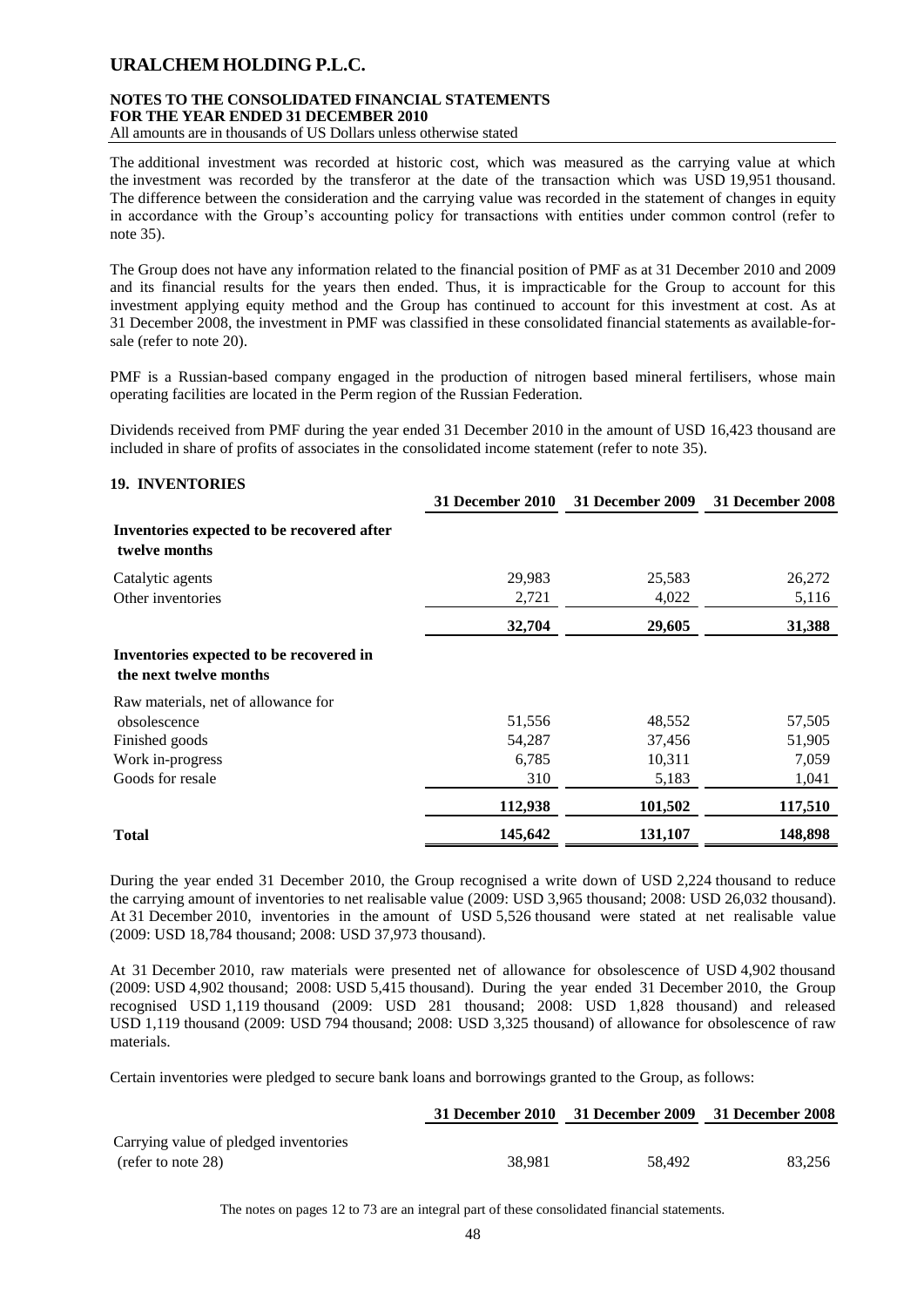The additional investment was recorded at historic cost, which was measured as the carrying value at which the investment was recorded by the transferor at the date of the transaction which was USD 19,951 thousand. The difference between the consideration and the carrying value was recorded in the statement of changes in equity in accordance with the Group's accounting policy for transactions with entities under common control (refer to note 35).

The Group does not have any information related to the financial position of PMF as at 31 December 2010 and 2009 and its financial results for the years then ended. Thus, it is impracticable for the Group to account for this investment applying equity method and the Group has continued to account for this investment at cost. As at 31 December 2008, the investment in PMF was classified in these consolidated financial statements as available-for-sale (refer to note 20).

PMF is a Russian-based company engaged in the production of nitrogen based mineral fertilisers, whose main operating facilities are located in the Perm region of the Russian Federation.

Dividends received from PMF during the year ended 31 December 2010 in the amount of USD 16,423 thousand are included in share of profits of associates in the consolidated income statement (refer to note 35).

## 19. INVENTORIES

| | 31 December 2010 | 31 December 2009 | 31 December 2008 |
|---|---|---|---|
| **Inventories expected to be recovered after twelve months** | | | |
| Catalytic agents | 29,983 | 25,583 | 26,272 |
| Other inventories | 2,721 | 4,022 | 5,116 |
| | **32,704** | **29,605** | **31,388** |
| **Inventories expected to be recovered in the next twelve months** | | | |
| Raw materials, net of allowance for obsolescence | 51,556 | 48,552 | 57,505 |
| Finished goods | 54,287 | 37,456 | 51,905 |
| Work in-progress | 6,785 | 10,311 | 7,059 |
| Goods for resale | 310 | 5,183 | 1,041 |
| | **112,938** | **101,502** | **117,510** |
| **Total** | **145,642** | **131,107** | **148,898** |

During the year ended 31 December 2010, the Group recognised a write down of USD 2,224 thousand to reduce the carrying amount of inventories to net realisable value (2009: USD 3,965 thousand; 2008: USD 26,032 thousand). At 31 December 2010, inventories in the amount of USD 5,526 thousand were stated at net realisable value (2009: USD 18,784 thousand; 2008: USD 37,973 thousand).

At 31 December 2010, raw materials were presented net of allowance for obsolescence of USD 4,902 thousand (2009: USD 4,902 thousand; 2008: USD 5,415 thousand). During the year ended 31 December 2010, the Group recognised USD 1,119 thousand (2009: USD 281 thousand; 2008: USD 1,828 thousand) and released USD 1,119 thousand (2009: USD 794 thousand; 2008: USD 3,325 thousand) of allowance for obsolescence of raw materials.

Certain inventories were pledged to secure bank loans and borrowings granted to the Group, as follows:

| | 31 December 2010 | 31 December 2009 | 31 December 2008 |
|---|---|---|---|
| Carrying value of pledged inventories (refer to note 28) | 38,981 | 58,492 | 83,256 |

The notes on pages 12 to 73 are an integral part of these consolidated financial statements.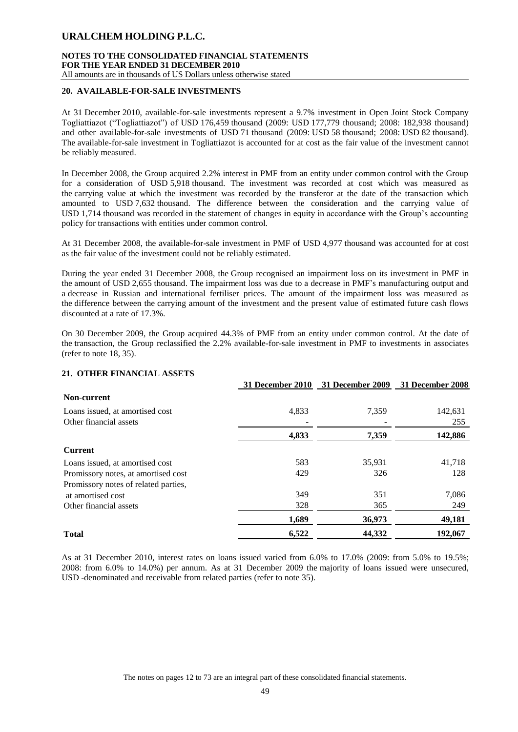## 20. AVAILABLE-FOR-SALE INVESTMENTS

At 31 December 2010, available-for-sale investments represent a 9.7% investment in Open Joint Stock Company Togliattiazot ("Togliattiazot") of USD 176,459 thousand (2009: USD 177,779 thousand; 2008: 182,938 thousand) and other available-for-sale investments of USD 71 thousand (2009: USD 58 thousand; 2008: USD 82 thousand). The available-for-sale investment in Togliattiazot is accounted for at cost as the fair value of the investment cannot be reliably measured.

In December 2008, the Group acquired 2.2% interest in PMF from an entity under common control with the Group for a consideration of USD 5,918 thousand. The investment was recorded at cost which was measured as the carrying value at which the investment was recorded by the transferor at the date of the transaction which amounted to USD 7,632 thousand. The difference between the consideration and the carrying value of USD 1,714 thousand was recorded in the statement of changes in equity in accordance with the Group's accounting policy for transactions with entities under common control.

At 31 December 2008, the available-for-sale investment in PMF of USD 4,977 thousand was accounted for at cost as the fair value of the investment could not be reliably estimated.

During the year ended 31 December 2008, the Group recognised an impairment loss on its investment in PMF in the amount of USD 2,655 thousand. The impairment loss was due to a decrease in PMF's manufacturing output and a decrease in Russian and international fertiliser prices. The amount of the impairment loss was measured as the difference between the carrying amount of the investment and the present value of estimated future cash flows discounted at a rate of 17.3%.

On 30 December 2009, the Group acquired 44.3% of PMF from an entity under common control. At the date of the transaction, the Group reclassified the 2.2% available-for-sale investment in PMF to investments in associates (refer to note 18, 35).

## 21. OTHER FINANCIAL ASSETS

| | 31 December 2010 | 31 December 2009 | 31 December 2008 |
|---|---|---|---|
| **Non-current** | | | |
| Loans issued, at amortised cost | 4,833 | 7,359 | 142,631 |
| Other financial assets | - | - | 255 |
| | **4,833** | **7,359** | **142,886** |
| **Current** | | | |
| Loans issued, at amortised cost | 583 | 35,931 | 41,718 |
| Promissory notes, at amortised cost | 429 | 326 | 128 |
| Promissory notes of related parties, at amortised cost | 349 | 351 | 7,086 |
| Other financial assets | 328 | 365 | 249 |
| | **1,689** | **36,973** | **49,181** |
| **Total** | **6,522** | **44,332** | **192,067** |

As at 31 December 2010, interest rates on loans issued varied from 6.0% to 17.0% (2009: from 5.0% to 19.5%; 2008: from 6.0% to 14.0%) per annum. As at 31 December 2009 the majority of loans issued were unsecured, USD -denominated and receivable from related parties (refer to note 35).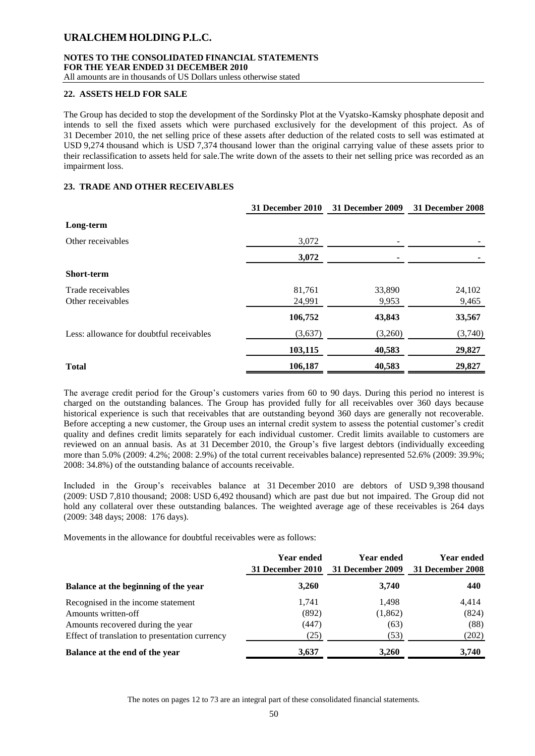## 22. ASSETS HELD FOR SALE

The Group has decided to stop the development of the Sordinsky Plot at the Vyatsko-Kamsky phosphate deposit and intends to sell the fixed assets which were purchased exclusively for the development of this project. As of 31 December 2010, the net selling price of these assets after deduction of the related costs to sell was estimated at USD 9,274 thousand which is USD 7,374 thousand lower than the original carrying value of these assets prior to their reclassification to assets held for sale.The write down of the assets to their net selling price was recorded as an impairment loss.

## 23. TRADE AND OTHER RECEIVABLES

| | 31 December 2010 | 31 December 2009 | 31 December 2008 |
|---|---|---|---|
| **Long-term** | | | |
| Other receivables | 3,072 | - | - |
| | **3,072** | **-** | **-** |
| **Short-term** | | | |
| Trade receivables | 81,761 | 33,890 | 24,102 |
| Other receivables | 24,991 | 9,953 | 9,465 |
| | **106,752** | **43,843** | **33,567** |
| Less: allowance for doubtful receivables | (3,637) | (3,260) | (3,740) |
| | **103,115** | **40,583** | **29,827** |
| **Total** | **106,187** | **40,583** | **29,827** |

The average credit period for the Group's customers varies from 60 to 90 days. During this period no interest is charged on the outstanding balances. The Group has provided fully for all receivables over 360 days because historical experience is such that receivables that are outstanding beyond 360 days are generally not recoverable. Before accepting a new customer, the Group uses an internal credit system to assess the potential customer's credit quality and defines credit limits separately for each individual customer. Credit limits available to customers are reviewed on an annual basis. As at 31 December 2010, the Group's five largest debtors (individually exceeding more than 5.0% (2009: 4.2%; 2008: 2.9%) of the total current receivables balance) represented 52.6% (2009: 39.9%; 2008: 34.8%) of the outstanding balance of accounts receivable.

Included in the Group's receivables balance at 31 December 2010 are debtors of USD 9,398 thousand (2009: USD 7,810 thousand; 2008: USD 6,492 thousand) which are past due but not impaired. The Group did not hold any collateral over these outstanding balances. The weighted average age of these receivables is 264 days (2009: 348 days; 2008: 176 days).

Movements in the allowance for doubtful receivables were as follows:

| | Year ended 31 December 2010 | Year ended 31 December 2009 | Year ended 31 December 2008 |
|---|---|---|---|
| **Balance at the beginning of the year** | **3,260** | **3,740** | **440** |
| Recognised in the income statement | 1,741 | 1,498 | 4,414 |
| Amounts written-off | (892) | (1,862) | (824) |
| Amounts recovered during the year | (447) | (63) | (88) |
| Effect of translation to presentation currency | (25) | (53) | (202) |
| **Balance at the end of the year** | **3,637** | **3,260** | **3,740** |

The notes on pages 12 to 73 are an integral part of these consolidated financial statements.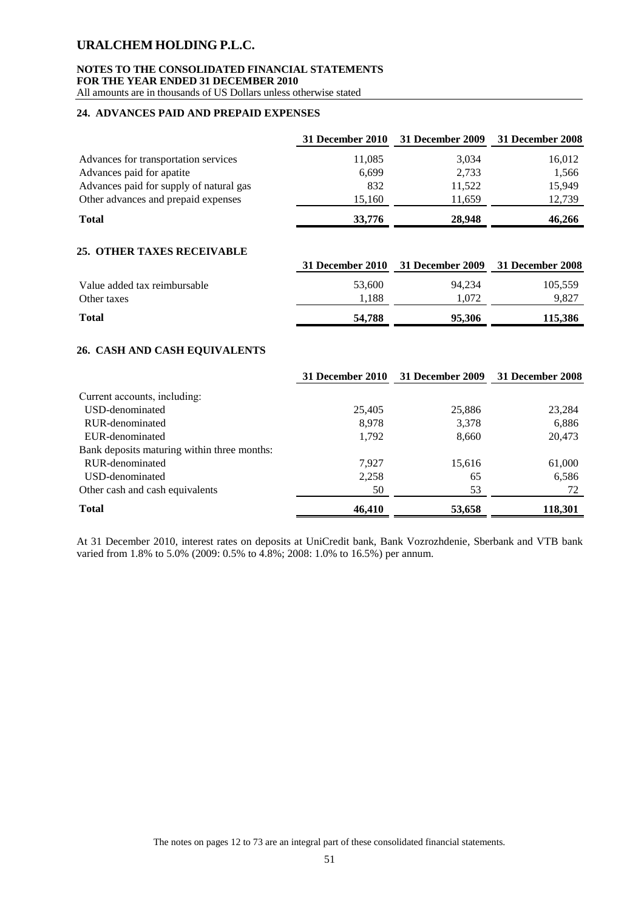## 24. ADVANCES PAID AND PREPAID EXPENSES

| | 31 December 2010 | 31 December 2009 | 31 December 2008 |
|---|---|---|---|
| Advances for transportation services | 11,085 | 3,034 | 16,012 |
| Advances paid for apatite | 6,699 | 2,733 | 1,566 |
| Advances paid for supply of natural gas | 832 | 11,522 | 15,949 |
| Other advances and prepaid expenses | 15,160 | 11,659 | 12,739 |
| **Total** | **33,776** | **28,948** | **46,266** |

## 25. OTHER TAXES RECEIVABLE

| | 31 December 2010 | 31 December 2009 | 31 December 2008 |
|---|---|---|---|
| Value added tax reimbursable | 53,600 | 94,234 | 105,559 |
| Other taxes | 1,188 | 1,072 | 9,827 |
| **Total** | **54,788** | **95,306** | **115,386** |

## 26. CASH AND CASH EQUIVALENTS

| | 31 December 2010 | 31 December 2009 | 31 December 2008 |
|---|---|---|---|
| Current accounts, including: | | | |
| USD-denominated | 25,405 | 25,886 | 23,284 |
| RUR-denominated | 8,978 | 3,378 | 6,886 |
| EUR-denominated | 1,792 | 8,660 | 20,473 |
| Bank deposits maturing within three months: | | | |
| RUR-denominated | 7,927 | 15,616 | 61,000 |
| USD-denominated | 2,258 | 65 | 6,586 |
| Other cash and cash equivalents | 50 | 53 | 72 |
| **Total** | **46,410** | **53,658** | **118,301** |

At 31 December 2010, interest rates on deposits at UniCredit bank, Bank Vozrozhdenie, Sberbank and VTB bank varied from 1.8% to 5.0% (2009: 0.5% to 4.8%; 2008: 1.0% to 16.5%) per annum.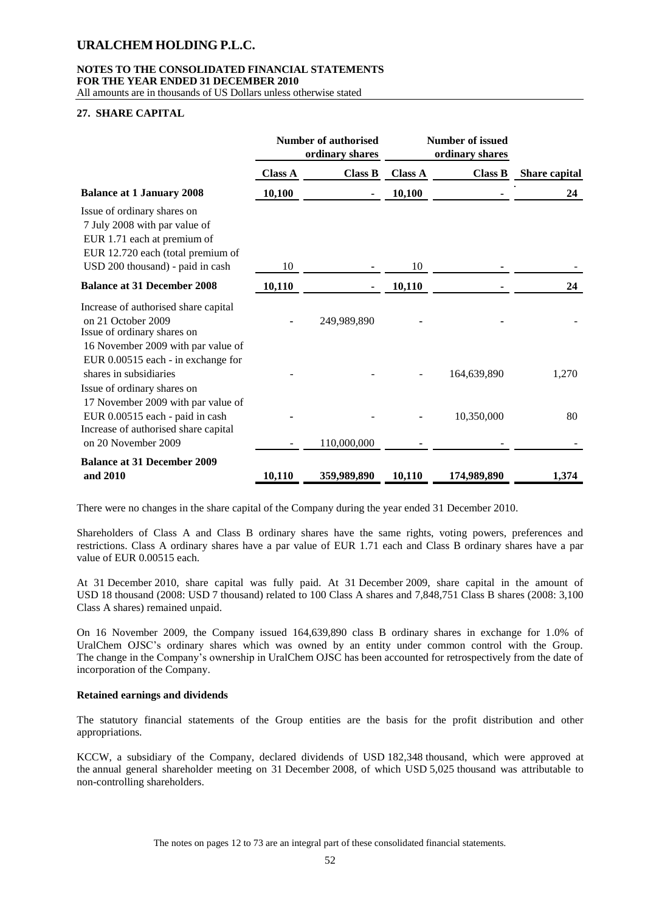# URALCHEM HOLDING P.L.C.

**NOTES TO THE CONSOLIDATED FINANCIAL STATEMENTS**
**FOR THE YEAR ENDED 31 DECEMBER 2010**
All amounts are in thousands of US Dollars unless otherwise stated

## 27. SHARE CAPITAL

| | Number of authorised ordinary shares | | Number of issued ordinary shares | | |
|---|---|---|---|---|---|
| | **Class A** | **Class B** | **Class A** | **Class B** | **Share capital** |
| **Balance at 1 January 2008** | **10,100** | **-** | **10,100** | **-** | **24** |
| Issue of ordinary shares on 7 July 2008 with par value of EUR 1.71 each at premium of EUR 12.720 each (total premium of USD 200 thousand) - paid in cash | 10 | - | 10 | - | - |
| **Balance at 31 December 2008** | **10,110** | **-** | **10,110** | **-** | **24** |
| Increase of authorised share capital on 21 October 2009 | - | 249,989,890 | - | - | - |
| Issue of ordinary shares on 16 November 2009 with par value of EUR 0.00515 each - in exchange for shares in subsidiaries | - | - | - | 164,639,890 | 1,270 |
| Issue of ordinary shares on 17 November 2009 with par value of EUR 0.00515 each - paid in cash | - | - | - | 10,350,000 | 80 |
| Increase of authorised share capital on 20 November 2009 | - | 110,000,000 | - | - | - |
| **Balance at 31 December 2009 and 2010** | **10,110** | **359,989,890** | **10,110** | **174,989,890** | **1,374** |

There were no changes in the share capital of the Company during the year ended 31 December 2010.

Shareholders of Class A and Class B ordinary shares have the same rights, voting powers, preferences and restrictions. Class A ordinary shares have a par value of EUR 1.71 each and Class B ordinary shares have a par value of EUR 0.00515 each.

At 31 December 2010, share capital was fully paid. At 31 December 2009, share capital in the amount of USD 18 thousand (2008: USD 7 thousand) related to 100 Class A shares and 7,848,751 Class B shares (2008: 3,100 Class A shares) remained unpaid.

On 16 November 2009, the Company issued 164,639,890 class B ordinary shares in exchange for 1.0% of UralChem OJSC's ordinary shares which was owned by an entity under common control with the Group. The change in the Company's ownership in UralChem OJSC has been accounted for retrospectively from the date of incorporation of the Company.

### Retained earnings and dividends

The statutory financial statements of the Group entities are the basis for the profit distribution and other appropriations.

KCCW, a subsidiary of the Company, declared dividends of USD 182,348 thousand, which were approved at the annual general shareholder meeting on 31 December 2008, of which USD 5,025 thousand was attributable to non-controlling shareholders.

The notes on pages 12 to 73 are an integral part of these consolidated financial statements.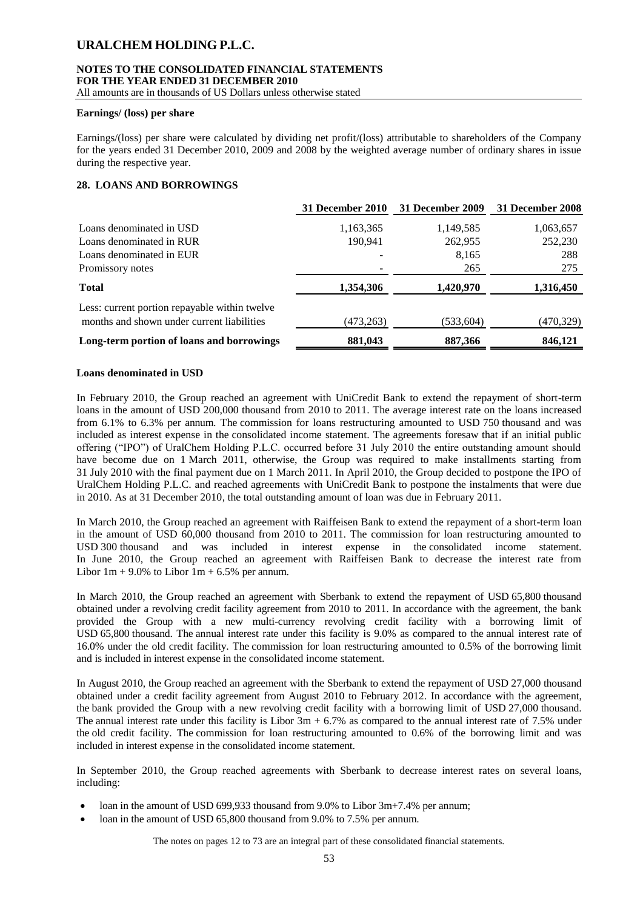**Earnings/ (loss) per share**

Earnings/(loss) per share were calculated by dividing net profit/(loss) attributable to shareholders of the Company for the years ended 31 December 2010, 2009 and 2008 by the weighted average number of ordinary shares in issue during the respective year.

## 28. LOANS AND BORROWINGS

| | 31 December 2010 | 31 December 2009 | 31 December 2008 |
|---|---|---|---|
| Loans denominated in USD | 1,163,365 | 1,149,585 | 1,063,657 |
| Loans denominated in RUR | 190,941 | 262,955 | 252,230 |
| Loans denominated in EUR | - | 8,165 | 288 |
| Promissory notes | - | 265 | 275 |
| **Total** | **1,354,306** | **1,420,970** | **1,316,450** |
| Less: current portion repayable within twelve months and shown under current liabilities | (473,263) | (533,604) | (470,329) |
| **Long-term portion of loans and borrowings** | **881,043** | **887,366** | **846,121** |

**Loans denominated in USD**

In February 2010, the Group reached an agreement with UniCredit Bank to extend the repayment of short-term loans in the amount of USD 200,000 thousand from 2010 to 2011. The average interest rate on the loans increased from 6.1% to 6.3% per annum. The commission for loans restructuring amounted to USD 750 thousand and was included as interest expense in the consolidated income statement. The agreements foresaw that if an initial public offering ("IPO") of UralChem Holding P.L.C. occurred before 31 July 2010 the entire outstanding amount should have become due on 1 March 2011, otherwise, the Group was required to make installments starting from 31 July 2010 with the final payment due on 1 March 2011. In April 2010, the Group decided to postpone the IPO of UralChem Holding P.L.C. and reached agreements with UniCredit Bank to postpone the instalments that were due in 2010. As at 31 December 2010, the total outstanding amount of loan was due in February 2011.

In March 2010, the Group reached an agreement with Raiffeisen Bank to extend the repayment of a short-term loan in the amount of USD 60,000 thousand from 2010 to 2011. The commission for loan restructuring amounted to USD 300 thousand and was included in interest expense in the consolidated income statement. In June 2010, the Group reached an agreement with Raiffeisen Bank to decrease the interest rate from Libor 1m + 9.0% to Libor 1m + 6.5% per annum.

In March 2010, the Group reached an agreement with Sberbank to extend the repayment of USD 65,800 thousand obtained under a revolving credit facility agreement from 2010 to 2011. In accordance with the agreement, the bank provided the Group with a new multi-currency revolving credit facility with a borrowing limit of USD 65,800 thousand. The annual interest rate under this facility is 9.0% as compared to the annual interest rate of 16.0% under the old credit facility. The commission for loan restructuring amounted to 0.5% of the borrowing limit and is included in interest expense in the consolidated income statement.

In August 2010, the Group reached an agreement with the Sberbank to extend the repayment of USD 27,000 thousand obtained under a credit facility agreement from August 2010 to February 2012. In accordance with the agreement, the bank provided the Group with a new revolving credit facility with a borrowing limit of USD 27,000 thousand. The annual interest rate under this facility is Libor 3m + 6.7% as compared to the annual interest rate of 7.5% under the old credit facility. The commission for loan restructuring amounted to 0.6% of the borrowing limit and was included in interest expense in the consolidated income statement.

In September 2010, the Group reached agreements with Sberbank to decrease interest rates on several loans, including:

- loan in the amount of USD 699,933 thousand from 9.0% to Libor 3m+7.4% per annum;
- loan in the amount of USD 65,800 thousand from 9.0% to 7.5% per annum.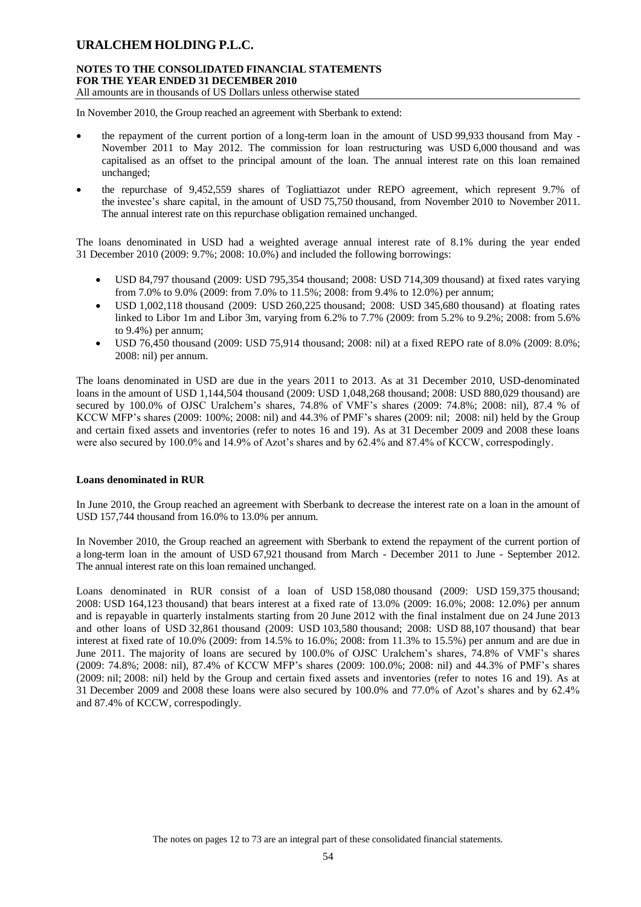In November 2010, the Group reached an agreement with Sberbank to extend:

- the repayment of the current portion of a long-term loan in the amount of USD 99,933 thousand from May - November 2011 to May 2012. The commission for loan restructuring was USD 6,000 thousand and was capitalised as an offset to the principal amount of the loan. The annual interest rate on this loan remained unchanged;
- the repurchase of 9,452,559 shares of Togliattiazot under REPO agreement, which represent 9.7% of the investee's share capital, in the amount of USD 75,750 thousand, from November 2010 to November 2011. The annual interest rate on this repurchase obligation remained unchanged.

The loans denominated in USD had a weighted average annual interest rate of 8.1% during the year ended 31 December 2010 (2009: 9.7%; 2008: 10.0%) and included the following borrowings:

- USD 84,797 thousand (2009: USD 795,354 thousand; 2008: USD 714,309 thousand) at fixed rates varying from 7.0% to 9.0% (2009: from 7.0% to 11.5%; 2008: from 9.4% to 12.0%) per annum;
- USD 1,002,118 thousand (2009: USD 260,225 thousand; 2008: USD 345,680 thousand) at floating rates linked to Libor 1m and Libor 3m, varying from 6.2% to 7.7% (2009: from 5.2% to 9.2%; 2008: from 5.6% to 9.4%) per annum;
- USD 76,450 thousand (2009: USD 75,914 thousand; 2008: nil) at a fixed REPO rate of 8.0% (2009: 8.0%; 2008: nil) per annum.

The loans denominated in USD are due in the years 2011 to 2013. As at 31 December 2010, USD-denominated loans in the amount of USD 1,144,504 thousand (2009: USD 1,048,268 thousand; 2008: USD 880,029 thousand) are secured by 100.0% of OJSC Uralchem's shares, 74.8% of VMF's shares (2009: 74.8%; 2008: nil), 87.4 % of KCCW MFP's shares (2009: 100%; 2008: nil) and 44.3% of PMF's shares (2009: nil; 2008: nil) held by the Group and certain fixed assets and inventories (refer to notes 16 and 19). As at 31 December 2009 and 2008 these loans were also secured by 100.0% and 14.9% of Azot's shares and by 62.4% and 87.4% of KCCW, correspodingly.

**Loans denominated in RUR**

In June 2010, the Group reached an agreement with Sberbank to decrease the interest rate on a loan in the amount of USD 157,744 thousand from 16.0% to 13.0% per annum.

In November 2010, the Group reached an agreement with Sberbank to extend the repayment of the current portion of a long-term loan in the amount of USD 67,921 thousand from March - December 2011 to June - September 2012. The annual interest rate on this loan remained unchanged.

Loans denominated in RUR consist of a loan of USD 158,080 thousand (2009: USD 159,375 thousand; 2008: USD 164,123 thousand) that bears interest at a fixed rate of 13.0% (2009: 16.0%; 2008: 12.0%) per annum and is repayable in quarterly instalments starting from 20 June 2012 with the final instalment due on 24 June 2013 and other loans of USD 32,861 thousand (2009: USD 103,580 thousand; 2008: USD 88,107 thousand) that bear interest at fixed rate of 10.0% (2009: from 14.5% to 16.0%; 2008: from 11.3% to 15.5%) per annum and are due in June 2011. The majority of loans are secured by 100.0% of OJSC Uralchem's shares, 74.8% of VMF's shares (2009: 74.8%; 2008: nil), 87.4% of KCCW MFP's shares (2009: 100.0%; 2008: nil) and 44.3% of PMF's shares (2009: nil; 2008: nil) held by the Group and certain fixed assets and inventories (refer to notes 16 and 19). As at 31 December 2009 and 2008 these loans were also secured by 100.0% and 77.0% of Azot's shares and by 62.4% and 87.4% of KCCW, correspodingly.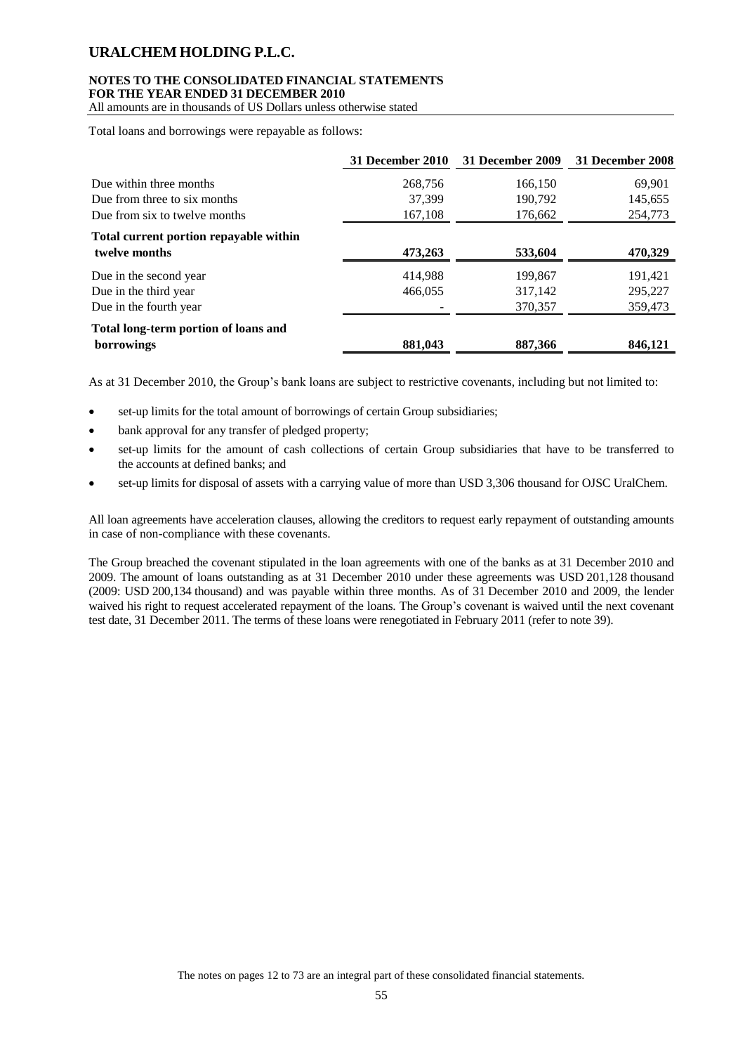Total loans and borrowings were repayable as follows:

| | 31 December 2010 | 31 December 2009 | 31 December 2008 |
|---|---|---|---|
| Due within three months | 268,756 | 166,150 | 69,901 |
| Due from three to six months | 37,399 | 190,792 | 145,655 |
| Due from six to twelve months | 167,108 | 176,662 | 254,773 |
| **Total current portion repayable within twelve months** | **473,263** | **533,604** | **470,329** |
| Due in the second year | 414,988 | 199,867 | 191,421 |
| Due in the third year | 466,055 | 317,142 | 295,227 |
| Due in the fourth year | - | 370,357 | 359,473 |
| **Total long-term portion of loans and borrowings** | **881,043** | **887,366** | **846,121** |

As at 31 December 2010, the Group's bank loans are subject to restrictive covenants, including but not limited to:

- set-up limits for the total amount of borrowings of certain Group subsidiaries;
- bank approval for any transfer of pledged property;
- set-up limits for the amount of cash collections of certain Group subsidiaries that have to be transferred to the accounts at defined banks; and
- set-up limits for disposal of assets with a carrying value of more than USD 3,306 thousand for OJSC UralChem.

All loan agreements have acceleration clauses, allowing the creditors to request early repayment of outstanding amounts in case of non-compliance with these covenants.

The Group breached the covenant stipulated in the loan agreements with one of the banks as at 31 December 2010 and 2009. The amount of loans outstanding as at 31 December 2010 under these agreements was USD 201,128 thousand (2009: USD 200,134 thousand) and was payable within three months. As of 31 December 2010 and 2009, the lender waived his right to request accelerated repayment of the loans. The Group's covenant is waived until the next covenant test date, 31 December 2011. The terms of these loans were renegotiated in February 2011 (refer to note 39).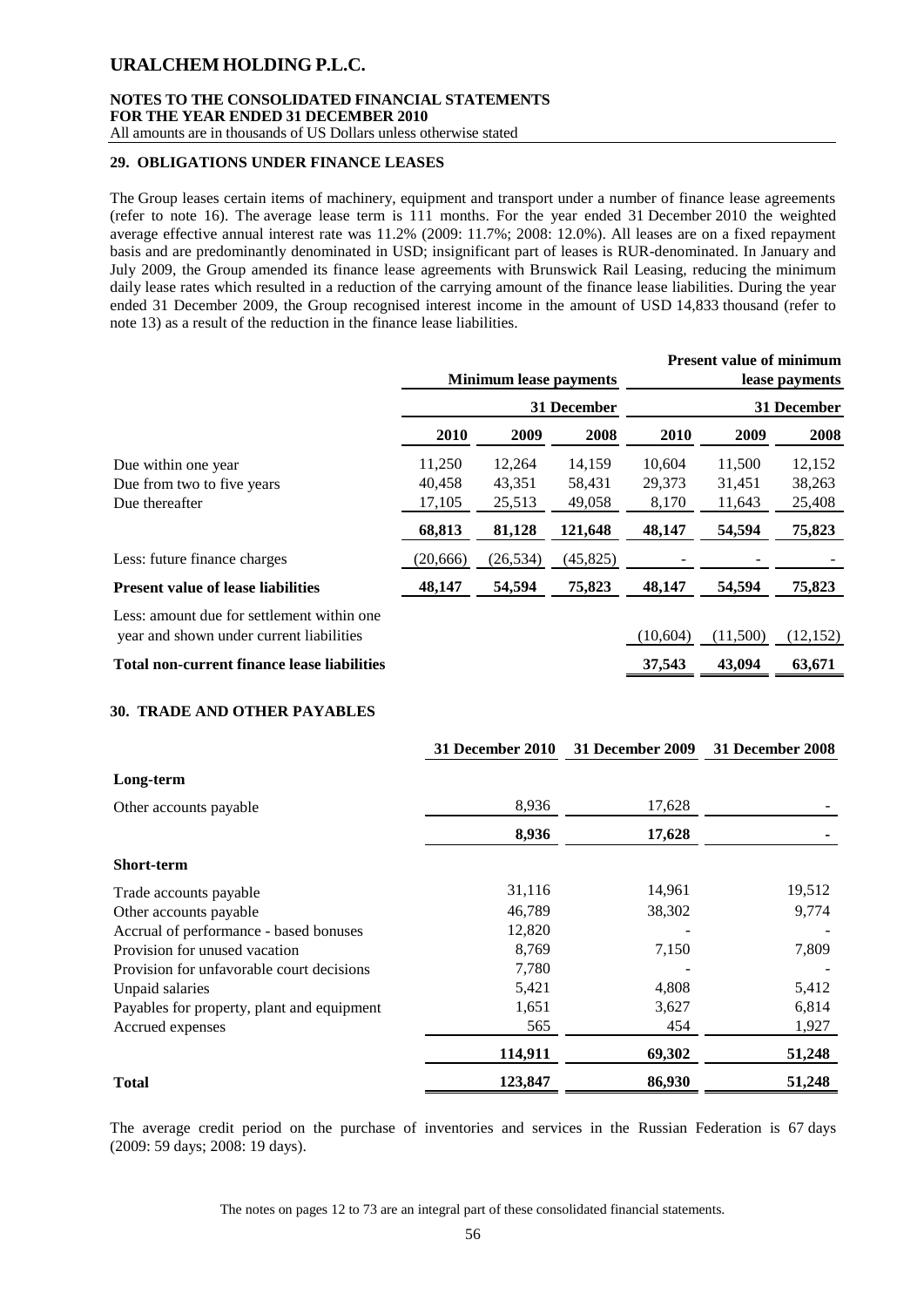## 29. OBLIGATIONS UNDER FINANCE LEASES

The Group leases certain items of machinery, equipment and transport under a number of finance lease agreements (refer to note 16). The average lease term is 111 months. For the year ended 31 December 2010 the weighted average effective annual interest rate was 11.2% (2009: 11.7%; 2008: 12.0%). All leases are on a fixed repayment basis and are predominantly denominated in USD; insignificant part of leases is RUR-denominated. In January and July 2009, the Group amended its finance lease agreements with Brunswick Rail Leasing, reducing the minimum daily lease rates which resulted in a reduction of the carrying amount of the finance lease liabilities. During the year ended 31 December 2009, the Group recognised interest income in the amount of USD 14,833 thousand (refer to note 13) as a result of the reduction in the finance lease liabilities.

| | Minimum lease payments | | | Present value of minimum lease payments | | |
|---|---|---|---|---|---|---|
| | 31 December | | | 31 December | | |
| | 2010 | 2009 | 2008 | 2010 | 2009 | 2008 |
| Due within one year | 11,250 | 12,264 | 14,159 | 10,604 | 11,500 | 12,152 |
| Due from two to five years | 40,458 | 43,351 | 58,431 | 29,373 | 31,451 | 38,263 |
| Due thereafter | 17,105 | 25,513 | 49,058 | 8,170 | 11,643 | 25,408 |
| | **68,813** | **81,128** | **121,648** | **48,147** | **54,594** | **75,823** |
| Less: future finance charges | (20,666) | (26,534) | (45,825) | - | - | - |
| **Present value of lease liabilities** | **48,147** | **54,594** | **75,823** | **48,147** | **54,594** | **75,823** |
| Less: amount due for settlement within one year and shown under current liabilities | | | | (10,604) | (11,500) | (12,152) |
| **Total non-current finance lease liabilities** | | | | **37,543** | **43,094** | **63,671** |

## 30. TRADE AND OTHER PAYABLES

| | 31 December 2010 | 31 December 2009 | 31 December 2008 |
|---|---|---|---|
| **Long-term** | | | |
| Other accounts payable | 8,936 | 17,628 | - |
| | **8,936** | **17,628** | **-** |
| **Short-term** | | | |
| Trade accounts payable | 31,116 | 14,961 | 19,512 |
| Other accounts payable | 46,789 | 38,302 | 9,774 |
| Accrual of performance - based bonuses | 12,820 | - | - |
| Provision for unused vacation | 8,769 | 7,150 | 7,809 |
| Provision for unfavorable court decisions | 7,780 | - | - |
| Unpaid salaries | 5,421 | 4,808 | 5,412 |
| Payables for property, plant and equipment | 1,651 | 3,627 | 6,814 |
| Accrued expenses | 565 | 454 | 1,927 |
| | **114,911** | **69,302** | **51,248** |
| **Total** | **123,847** | **86,930** | **51,248** |

The average credit period on the purchase of inventories and services in the Russian Federation is 67 days (2009: 59 days; 2008: 19 days).

The notes on pages 12 to 73 are an integral part of these consolidated financial statements.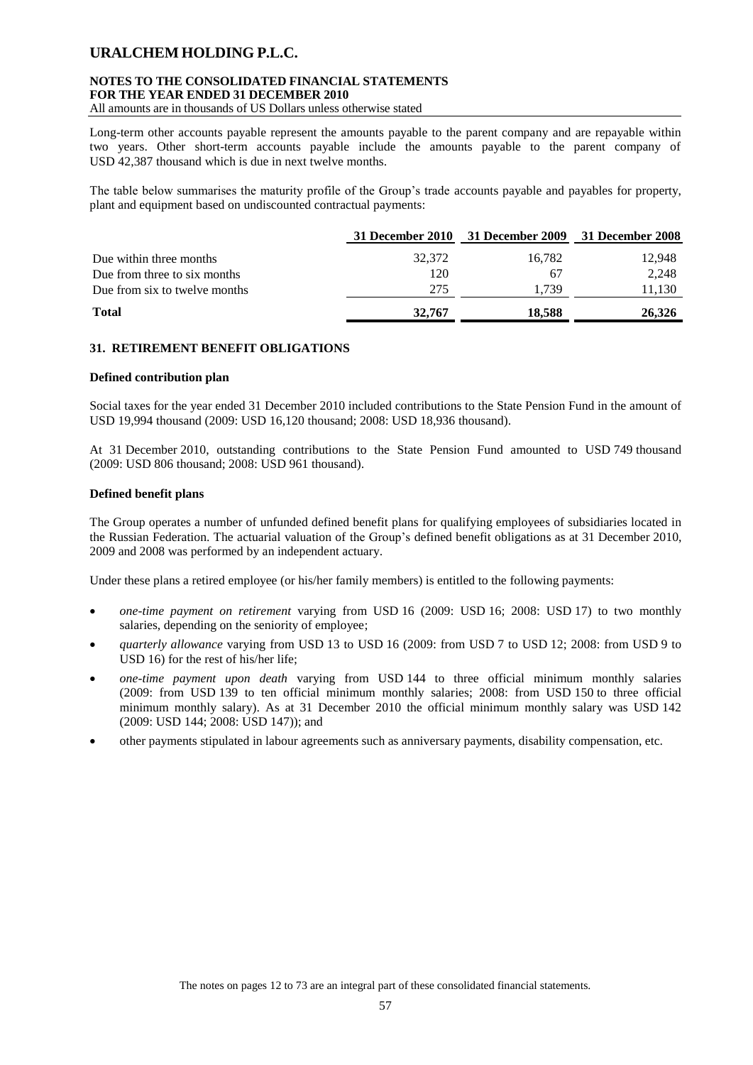Long-term other accounts payable represent the amounts payable to the parent company and are repayable within two years. Other short-term accounts payable include the amounts payable to the parent company of USD 42,387 thousand which is due in next twelve months.

The table below summarises the maturity profile of the Group's trade accounts payable and payables for property, plant and equipment based on undiscounted contractual payments:

| | 31 December 2010 | 31 December 2009 | 31 December 2008 |
|---|---|---|---|
| Due within three months | 32,372 | 16,782 | 12,948 |
| Due from three to six months | 120 | 67 | 2,248 |
| Due from six to twelve months | 275 | 1,739 | 11,130 |
| **Total** | **32,767** | **18,588** | **26,326** |

## 31. RETIREMENT BENEFIT OBLIGATIONS

### Defined contribution plan

Social taxes for the year ended 31 December 2010 included contributions to the State Pension Fund in the amount of USD 19,994 thousand (2009: USD 16,120 thousand; 2008: USD 18,936 thousand).

At 31 December 2010, outstanding contributions to the State Pension Fund amounted to USD 749 thousand (2009: USD 806 thousand; 2008: USD 961 thousand).

### Defined benefit plans

The Group operates a number of unfunded defined benefit plans for qualifying employees of subsidiaries located in the Russian Federation. The actuarial valuation of the Group's defined benefit obligations as at 31 December 2010, 2009 and 2008 was performed by an independent actuary.

Under these plans a retired employee (or his/her family members) is entitled to the following payments:

- *one-time payment on retirement* varying from USD 16 (2009: USD 16; 2008: USD 17) to two monthly salaries, depending on the seniority of employee;
- *quarterly allowance* varying from USD 13 to USD 16 (2009: from USD 7 to USD 12; 2008: from USD 9 to USD 16) for the rest of his/her life;
- *one-time payment upon death* varying from USD 144 to three official minimum monthly salaries (2009: from USD 139 to ten official minimum monthly salaries; 2008: from USD 150 to three official minimum monthly salary). As at 31 December 2010 the official minimum monthly salary was USD 142 (2009: USD 144; 2008: USD 147)); and
- other payments stipulated in labour agreements such as anniversary payments, disability compensation, etc.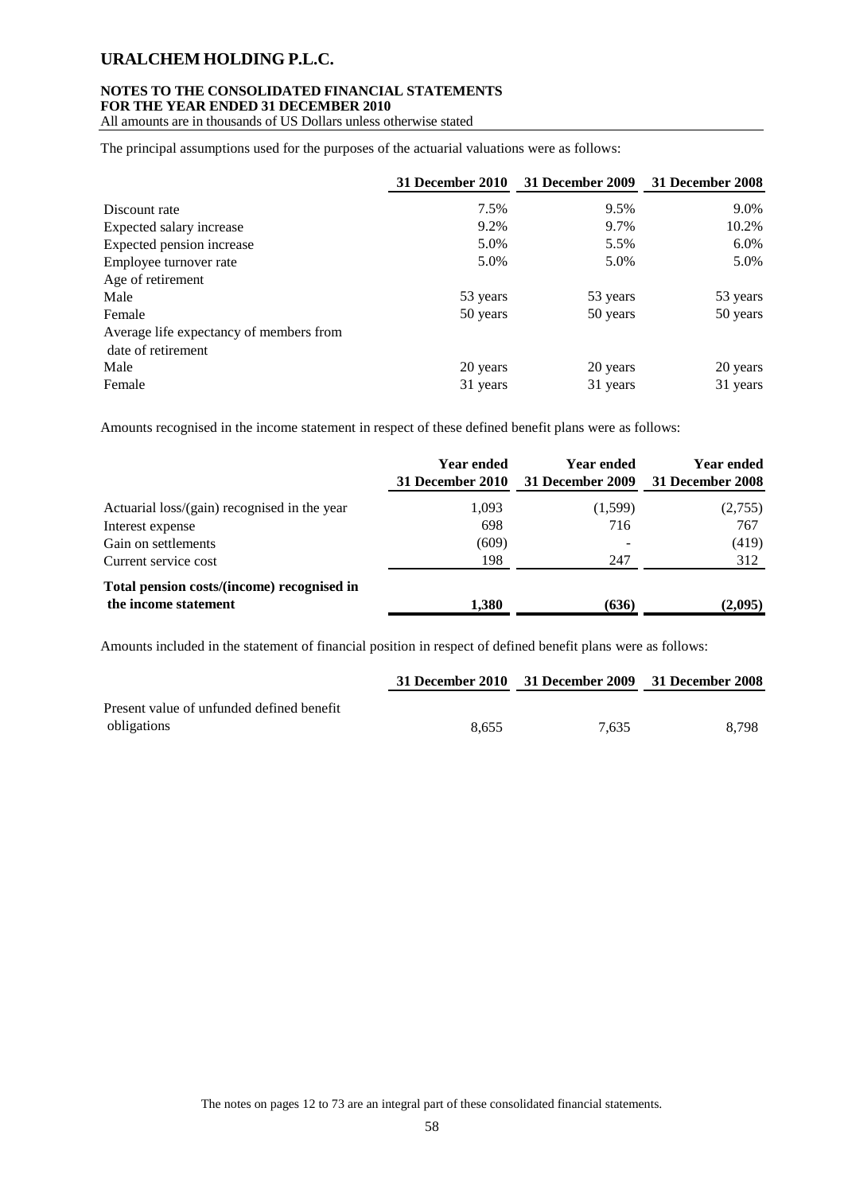The principal assumptions used for the purposes of the actuarial valuations were as follows:

| | 31 December 2010 | 31 December 2009 | 31 December 2008 |
|---|---|---|---|
| Discount rate | 7.5% | 9.5% | 9.0% |
| Expected salary increase | 9.2% | 9.7% | 10.2% |
| Expected pension increase | 5.0% | 5.5% | 6.0% |
| Employee turnover rate | 5.0% | 5.0% | 5.0% |
| Age of retirement | | | |
| Male | 53 years | 53 years | 53 years |
| Female | 50 years | 50 years | 50 years |
| Average life expectancy of members from date of retirement | | | |
| Male | 20 years | 20 years | 20 years |
| Female | 31 years | 31 years | 31 years |

Amounts recognised in the income statement in respect of these defined benefit plans were as follows:

| | Year ended 31 December 2010 | Year ended 31 December 2009 | Year ended 31 December 2008 |
|---|---|---|---|
| Actuarial loss/(gain) recognised in the year | 1,093 | (1,599) | (2,755) |
| Interest expense | 698 | 716 | 767 |
| Gain on settlements | (609) | - | (419) |
| Current service cost | 198 | 247 | 312 |
| **Total pension costs/(income) recognised in the income statement** | **1,380** | **(636)** | **(2,095)** |

Amounts included in the statement of financial position in respect of defined benefit plans were as follows:

| | 31 December 2010 | 31 December 2009 | 31 December 2008 |
|---|---|---|---|
| Present value of unfunded defined benefit obligations | 8,655 | 7,635 | 8,798 |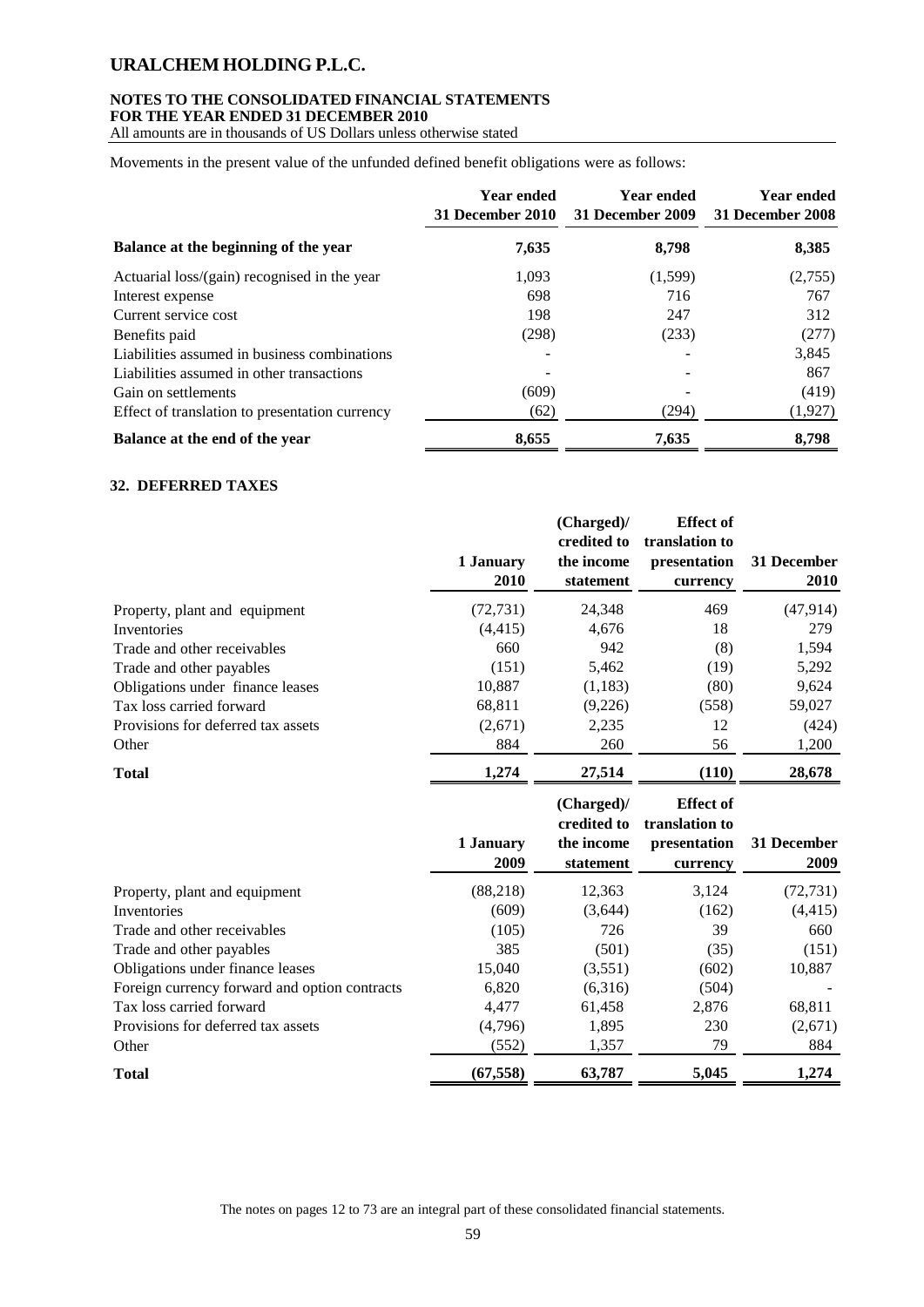Movements in the present value of the unfunded defined benefit obligations were as follows:

| | Year ended 31 December 2010 | Year ended 31 December 2009 | Year ended 31 December 2008 |
|---|---|---|---|
| **Balance at the beginning of the year** | **7,635** | **8,798** | **8,385** |
| Actuarial loss/(gain) recognised in the year | 1,093 | (1,599) | (2,755) |
| Interest expense | 698 | 716 | 767 |
| Current service cost | 198 | 247 | 312 |
| Benefits paid | (298) | (233) | (277) |
| Liabilities assumed in business combinations | - | - | 3,845 |
| Liabilities assumed in other transactions | - | - | 867 |
| Gain on settlements | (609) | - | (419) |
| Effect of translation to presentation currency | (62) | (294) | (1,927) |
| **Balance at the end of the year** | **8,655** | **7,635** | **8,798** |

## 32. DEFERRED TAXES

| | 1 January 2010 | (Charged)/ credited to the income statement | Effect of translation to presentation currency | 31 December 2010 |
|---|---|---|---|---|
| Property, plant and equipment | (72,731) | 24,348 | 469 | (47,914) |
| Inventories | (4,415) | 4,676 | 18 | 279 |
| Trade and other receivables | 660 | 942 | (8) | 1,594 |
| Trade and other payables | (151) | 5,462 | (19) | 5,292 |
| Obligations under finance leases | 10,887 | (1,183) | (80) | 9,624 |
| Tax loss carried forward | 68,811 | (9,226) | (558) | 59,027 |
| Provisions for deferred tax assets | (2,671) | 2,235 | 12 | (424) |
| Other | 884 | 260 | 56 | 1,200 |
| **Total** | **1,274** | **27,514** | **(110)** | **28,678** |

| | 1 January 2009 | (Charged)/ credited to the income statement | Effect of translation to presentation currency | 31 December 2009 |
|---|---|---|---|---|
| Property, plant and equipment | (88,218) | 12,363 | 3,124 | (72,731) |
| Inventories | (609) | (3,644) | (162) | (4,415) |
| Trade and other receivables | (105) | 726 | 39 | 660 |
| Trade and other payables | 385 | (501) | (35) | (151) |
| Obligations under finance leases | 15,040 | (3,551) | (602) | 10,887 |
| Foreign currency forward and option contracts | 6,820 | (6,316) | (504) | - |
| Tax loss carried forward | 4,477 | 61,458 | 2,876 | 68,811 |
| Provisions for deferred tax assets | (4,796) | 1,895 | 230 | (2,671) |
| Other | (552) | 1,357 | 79 | 884 |
| **Total** | **(67,558)** | **63,787** | **5,045** | **1,274** |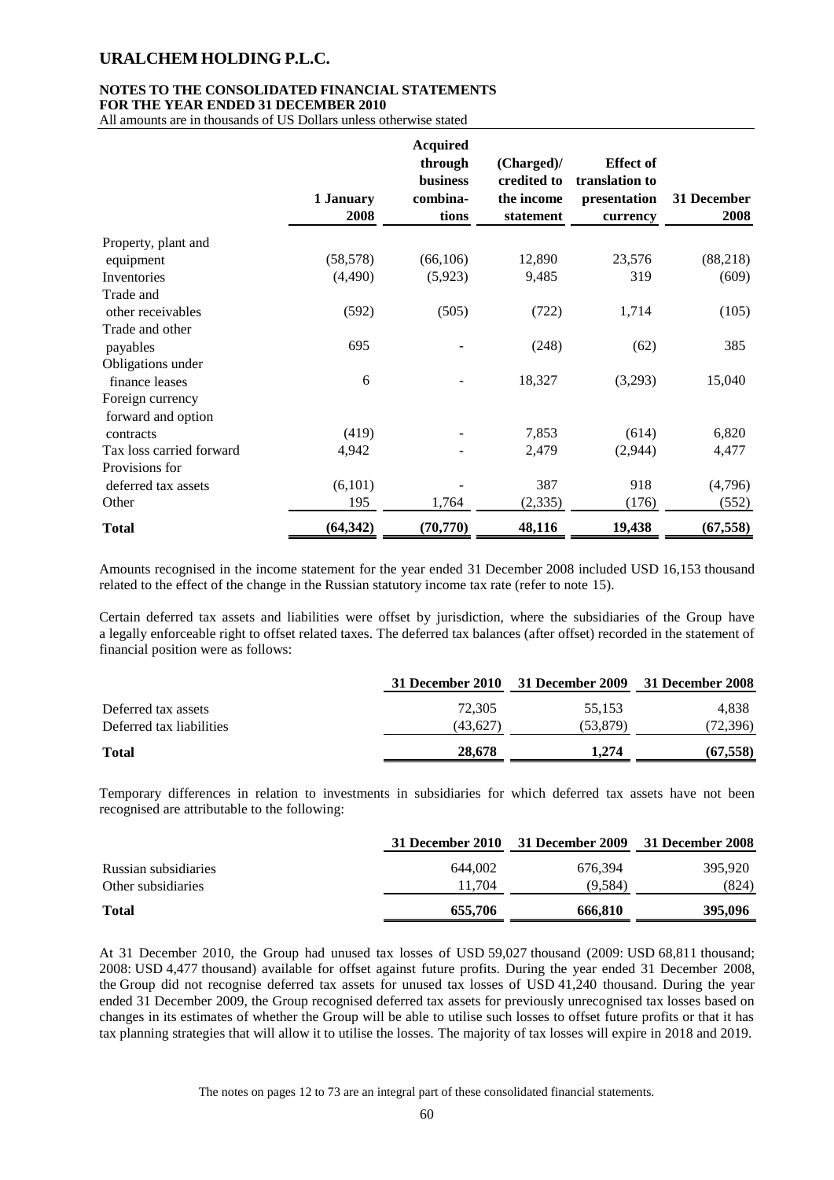# URALCHEM HOLDING P.L.C.

**NOTES TO THE CONSOLIDATED FINANCIAL STATEMENTS**
**FOR THE YEAR ENDED 31 DECEMBER 2010**
All amounts are in thousands of US Dollars unless otherwise stated

| | 1 January 2008 | Acquired through business combinations | (Charged)/ credited to the income statement | Effect of translation to presentation currency | 31 December 2008 |
|---|---|---|---|---|---|
| Property, plant and equipment | (58,578) | (66,106) | 12,890 | 23,576 | (88,218) |
| Inventories | (4,490) | (5,923) | 9,485 | 319 | (609) |
| Trade and other receivables | (592) | (505) | (722) | 1,714 | (105) |
| Trade and other payables | 695 | - | (248) | (62) | 385 |
| Obligations under finance leases | 6 | - | 18,327 | (3,293) | 15,040 |
| Foreign currency forward and option contracts | (419) | - | 7,853 | (614) | 6,820 |
| Tax loss carried forward | 4,942 | - | 2,479 | (2,944) | 4,477 |
| Provisions for deferred tax assets | (6,101) | - | 387 | 918 | (4,796) |
| Other | 195 | 1,764 | (2,335) | (176) | (552) |
| **Total** | **(64,342)** | **(70,770)** | **48,116** | **19,438** | **(67,558)** |

Amounts recognised in the income statement for the year ended 31 December 2008 included USD 16,153 thousand related to the effect of the change in the Russian statutory income tax rate (refer to note 15).

Certain deferred tax assets and liabilities were offset by jurisdiction, where the subsidiaries of the Group have a legally enforceable right to offset related taxes. The deferred tax balances (after offset) recorded in the statement of financial position were as follows:

| | 31 December 2010 | 31 December 2009 | 31 December 2008 |
|---|---|---|---|
| Deferred tax assets | 72,305 | 55,153 | 4,838 |
| Deferred tax liabilities | (43,627) | (53,879) | (72,396) |
| **Total** | **28,678** | **1,274** | **(67,558)** |

Temporary differences in relation to investments in subsidiaries for which deferred tax assets have not been recognised are attributable to the following:

| | 31 December 2010 | 31 December 2009 | 31 December 2008 |
|---|---|---|---|
| Russian subsidiaries | 644,002 | 676,394 | 395,920 |
| Other subsidiaries | 11,704 | (9,584) | (824) |
| **Total** | **655,706** | **666,810** | **395,096** |

At 31 December 2010, the Group had unused tax losses of USD 59,027 thousand (2009: USD 68,811 thousand; 2008: USD 4,477 thousand) available for offset against future profits. During the year ended 31 December 2008, the Group did not recognise deferred tax assets for unused tax losses of USD 41,240 thousand. During the year ended 31 December 2009, the Group recognised deferred tax assets for previously unrecognised tax losses based on changes in its estimates of whether the Group will be able to utilise such losses to offset future profits or that it has tax planning strategies that will allow it to utilise the losses. The majority of tax losses will expire in 2018 and 2019.

The notes on pages 12 to 73 are an integral part of these consolidated financial statements.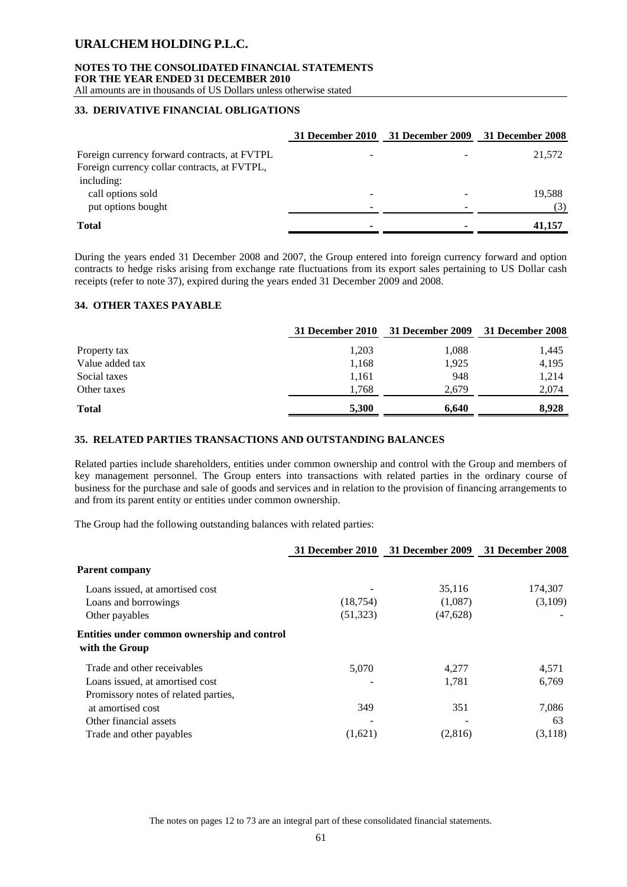## 33. DERIVATIVE FINANCIAL OBLIGATIONS

| | 31 December 2010 | 31 December 2009 | 31 December 2008 |
|---|---|---|---|
| Foreign currency forward contracts, at FVTPL | - | - | 21,572 |
| Foreign currency collar contracts, at FVTPL, including: | | | |
| call options sold | - | - | 19,588 |
| put options bought | - | - | (3) |
| **Total** | **-** | **-** | **41,157** |

During the years ended 31 December 2008 and 2007, the Group entered into foreign currency forward and option contracts to hedge risks arising from exchange rate fluctuations from its export sales pertaining to US Dollar cash receipts (refer to note 37), expired during the years ended 31 December 2009 and 2008.

## 34. OTHER TAXES PAYABLE

| | 31 December 2010 | 31 December 2009 | 31 December 2008 |
|---|---|---|---|
| Property tax | 1,203 | 1,088 | 1,445 |
| Value added tax | 1,168 | 1,925 | 4,195 |
| Social taxes | 1,161 | 948 | 1,214 |
| Other taxes | 1,768 | 2,679 | 2,074 |
| **Total** | **5,300** | **6,640** | **8,928** |

## 35. RELATED PARTIES TRANSACTIONS AND OUTSTANDING BALANCES

Related parties include shareholders, entities under common ownership and control with the Group and members of key management personnel. The Group enters into transactions with related parties in the ordinary course of business for the purchase and sale of goods and services and in relation to the provision of financing arrangements to and from its parent entity or entities under common ownership.

The Group had the following outstanding balances with related parties:

| | 31 December 2010 | 31 December 2009 | 31 December 2008 |
|---|---|---|---|
| **Parent company** | | | |
| Loans issued, at amortised cost | - | 35,116 | 174,307 |
| Loans and borrowings | (18,754) | (1,087) | (3,109) |
| Other payables | (51,323) | (47,628) | - |
| **Entities under common ownership and control with the Group** | | | |
| Trade and other receivables | 5,070 | 4,277 | 4,571 |
| Loans issued, at amortised cost | - | 1,781 | 6,769 |
| Promissory notes of related parties, at amortised cost | 349 | 351 | 7,086 |
| Other financial assets | - | - | 63 |
| Trade and other payables | (1,621) | (2,816) | (3,118) |

The notes on pages 12 to 73 are an integral part of these consolidated financial statements.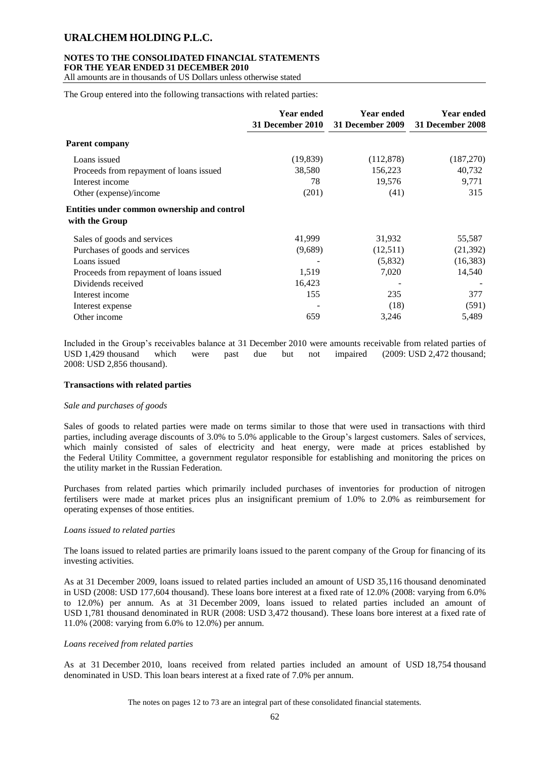The Group entered into the following transactions with related parties:

| | Year ended 31 December 2010 | Year ended 31 December 2009 | Year ended 31 December 2008 |
|---|---|---|---|
| **Parent company** | | | |
| Loans issued | (19,839) | (112,878) | (187,270) |
| Proceeds from repayment of loans issued | 38,580 | 156,223 | 40,732 |
| Interest income | 78 | 19,576 | 9,771 |
| Other (expense)/income | (201) | (41) | 315 |
| **Entities under common ownership and control with the Group** | | | |
| Sales of goods and services | 41,999 | 31,932 | 55,587 |
| Purchases of goods and services | (9,689) | (12,511) | (21,392) |
| Loans issued | - | (5,832) | (16,383) |
| Proceeds from repayment of loans issued | 1,519 | 7,020 | 14,540 |
| Dividends received | 16,423 | - | - |
| Interest income | 155 | 235 | 377 |
| Interest expense | - | (18) | (591) |
| Other income | 659 | 3,246 | 5,489 |

Included in the Group's receivables balance at 31 December 2010 were amounts receivable from related parties of USD 1,429 thousand which were past due but not impaired (2009: USD 2,472 thousand; 2008: USD 2,856 thousand).

**Transactions with related parties**

*Sale and purchases of goods*

Sales of goods to related parties were made on terms similar to those that were used in transactions with third parties, including average discounts of 3.0% to 5.0% applicable to the Group's largest customers. Sales of services, which mainly consisted of sales of electricity and heat energy, were made at prices established by the Federal Utility Committee, a government regulator responsible for establishing and monitoring the prices on the utility market in the Russian Federation.

Purchases from related parties which primarily included purchases of inventories for production of nitrogen fertilisers were made at market prices plus an insignificant premium of 1.0% to 2.0% as reimbursement for operating expenses of those entities.

*Loans issued to related parties*

The loans issued to related parties are primarily loans issued to the parent company of the Group for financing of its investing activities.

As at 31 December 2009, loans issued to related parties included an amount of USD 35,116 thousand denominated in USD (2008: USD 177,604 thousand). These loans bore interest at a fixed rate of 12.0% (2008: varying from 6.0% to 12.0%) per annum. As at 31 December 2009, loans issued to related parties included an amount of USD 1,781 thousand denominated in RUR (2008: USD 3,472 thousand). These loans bore interest at a fixed rate of 11.0% (2008: varying from 6.0% to 12.0%) per annum.

*Loans received from related parties*

As at 31 December 2010, loans received from related parties included an amount of USD 18,754 thousand denominated in USD. This loan bears interest at a fixed rate of 7.0% per annum.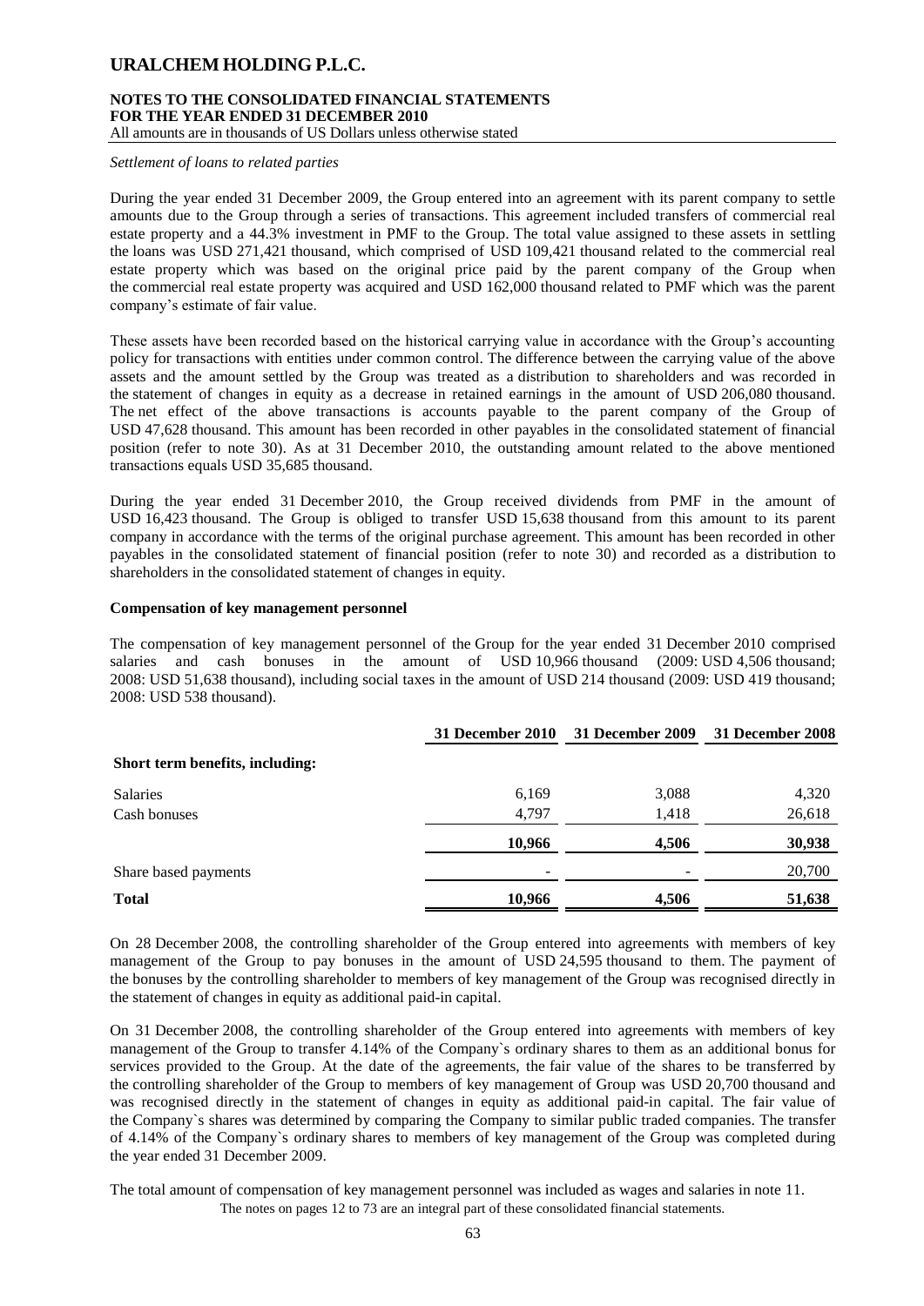*Settlement of loans to related parties*

During the year ended 31 December 2009, the Group entered into an agreement with its parent company to settle amounts due to the Group through a series of transactions. This agreement included transfers of commercial real estate property and a 44.3% investment in PMF to the Group. The total value assigned to these assets in settling the loans was USD 271,421 thousand, which comprised of USD 109,421 thousand related to the commercial real estate property which was based on the original price paid by the parent company of the Group when the commercial real estate property was acquired and USD 162,000 thousand related to PMF which was the parent company's estimate of fair value.

These assets have been recorded based on the historical carrying value in accordance with the Group's accounting policy for transactions with entities under common control. The difference between the carrying value of the above assets and the amount settled by the Group was treated as a distribution to shareholders and was recorded in the statement of changes in equity as a decrease in retained earnings in the amount of USD 206,080 thousand. The net effect of the above transactions is accounts payable to the parent company of the Group of USD 47,628 thousand. This amount has been recorded in other payables in the consolidated statement of financial position (refer to note 30). As at 31 December 2010, the outstanding amount related to the above mentioned transactions equals USD 35,685 thousand.

During the year ended 31 December 2010, the Group received dividends from PMF in the amount of USD 16,423 thousand. The Group is obliged to transfer USD 15,638 thousand from this amount to its parent company in accordance with the terms of the original purchase agreement. This amount has been recorded in other payables in the consolidated statement of financial position (refer to note 30) and recorded as a distribution to shareholders in the consolidated statement of changes in equity.

**Compensation of key management personnel**

The compensation of key management personnel of the Group for the year ended 31 December 2010 comprised salaries and cash bonuses in the amount of USD 10,966 thousand (2009: USD 4,506 thousand; 2008: USD 51,638 thousand), including social taxes in the amount of USD 214 thousand (2009: USD 419 thousand; 2008: USD 538 thousand).

| | 31 December 2010 | 31 December 2009 | 31 December 2008 |
|---|---|---|---|
| **Short term benefits, including:** | | | |
| Salaries | 6,169 | 3,088 | 4,320 |
| Cash bonuses | 4,797 | 1,418 | 26,618 |
| | **10,966** | **4,506** | **30,938** |
| Share based payments | - | - | 20,700 |
| **Total** | **10,966** | **4,506** | **51,638** |

On 28 December 2008, the controlling shareholder of the Group entered into agreements with members of key management of the Group to pay bonuses in the amount of USD 24,595 thousand to them. The payment of the bonuses by the controlling shareholder to members of key management of the Group was recognised directly in the statement of changes in equity as additional paid-in capital.

On 31 December 2008, the controlling shareholder of the Group entered into agreements with members of key management of the Group to transfer 4.14% of the Company`s ordinary shares to them as an additional bonus for services provided to the Group. At the date of the agreements, the fair value of the shares to be transferred by the controlling shareholder of the Group to members of key management of Group was USD 20,700 thousand and was recognised directly in the statement of changes in equity as additional paid-in capital. The fair value of the Company`s shares was determined by comparing the Company to similar public traded companies. The transfer of 4.14% of the Company`s ordinary shares to members of key management of the Group was completed during the year ended 31 December 2009.

The total amount of compensation of key management personnel was included as wages and salaries in note 11.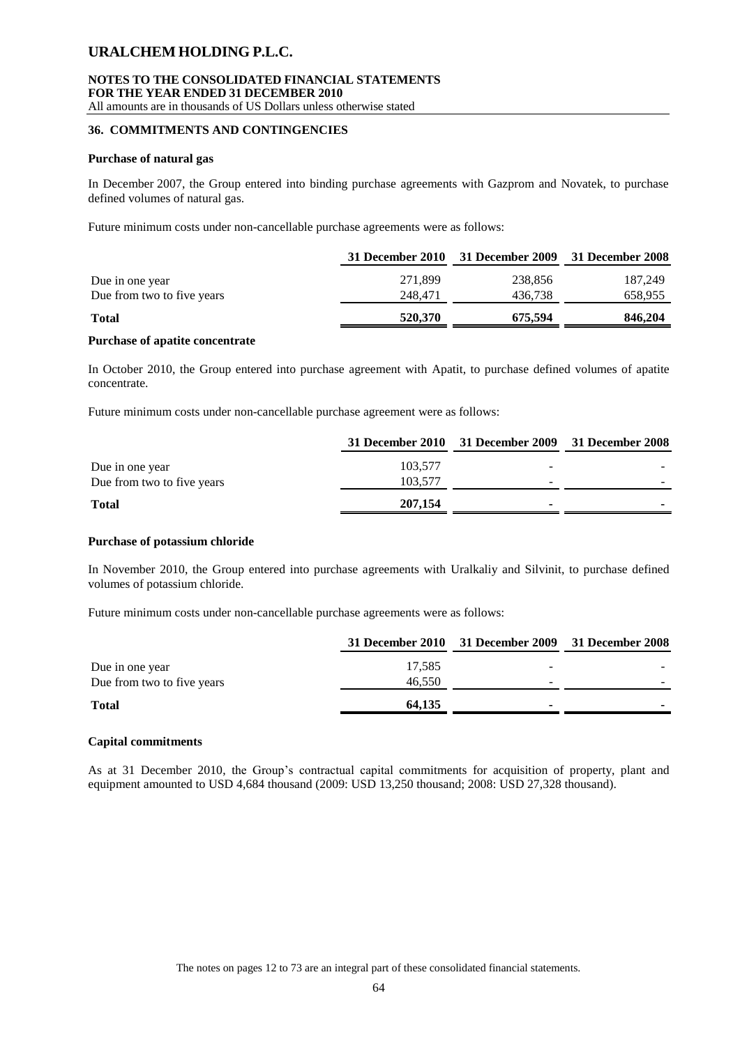## 36. COMMITMENTS AND CONTINGENCIES

### Purchase of natural gas

In December 2007, the Group entered into binding purchase agreements with Gazprom and Novatek, to purchase defined volumes of natural gas.

Future minimum costs under non-cancellable purchase agreements were as follows:

| | 31 December 2010 | 31 December 2009 | 31 December 2008 |
|---|---|---|---|
| Due in one year | 271,899 | 238,856 | 187,249 |
| Due from two to five years | 248,471 | 436,738 | 658,955 |
| **Total** | **520,370** | **675,594** | **846,204** |

### Purchase of apatite concentrate

In October 2010, the Group entered into purchase agreement with Apatit, to purchase defined volumes of apatite concentrate.

Future minimum costs under non-cancellable purchase agreement were as follows:

| | 31 December 2010 | 31 December 2009 | 31 December 2008 |
|---|---|---|---|
| Due in one year | 103,577 | - | - |
| Due from two to five years | 103,577 | - | - |
| **Total** | **207,154** | **-** | **-** |

### Purchase of potassium chloride

In November 2010, the Group entered into purchase agreements with Uralkaliy and Silvinit, to purchase defined volumes of potassium chloride.

Future minimum costs under non-cancellable purchase agreements were as follows:

| | 31 December 2010 | 31 December 2009 | 31 December 2008 |
|---|---|---|---|
| Due in one year | 17,585 | - | - |
| Due from two to five years | 46,550 | - | - |
| **Total** | **64,135** | **-** | **-** |

### Capital commitments

As at 31 December 2010, the Group's contractual capital commitments for acquisition of property, plant and equipment amounted to USD 4,684 thousand (2009: USD 13,250 thousand; 2008: USD 27,328 thousand).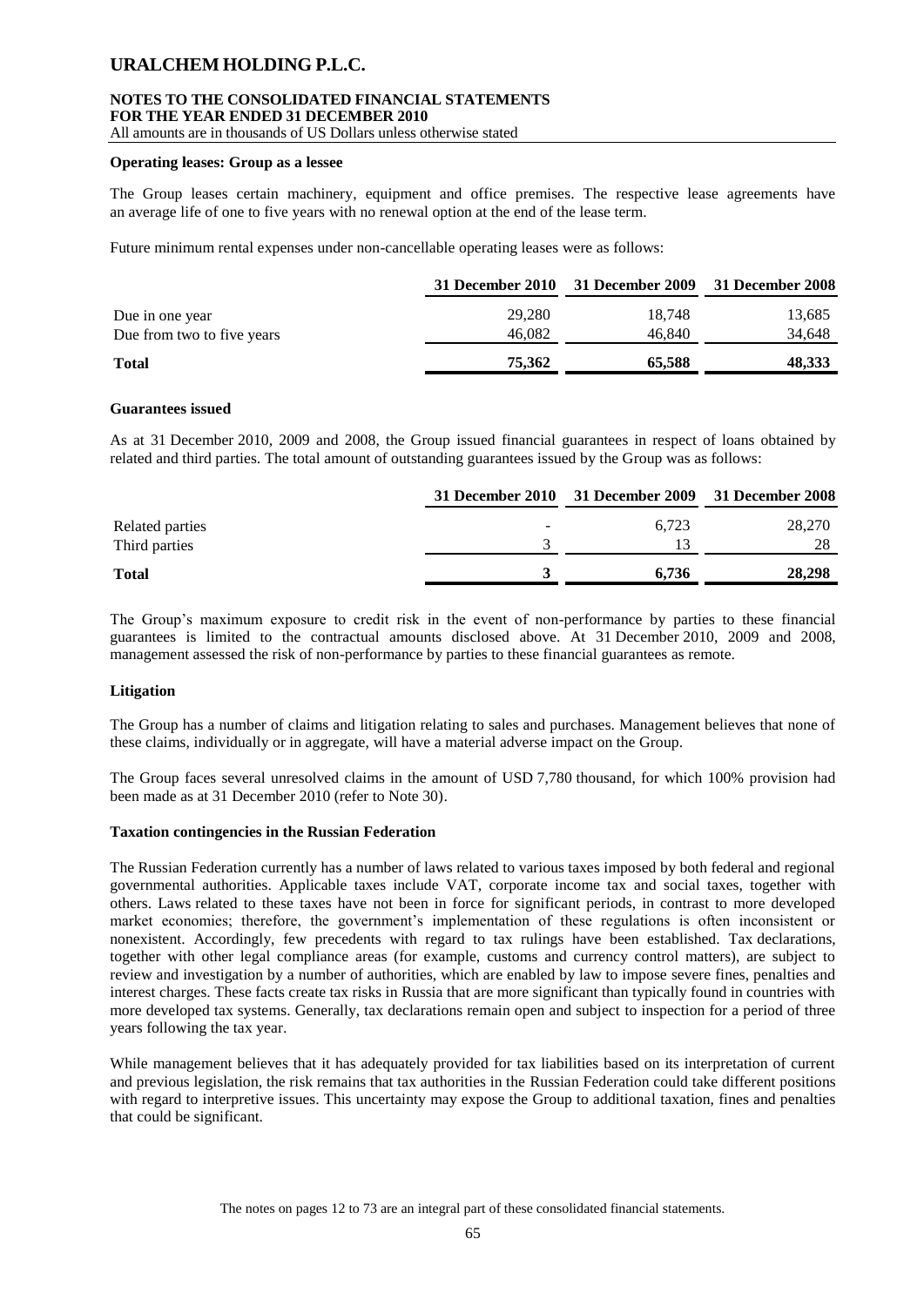**Operating leases: Group as a lessee**

The Group leases certain machinery, equipment and office premises. The respective lease agreements have an average life of one to five years with no renewal option at the end of the lease term.

Future minimum rental expenses under non-cancellable operating leases were as follows:

| | 31 December 2010 | 31 December 2009 | 31 December 2008 |
|---|---|---|---|
| Due in one year | 29,280 | 18,748 | 13,685 |
| Due from two to five years | 46,082 | 46,840 | 34,648 |
| **Total** | **75,362** | **65,588** | **48,333** |

**Guarantees issued**

As at 31 December 2010, 2009 and 2008, the Group issued financial guarantees in respect of loans obtained by related and third parties. The total amount of outstanding guarantees issued by the Group was as follows:

| | 31 December 2010 | 31 December 2009 | 31 December 2008 |
|---|---|---|---|
| Related parties | - | 6,723 | 28,270 |
| Third parties | 3 | 13 | 28 |
| **Total** | **3** | **6,736** | **28,298** |

The Group's maximum exposure to credit risk in the event of non-performance by parties to these financial guarantees is limited to the contractual amounts disclosed above. At 31 December 2010, 2009 and 2008, management assessed the risk of non-performance by parties to these financial guarantees as remote.

**Litigation**

The Group has a number of claims and litigation relating to sales and purchases. Management believes that none of these claims, individually or in aggregate, will have a material adverse impact on the Group.

The Group faces several unresolved claims in the amount of USD 7,780 thousand, for which 100% provision had been made as at 31 December 2010 (refer to Note 30).

**Taxation contingencies in the Russian Federation**

The Russian Federation currently has a number of laws related to various taxes imposed by both federal and regional governmental authorities. Applicable taxes include VAT, corporate income tax and social taxes, together with others. Laws related to these taxes have not been in force for significant periods, in contrast to more developed market economies; therefore, the government's implementation of these regulations is often inconsistent or nonexistent. Accordingly, few precedents with regard to tax rulings have been established. Tax declarations, together with other legal compliance areas (for example, customs and currency control matters), are subject to review and investigation by a number of authorities, which are enabled by law to impose severe fines, penalties and interest charges. These facts create tax risks in Russia that are more significant than typically found in countries with more developed tax systems. Generally, tax declarations remain open and subject to inspection for a period of three years following the tax year.

While management believes that it has adequately provided for tax liabilities based on its interpretation of current and previous legislation, the risk remains that tax authorities in the Russian Federation could take different positions with regard to interpretive issues. This uncertainty may expose the Group to additional taxation, fines and penalties that could be significant.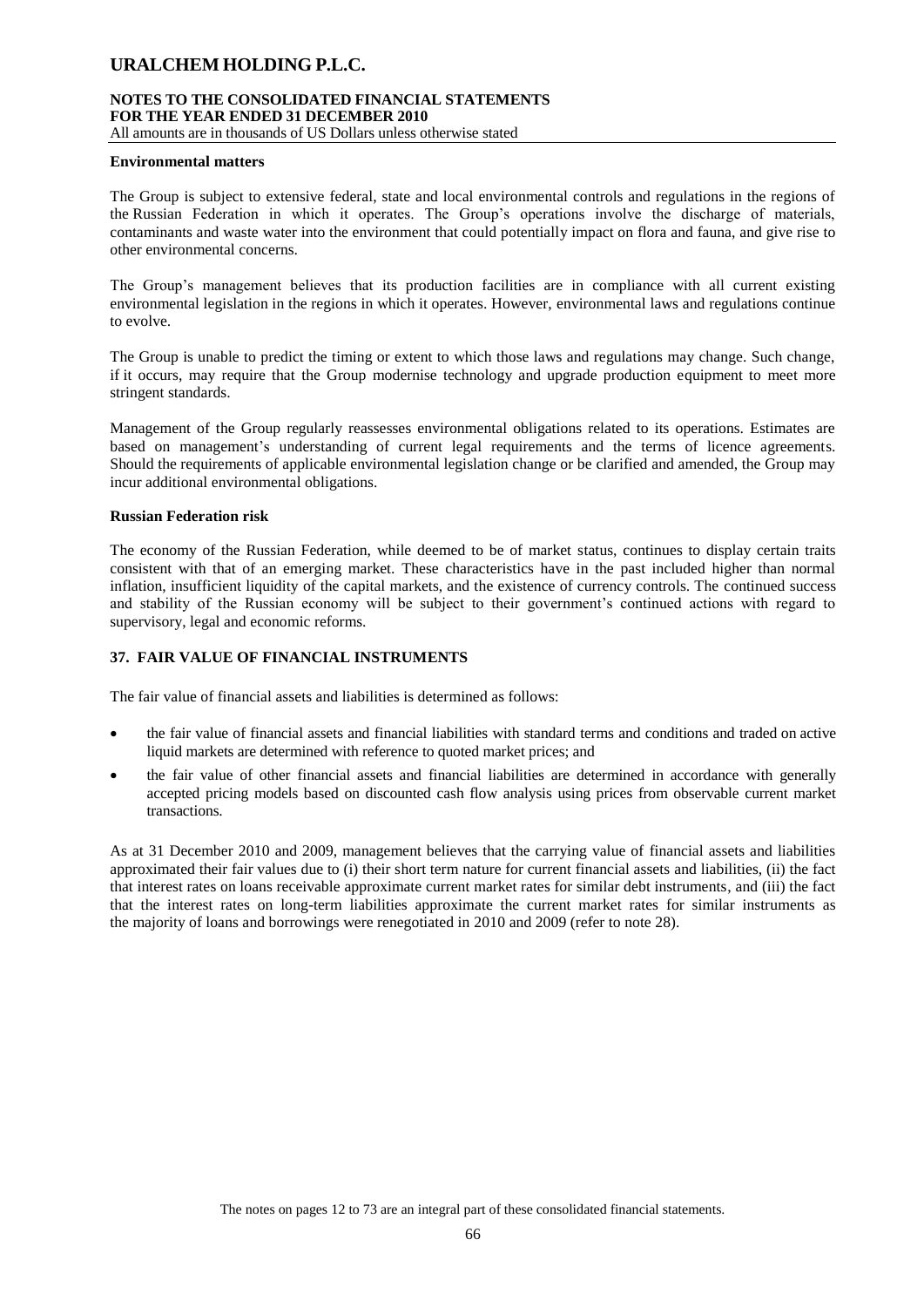**Environmental matters**

The Group is subject to extensive federal, state and local environmental controls and regulations in the regions of the Russian Federation in which it operates. The Group's operations involve the discharge of materials, contaminants and waste water into the environment that could potentially impact on flora and fauna, and give rise to other environmental concerns.

The Group's management believes that its production facilities are in compliance with all current existing environmental legislation in the regions in which it operates. However, environmental laws and regulations continue to evolve.

The Group is unable to predict the timing or extent to which those laws and regulations may change. Such change, if it occurs, may require that the Group modernise technology and upgrade production equipment to meet more stringent standards.

Management of the Group regularly reassesses environmental obligations related to its operations. Estimates are based on management's understanding of current legal requirements and the terms of licence agreements. Should the requirements of applicable environmental legislation change or be clarified and amended, the Group may incur additional environmental obligations.

**Russian Federation risk**

The economy of the Russian Federation, while deemed to be of market status, continues to display certain traits consistent with that of an emerging market. These characteristics have in the past included higher than normal inflation, insufficient liquidity of the capital markets, and the existence of currency controls. The continued success and stability of the Russian economy will be subject to their government's continued actions with regard to supervisory, legal and economic reforms.

## 37. FAIR VALUE OF FINANCIAL INSTRUMENTS

The fair value of financial assets and liabilities is determined as follows:

- the fair value of financial assets and financial liabilities with standard terms and conditions and traded on active liquid markets are determined with reference to quoted market prices; and
- the fair value of other financial assets and financial liabilities are determined in accordance with generally accepted pricing models based on discounted cash flow analysis using prices from observable current market transactions.

As at 31 December 2010 and 2009, management believes that the carrying value of financial assets and liabilities approximated their fair values due to (i) their short term nature for current financial assets and liabilities, (ii) the fact that interest rates on loans receivable approximate current market rates for similar debt instruments, and (iii) the fact that the interest rates on long-term liabilities approximate the current market rates for similar instruments as the majority of loans and borrowings were renegotiated in 2010 and 2009 (refer to note 28).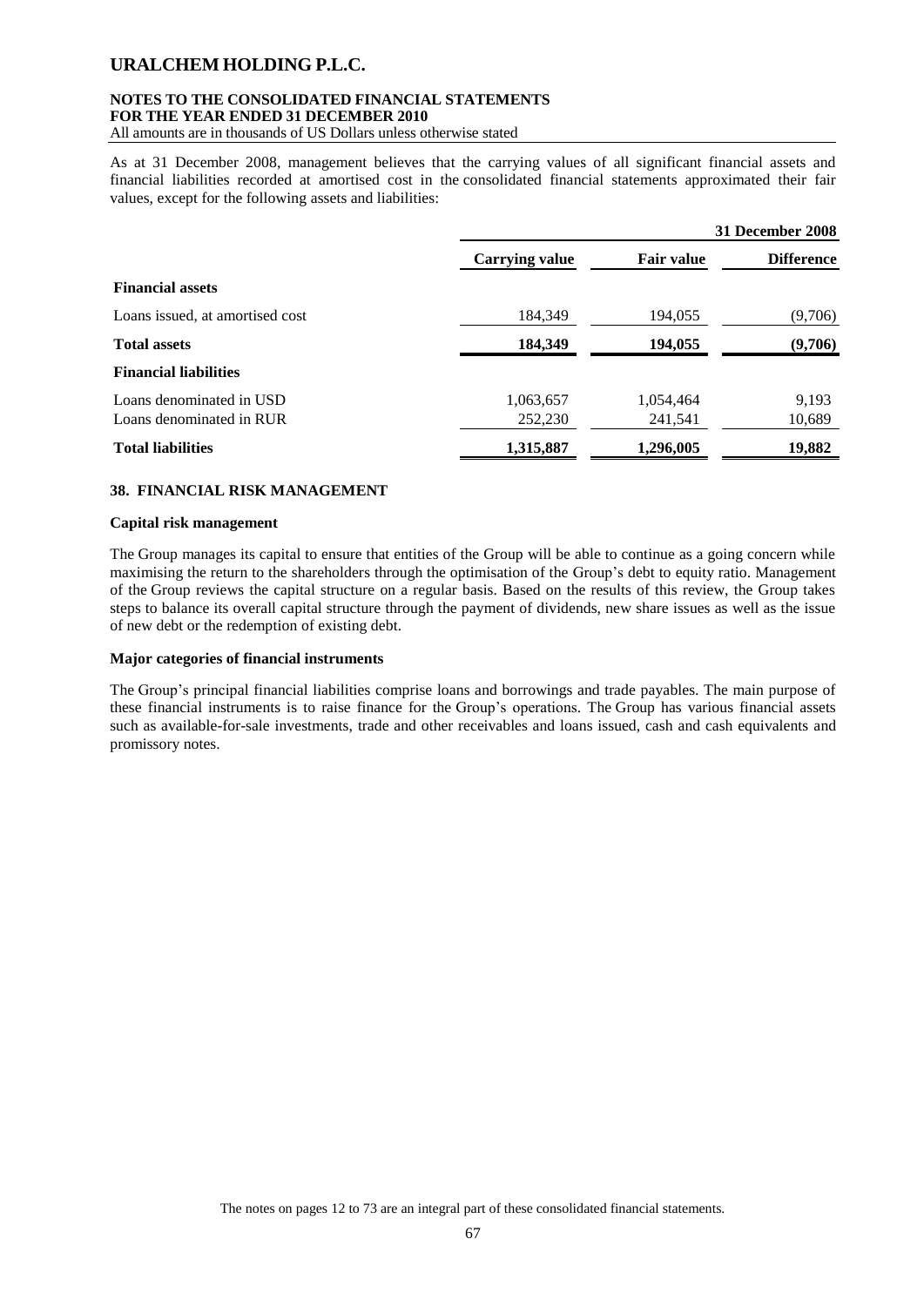As at 31 December 2008, management believes that the carrying values of all significant financial assets and financial liabilities recorded at amortised cost in the consolidated financial statements approximated their fair values, except for the following assets and liabilities:

| | 31 December 2008 | | |
|---|---|---|---|
| | **Carrying value** | **Fair value** | **Difference** |
| **Financial assets** | | | |
| Loans issued, at amortised cost | 184,349 | 194,055 | (9,706) |
| **Total assets** | **184,349** | **194,055** | **(9,706)** |
| **Financial liabilities** | | | |
| Loans denominated in USD | 1,063,657 | 1,054,464 | 9,193 |
| Loans denominated in RUR | 252,230 | 241,541 | 10,689 |
| **Total liabilities** | **1,315,887** | **1,296,005** | **19,882** |

## 38. FINANCIAL RISK MANAGEMENT

### Capital risk management

The Group manages its capital to ensure that entities of the Group will be able to continue as a going concern while maximising the return to the shareholders through the optimisation of the Group's debt to equity ratio. Management of the Group reviews the capital structure on a regular basis. Based on the results of this review, the Group takes steps to balance its overall capital structure through the payment of dividends, new share issues as well as the issue of new debt or the redemption of existing debt.

### Major categories of financial instruments

The Group's principal financial liabilities comprise loans and borrowings and trade payables. The main purpose of these financial instruments is to raise finance for the Group's operations. The Group has various financial assets such as available-for-sale investments, trade and other receivables and loans issued, cash and cash equivalents and promissory notes.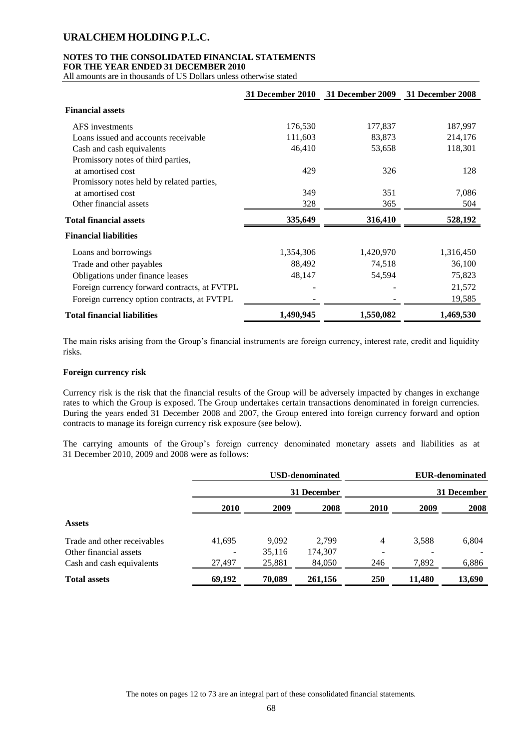| | 31 December 2010 | 31 December 2009 | 31 December 2008 |
|---|---|---|---|
| **Financial assets** | | | |
| AFS investments | 176,530 | 177,837 | 187,997 |
| Loans issued and accounts receivable | 111,603 | 83,873 | 214,176 |
| Cash and cash equivalents | 46,410 | 53,658 | 118,301 |
| Promissory notes of third parties, at amortised cost | 429 | 326 | 128 |
| Promissory notes held by related parties, at amortised cost | 349 | 351 | 7,086 |
| Other financial assets | 328 | 365 | 504 |
| **Total financial assets** | **335,649** | **316,410** | **528,192** |
| **Financial liabilities** | | | |
| Loans and borrowings | 1,354,306 | 1,420,970 | 1,316,450 |
| Trade and other payables | 88,492 | 74,518 | 36,100 |
| Obligations under finance leases | 48,147 | 54,594 | 75,823 |
| Foreign currency forward contracts, at FVTPL | - | - | 21,572 |
| Foreign currency option contracts, at FVTPL | - | - | 19,585 |
| **Total financial liabilities** | **1,490,945** | **1,550,082** | **1,469,530** |

The main risks arising from the Group's financial instruments are foreign currency, interest rate, credit and liquidity risks.

**Foreign currency risk**

Currency risk is the risk that the financial results of the Group will be adversely impacted by changes in exchange rates to which the Group is exposed. The Group undertakes certain transactions denominated in foreign currencies. During the years ended 31 December 2008 and 2007, the Group entered into foreign currency forward and option contracts to manage its foreign currency risk exposure (see below).

The carrying amounts of the Group's foreign currency denominated monetary assets and liabilities as at 31 December 2010, 2009 and 2008 were as follows:

| | USD-denominated | | | EUR-denominated | | |
|---|---|---|---|---|---|---|
| | 31 December | | | 31 December | | |
| | 2010 | 2009 | 2008 | 2010 | 2009 | 2008 |
| **Assets** | | | | | | |
| Trade and other receivables | 41,695 | 9,092 | 2,799 | 4 | 3,588 | 6,804 |
| Other financial assets | - | 35,116 | 174,307 | - | - | - |
| Cash and cash equivalents | 27,497 | 25,881 | 84,050 | 246 | 7,892 | 6,886 |
| **Total assets** | **69,192** | **70,089** | **261,156** | **250** | **11,480** | **13,690** |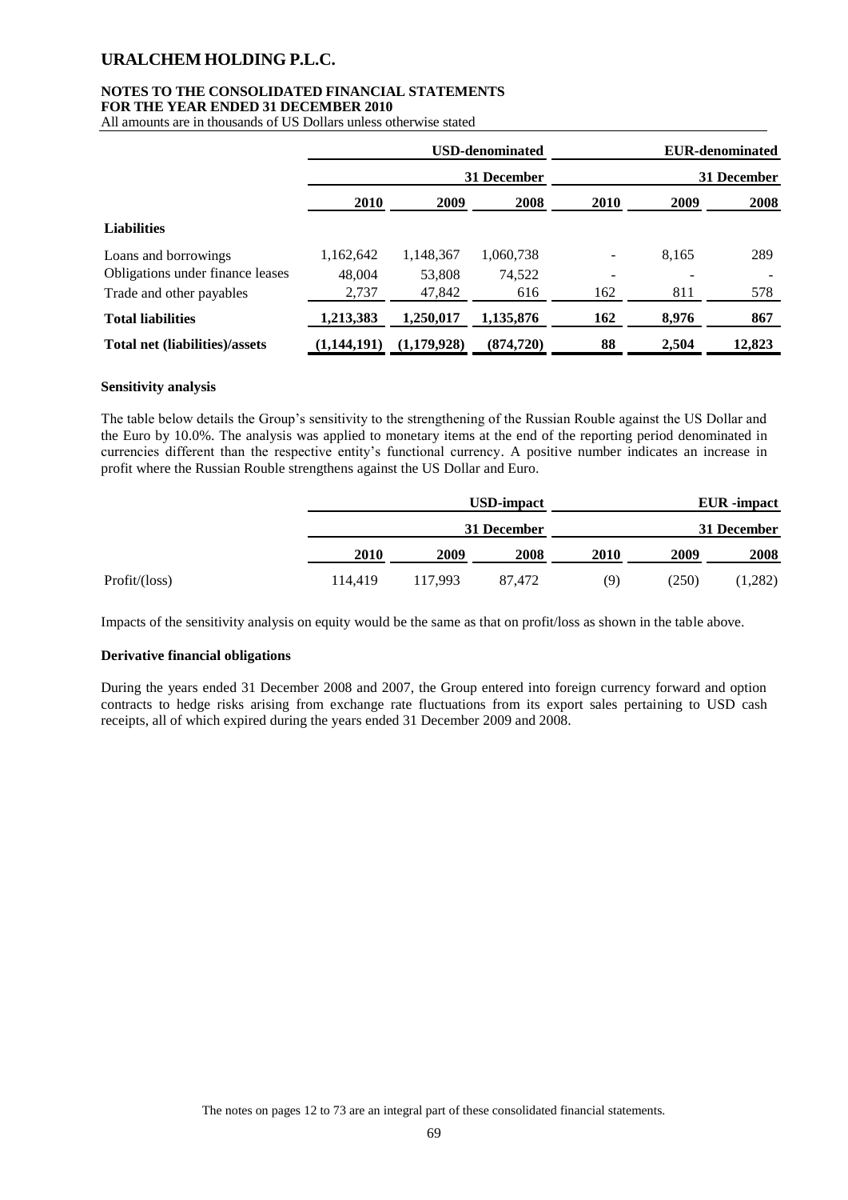|  | USD-denominated |  |  | EUR-denominated |  |  |
|---|---|---|---|---|---|---|
|  | 31 December |  |  | 31 December |  |  |
|  | 2010 | 2009 | 2008 | 2010 | 2009 | 2008 |
| **Liabilities** |  |  |  |  |  |  |
| Loans and borrowings | 1,162,642 | 1,148,367 | 1,060,738 | - | 8,165 | 289 |
| Obligations under finance leases | 48,004 | 53,808 | 74,522 | - | - | - |
| Trade and other payables | 2,737 | 47,842 | 616 | 162 | 811 | 578 |
| **Total liabilities** | **1,213,383** | **1,250,017** | **1,135,876** | **162** | **8,976** | **867** |
| **Total net (liabilities)/assets** | **(1,144,191)** | **(1,179,928)** | **(874,720)** | **88** | **2,504** | **12,823** |

**Sensitivity analysis**

The table below details the Group's sensitivity to the strengthening of the Russian Rouble against the US Dollar and the Euro by 10.0%. The analysis was applied to monetary items at the end of the reporting period denominated in currencies different than the respective entity's functional currency. A positive number indicates an increase in profit where the Russian Rouble strengthens against the US Dollar and Euro.

|  | USD-impact |  |  | EUR -impact |  |  |
|---|---|---|---|---|---|---|
|  | 31 December |  |  | 31 December |  |  |
|  | 2010 | 2009 | 2008 | 2010 | 2009 | 2008 |
| Profit/(loss) | 114,419 | 117,993 | 87,472 | (9) | (250) | (1,282) |

Impacts of the sensitivity analysis on equity would be the same as that on profit/loss as shown in the table above.

**Derivative financial obligations**

During the years ended 31 December 2008 and 2007, the Group entered into foreign currency forward and option contracts to hedge risks arising from exchange rate fluctuations from its export sales pertaining to USD cash receipts, all of which expired during the years ended 31 December 2009 and 2008.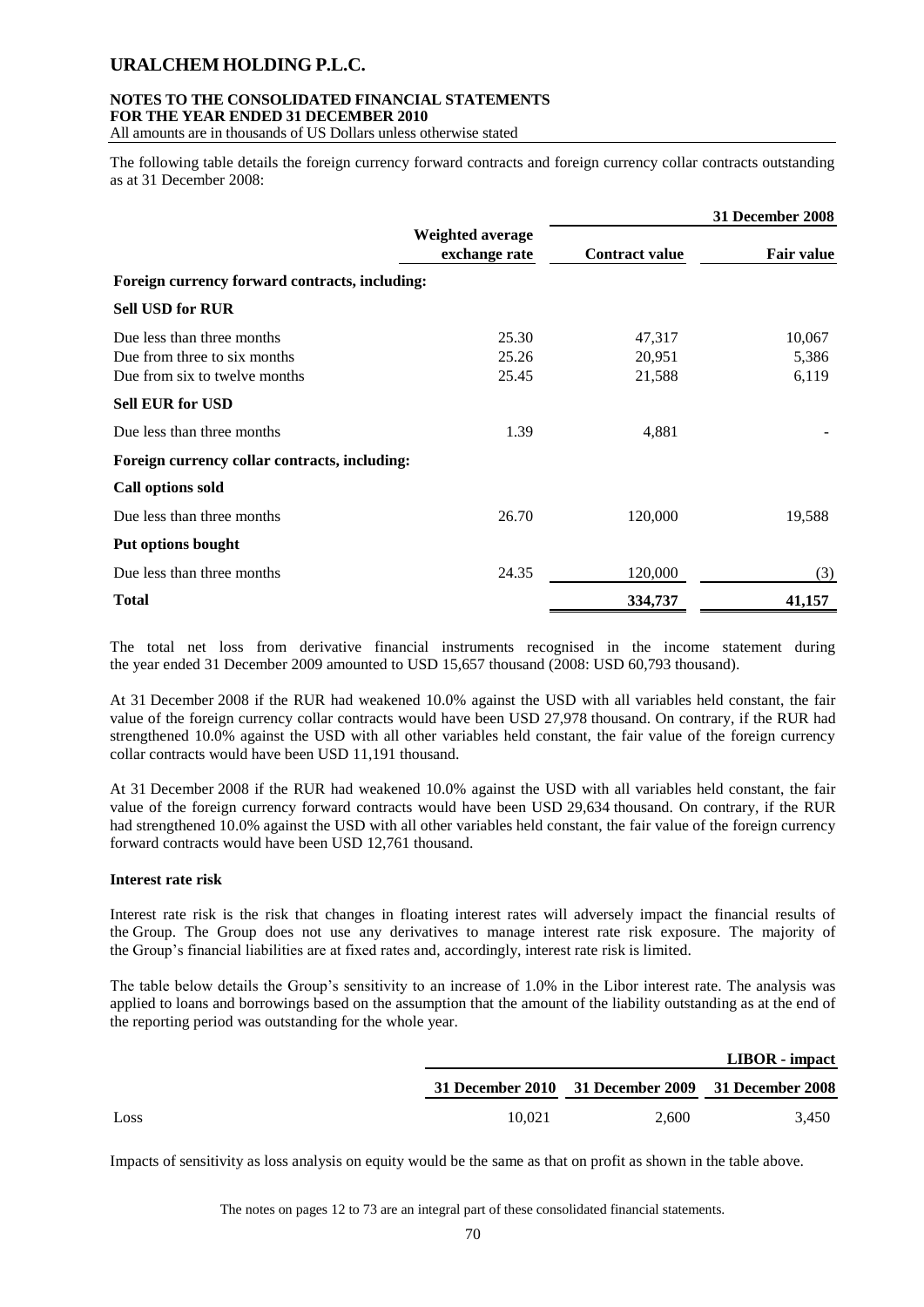The following table details the foreign currency forward contracts and foreign currency collar contracts outstanding as at 31 December 2008:

| | Weighted average exchange rate | 31 December 2008 | |
|---|---|---|---|
| | | **Contract value** | **Fair value** |
| **Foreign currency forward contracts, including:** | | | |
| **Sell USD for RUR** | | | |
| Due less than three months | 25.30 | 47,317 | 10,067 |
| Due from three to six months | 25.26 | 20,951 | 5,386 |
| Due from six to twelve months | 25.45 | 21,588 | 6,119 |
| **Sell EUR for USD** | | | |
| Due less than three months | 1.39 | 4,881 | - |
| **Foreign currency collar contracts, including:** | | | |
| **Call options sold** | | | |
| Due less than three months | 26.70 | 120,000 | 19,588 |
| **Put options bought** | | | |
| Due less than three months | 24.35 | 120,000 | (3) |
| **Total** | | **334,737** | **41,157** |

The total net loss from derivative financial instruments recognised in the income statement during the year ended 31 December 2009 amounted to USD 15,657 thousand (2008: USD 60,793 thousand).

At 31 December 2008 if the RUR had weakened 10.0% against the USD with all variables held constant, the fair value of the foreign currency collar contracts would have been USD 27,978 thousand. On contrary, if the RUR had strengthened 10.0% against the USD with all other variables held constant, the fair value of the foreign currency collar contracts would have been USD 11,191 thousand.

At 31 December 2008 if the RUR had weakened 10.0% against the USD with all variables held constant, the fair value of the foreign currency forward contracts would have been USD 29,634 thousand. On contrary, if the RUR had strengthened 10.0% against the USD with all other variables held constant, the fair value of the foreign currency forward contracts would have been USD 12,761 thousand.

**Interest rate risk**

Interest rate risk is the risk that changes in floating interest rates will adversely impact the financial results of the Group. The Group does not use any derivatives to manage interest rate risk exposure. The majority of the Group's financial liabilities are at fixed rates and, accordingly, interest rate risk is limited.

The table below details the Group's sensitivity to an increase of 1.0% in the Libor interest rate. The analysis was applied to loans and borrowings based on the assumption that the amount of the liability outstanding as at the end of the reporting period was outstanding for the whole year.

| | LIBOR - impact | | |
|---|---|---|---|
| | **31 December 2010** | **31 December 2009** | **31 December 2008** |
| Loss | 10,021 | 2,600 | 3,450 |

Impacts of sensitivity as loss analysis on equity would be the same as that on profit as shown in the table above.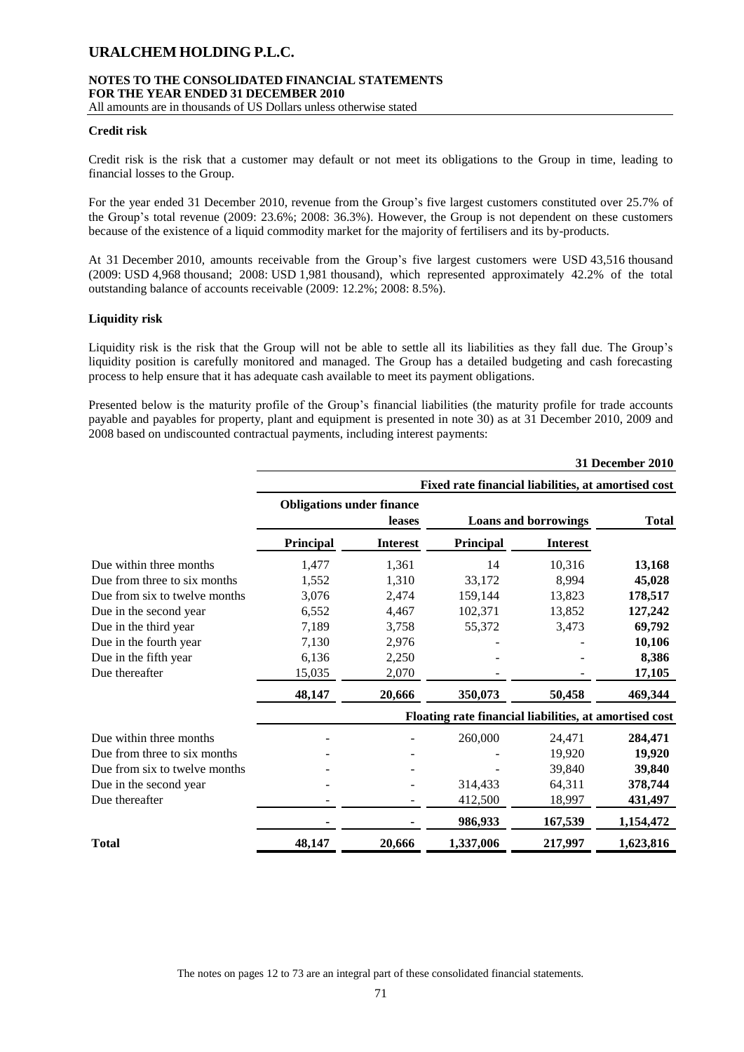**Credit risk**

Credit risk is the risk that a customer may default or not meet its obligations to the Group in time, leading to financial losses to the Group.

For the year ended 31 December 2010, revenue from the Group's five largest customers constituted over 25.7% of the Group's total revenue (2009: 23.6%; 2008: 36.3%). However, the Group is not dependent on these customers because of the existence of a liquid commodity market for the majority of fertilisers and its by-products.

At 31 December 2010, amounts receivable from the Group's five largest customers were USD 43,516 thousand (2009: USD 4,968 thousand; 2008: USD 1,981 thousand), which represented approximately 42.2% of the total outstanding balance of accounts receivable (2009: 12.2%; 2008: 8.5%).

**Liquidity risk**

Liquidity risk is the risk that the Group will not be able to settle all its liabilities as they fall due. The Group's liquidity position is carefully monitored and managed. The Group has a detailed budgeting and cash forecasting process to help ensure that it has adequate cash available to meet its payment obligations.

Presented below is the maturity profile of the Group's financial liabilities (the maturity profile for trade accounts payable and payables for property, plant and equipment is presented in note 30) as at 31 December 2010, 2009 and 2008 based on undiscounted contractual payments, including interest payments:

| | | | | | **31 December 2010** |
|---|---|---|---|---|---|
| | **Fixed rate financial liabilities, at amortised cost** | | | | |
| | **Obligations under finance leases** | | **Loans and borrowings** | | **Total** |
| | **Principal** | **Interest** | **Principal** | **Interest** | |
| Due within three months | 1,477 | 1,361 | 14 | 10,316 | **13,168** |
| Due from three to six months | 1,552 | 1,310 | 33,172 | 8,994 | **45,028** |
| Due from six to twelve months | 3,076 | 2,474 | 159,144 | 13,823 | **178,517** |
| Due in the second year | 6,552 | 4,467 | 102,371 | 13,852 | **127,242** |
| Due in the third year | 7,189 | 3,758 | 55,372 | 3,473 | **69,792** |
| Due in the fourth year | 7,130 | 2,976 | - | - | **10,106** |
| Due in the fifth year | 6,136 | 2,250 | - | - | **8,386** |
| Due thereafter | 15,035 | 2,070 | - | - | **17,105** |
| | **48,147** | **20,666** | **350,073** | **50,458** | **469,344** |
| | **Floating rate financial liabilities, at amortised cost** | | | | |
| Due within three months | - | - | 260,000 | 24,471 | **284,471** |
| Due from three to six months | - | - | - | 19,920 | **19,920** |
| Due from six to twelve months | - | - | - | 39,840 | **39,840** |
| Due in the second year | - | - | 314,433 | 64,311 | **378,744** |
| Due thereafter | - | - | 412,500 | 18,997 | **431,497** |
| | **-** | **-** | **986,933** | **167,539** | **1,154,472** |
| **Total** | **48,147** | **20,666** | **1,337,006** | **217,997** | **1,623,816** |

The notes on pages 12 to 73 are an integral part of these consolidated financial statements.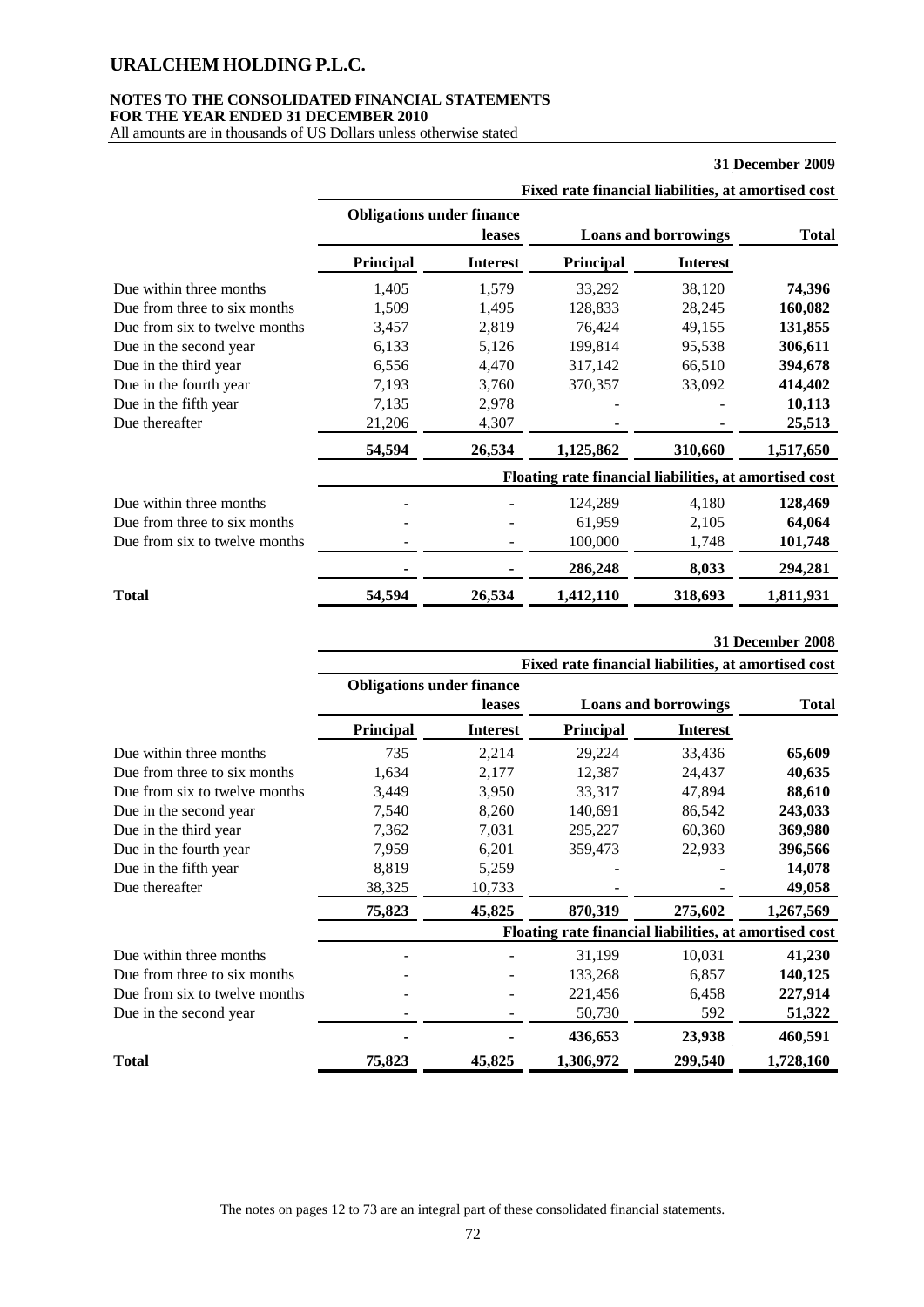**31 December 2009**

| | Fixed rate financial liabilities, at amortised cost | | | | |
|---|---|---|---|---|---|
| | Obligations under finance leases | | Loans and borrowings | | Total |
| | Principal | Interest | Principal | Interest | |
| Due within three months | 1,405 | 1,579 | 33,292 | 38,120 | **74,396** |
| Due from three to six months | 1,509 | 1,495 | 128,833 | 28,245 | **160,082** |
| Due from six to twelve months | 3,457 | 2,819 | 76,424 | 49,155 | **131,855** |
| Due in the second year | 6,133 | 5,126 | 199,814 | 95,538 | **306,611** |
| Due in the third year | 6,556 | 4,470 | 317,142 | 66,510 | **394,678** |
| Due in the fourth year | 7,193 | 3,760 | 370,357 | 33,092 | **414,402** |
| Due in the fifth year | 7,135 | 2,978 | - | - | **10,113** |
| Due thereafter | 21,206 | 4,307 | - | - | **25,513** |
| | **54,594** | **26,534** | **1,125,862** | **310,660** | **1,517,650** |
| | Floating rate financial liabilities, at amortised cost | | | | |
| Due within three months | - | - | 124,289 | 4,180 | **128,469** |
| Due from three to six months | - | - | 61,959 | 2,105 | **64,064** |
| Due from six to twelve months | - | - | 100,000 | 1,748 | **101,748** |
| | **-** | **-** | **286,248** | **8,033** | **294,281** |
| **Total** | **54,594** | **26,534** | **1,412,110** | **318,693** | **1,811,931** |

**31 December 2008**

| | Fixed rate financial liabilities, at amortised cost | | | | |
|---|---|---|---|---|---|
| | Obligations under finance leases | | Loans and borrowings | | Total |
| | Principal | Interest | Principal | Interest | |
| Due within three months | 735 | 2,214 | 29,224 | 33,436 | **65,609** |
| Due from three to six months | 1,634 | 2,177 | 12,387 | 24,437 | **40,635** |
| Due from six to twelve months | 3,449 | 3,950 | 33,317 | 47,894 | **88,610** |
| Due in the second year | 7,540 | 8,260 | 140,691 | 86,542 | **243,033** |
| Due in the third year | 7,362 | 7,031 | 295,227 | 60,360 | **369,980** |
| Due in the fourth year | 7,959 | 6,201 | 359,473 | 22,933 | **396,566** |
| Due in the fifth year | 8,819 | 5,259 | - | - | **14,078** |
| Due thereafter | 38,325 | 10,733 | - | - | **49,058** |
| | **75,823** | **45,825** | **870,319** | **275,602** | **1,267,569** |
| | Floating rate financial liabilities, at amortised cost | | | | |
| Due within three months | - | - | 31,199 | 10,031 | **41,230** |
| Due from three to six months | - | - | 133,268 | 6,857 | **140,125** |
| Due from six to twelve months | - | - | 221,456 | 6,458 | **227,914** |
| Due in the second year | - | - | 50,730 | 592 | **51,322** |
| | **-** | **-** | **436,653** | **23,938** | **460,591** |
| **Total** | **75,823** | **45,825** | **1,306,972** | **299,540** | **1,728,160** |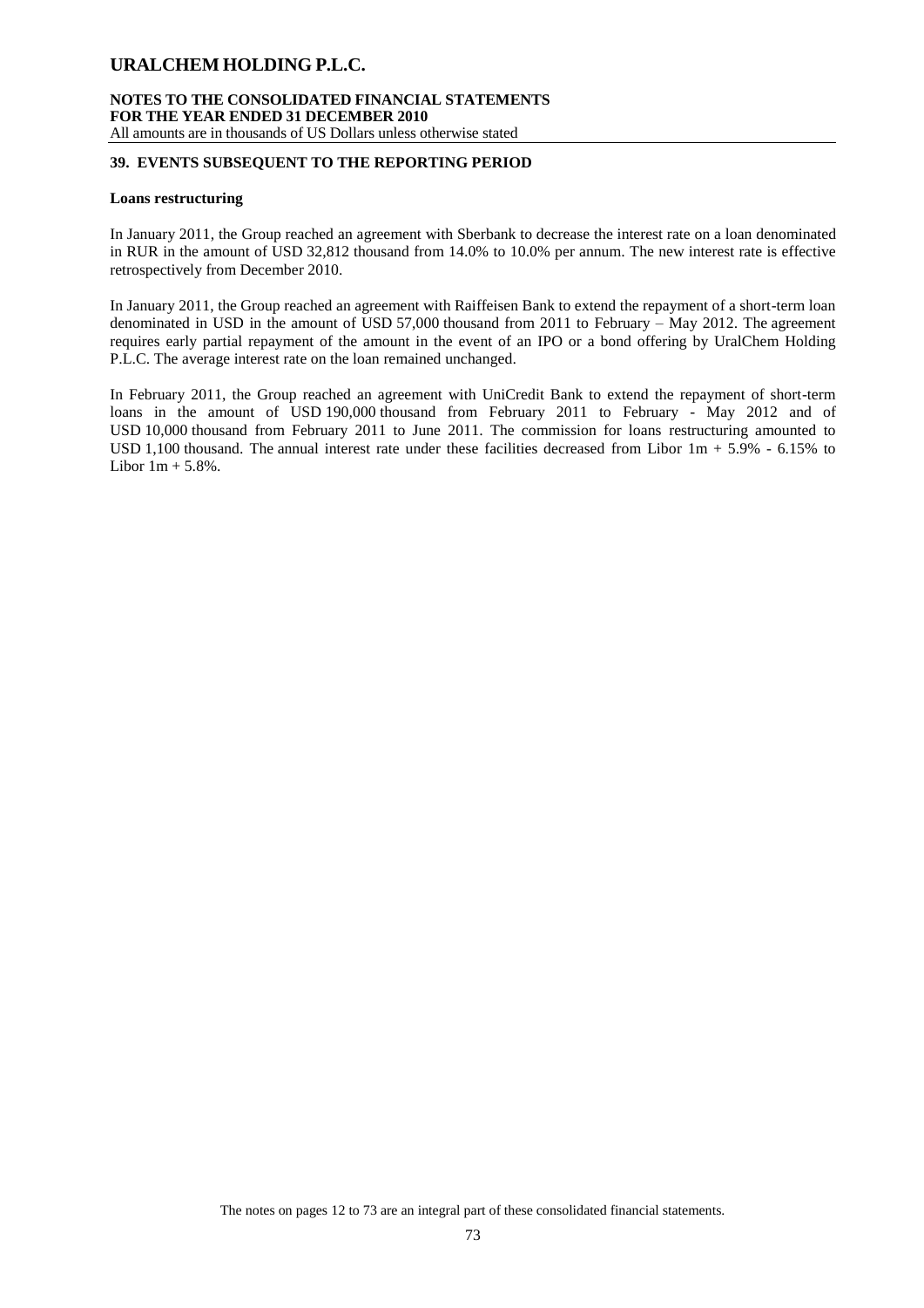## 39. EVENTS SUBSEQUENT TO THE REPORTING PERIOD

**Loans restructuring**

In January 2011, the Group reached an agreement with Sberbank to decrease the interest rate on a loan denominated in RUR in the amount of USD 32,812 thousand from 14.0% to 10.0% per annum. The new interest rate is effective retrospectively from December 2010.

In January 2011, the Group reached an agreement with Raiffeisen Bank to extend the repayment of a short-term loan denominated in USD in the amount of USD 57,000 thousand from 2011 to February – May 2012. The agreement requires early partial repayment of the amount in the event of an IPO or a bond offering by UralChem Holding P.L.C. The average interest rate on the loan remained unchanged.

In February 2011, the Group reached an agreement with UniCredit Bank to extend the repayment of short-term loans in the amount of USD 190,000 thousand from February 2011 to February - May 2012 and of USD 10,000 thousand from February 2011 to June 2011. The commission for loans restructuring amounted to USD 1,100 thousand. The annual interest rate under these facilities decreased from Libor 1m + 5.9% - 6.15% to Libor 1m + 5.8%.